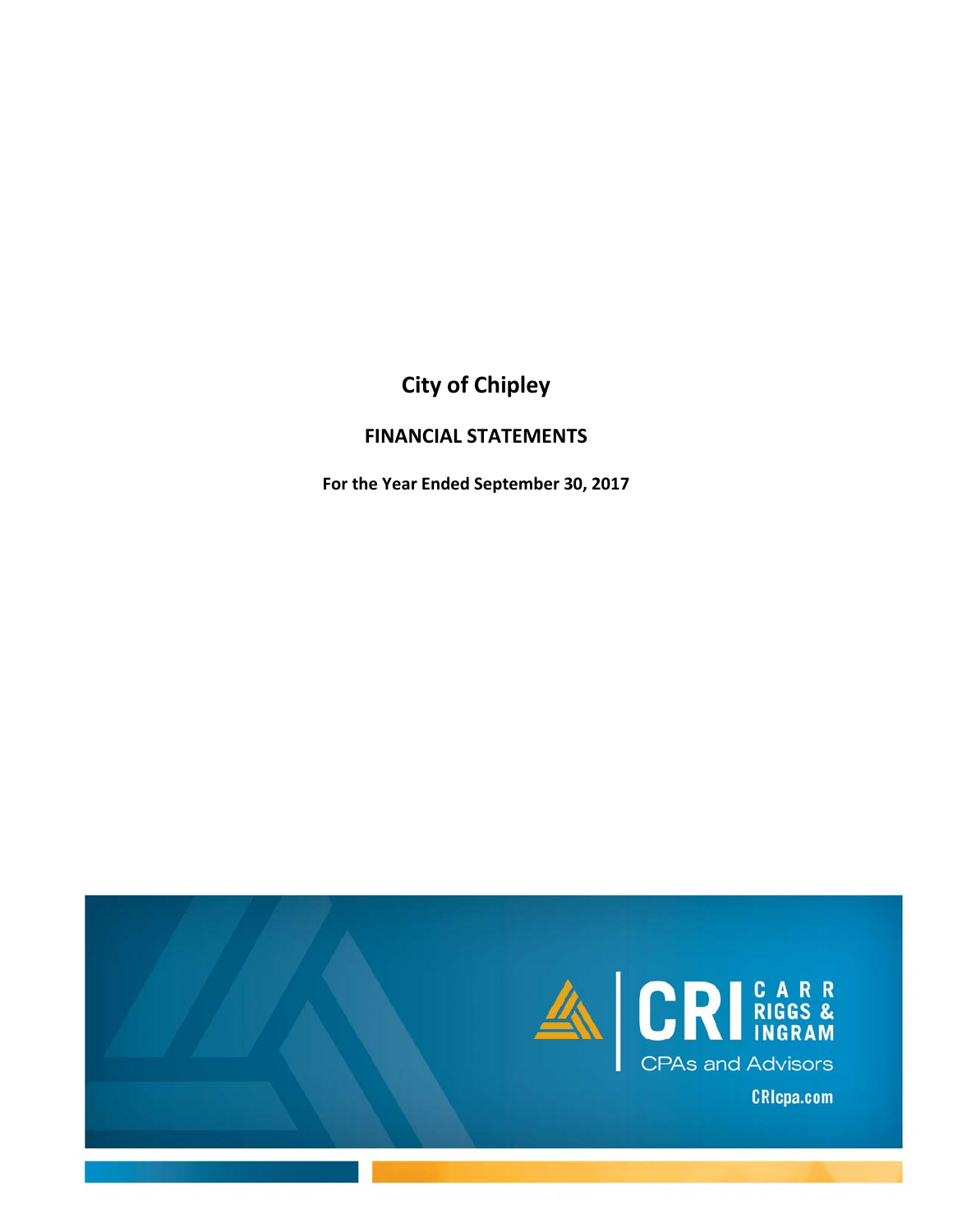# City of Chipley

## FINANCIAL STATEMENTS

**For the Year Ended September 30, 2017**

CARR RIGGS & INGRAM

CRI

CPAs and Advisors

CRIcpa.com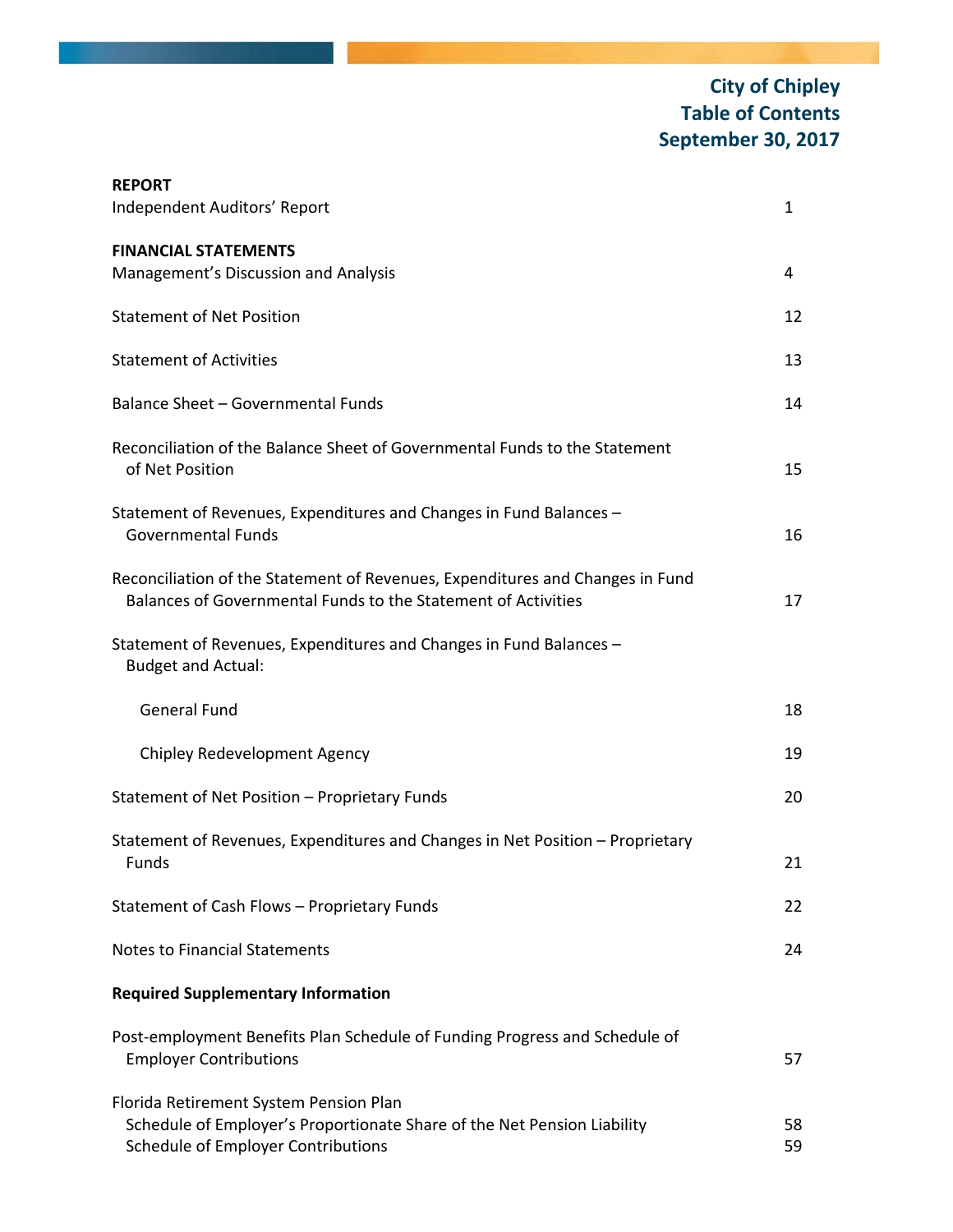# City of Chipley
# Table of Contents
# September 30, 2017

| | |
|---|---|
| **REPORT** | |
| Independent Auditors' Report | 1 |
| **FINANCIAL STATEMENTS** | |
| Management's Discussion and Analysis | 4 |
| Statement of Net Position | 12 |
| Statement of Activities | 13 |
| Balance Sheet – Governmental Funds | 14 |
| Reconciliation of the Balance Sheet of Governmental Funds to the Statement of Net Position | 15 |
| Statement of Revenues, Expenditures and Changes in Fund Balances – Governmental Funds | 16 |
| Reconciliation of the Statement of Revenues, Expenditures and Changes in Fund Balances of Governmental Funds to the Statement of Activities | 17 |
| Statement of Revenues, Expenditures and Changes in Fund Balances – Budget and Actual: | |
| General Fund | 18 |
| Chipley Redevelopment Agency | 19 |
| Statement of Net Position – Proprietary Funds | 20 |
| Statement of Revenues, Expenditures and Changes in Net Position – Proprietary Funds | 21 |
| Statement of Cash Flows – Proprietary Funds | 22 |
| Notes to Financial Statements | 24 |
| **Required Supplementary Information** | |
| Post-employment Benefits Plan Schedule of Funding Progress and Schedule of Employer Contributions | 57 |
| Florida Retirement System Pension Plan | |
| Schedule of Employer's Proportionate Share of the Net Pension Liability | 58 |
| Schedule of Employer Contributions | 59 |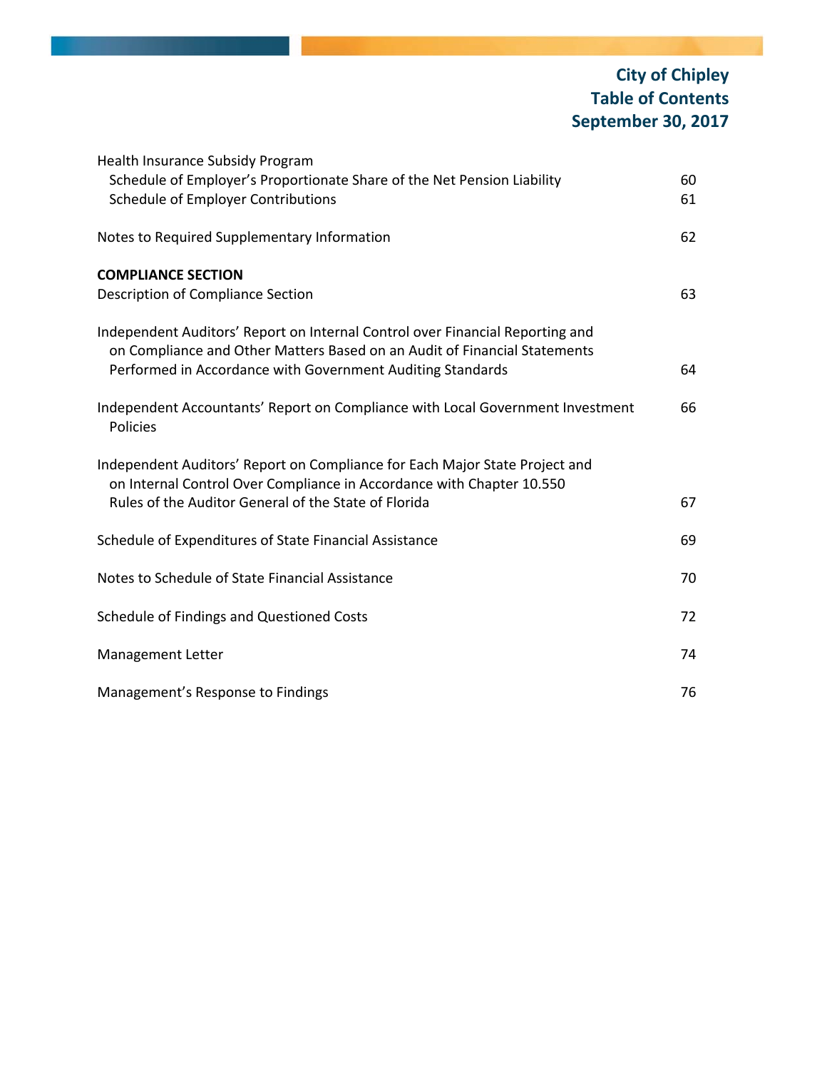# City of Chipley
# Table of Contents
# September 30, 2017

| | |
|---|---|
| Health Insurance Subsidy Program | |
| Schedule of Employer's Proportionate Share of the Net Pension Liability | 60 |
| Schedule of Employer Contributions | 61 |
| Notes to Required Supplementary Information | 62 |
| **COMPLIANCE SECTION** | |
| Description of Compliance Section | 63 |
| Independent Auditors' Report on Internal Control over Financial Reporting and on Compliance and Other Matters Based on an Audit of Financial Statements Performed in Accordance with Government Auditing Standards | 64 |
| Independent Accountants' Report on Compliance with Local Government Investment Policies | 66 |
| Independent Auditors' Report on Compliance for Each Major State Project and on Internal Control Over Compliance in Accordance with Chapter 10.550 Rules of the Auditor General of the State of Florida | 67 |
| Schedule of Expenditures of State Financial Assistance | 69 |
| Notes to Schedule of State Financial Assistance | 70 |
| Schedule of Findings and Questioned Costs | 72 |
| Management Letter | 74 |
| Management's Response to Findings | 76 |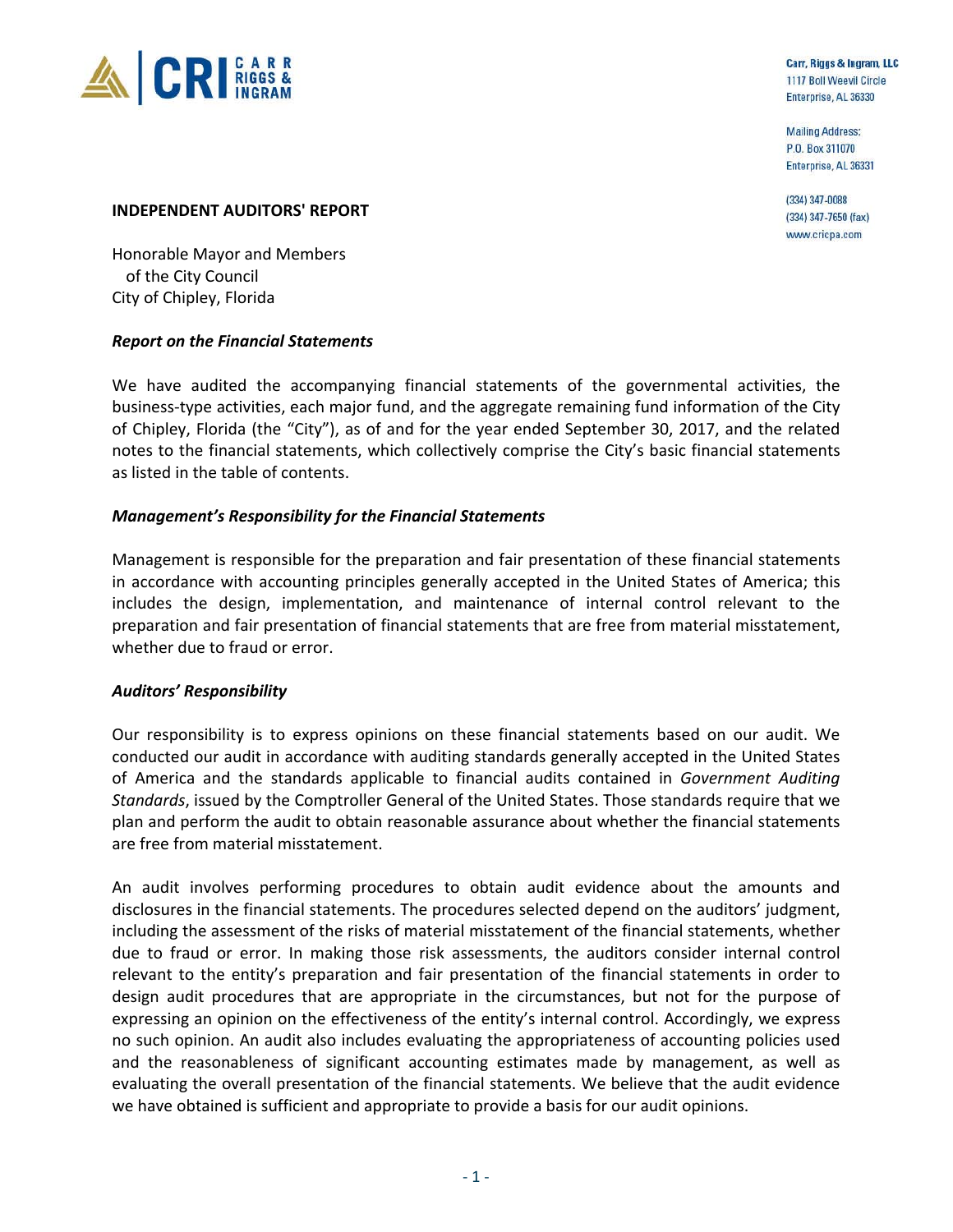Carr, Riggs & Ingram, LLC
1117 Boll Weevil Circle
Enterprise, AL 36330

Mailing Address:
P.O. Box 311070
Enterprise, AL 36331

(334) 347-0088
(334) 347-7650 (fax)
www.cricpa.com

## INDEPENDENT AUDITORS' REPORT

Honorable Mayor and Members
of the City Council
City of Chipley, Florida

### *Report on the Financial Statements*

We have audited the accompanying financial statements of the governmental activities, the business-type activities, each major fund, and the aggregate remaining fund information of the City of Chipley, Florida (the "City"), as of and for the year ended September 30, 2017, and the related notes to the financial statements, which collectively comprise the City's basic financial statements as listed in the table of contents.

### *Management's Responsibility for the Financial Statements*

Management is responsible for the preparation and fair presentation of these financial statements in accordance with accounting principles generally accepted in the United States of America; this includes the design, implementation, and maintenance of internal control relevant to the preparation and fair presentation of financial statements that are free from material misstatement, whether due to fraud or error.

### *Auditors' Responsibility*

Our responsibility is to express opinions on these financial statements based on our audit. We conducted our audit in accordance with auditing standards generally accepted in the United States of America and the standards applicable to financial audits contained in *Government Auditing Standards*, issued by the Comptroller General of the United States. Those standards require that we plan and perform the audit to obtain reasonable assurance about whether the financial statements are free from material misstatement.

An audit involves performing procedures to obtain audit evidence about the amounts and disclosures in the financial statements. The procedures selected depend on the auditors' judgment, including the assessment of the risks of material misstatement of the financial statements, whether due to fraud or error. In making those risk assessments, the auditors consider internal control relevant to the entity's preparation and fair presentation of the financial statements in order to design audit procedures that are appropriate in the circumstances, but not for the purpose of expressing an opinion on the effectiveness of the entity's internal control. Accordingly, we express no such opinion. An audit also includes evaluating the appropriateness of accounting policies used and the reasonableness of significant accounting estimates made by management, as well as evaluating the overall presentation of the financial statements. We believe that the audit evidence we have obtained is sufficient and appropriate to provide a basis for our audit opinions.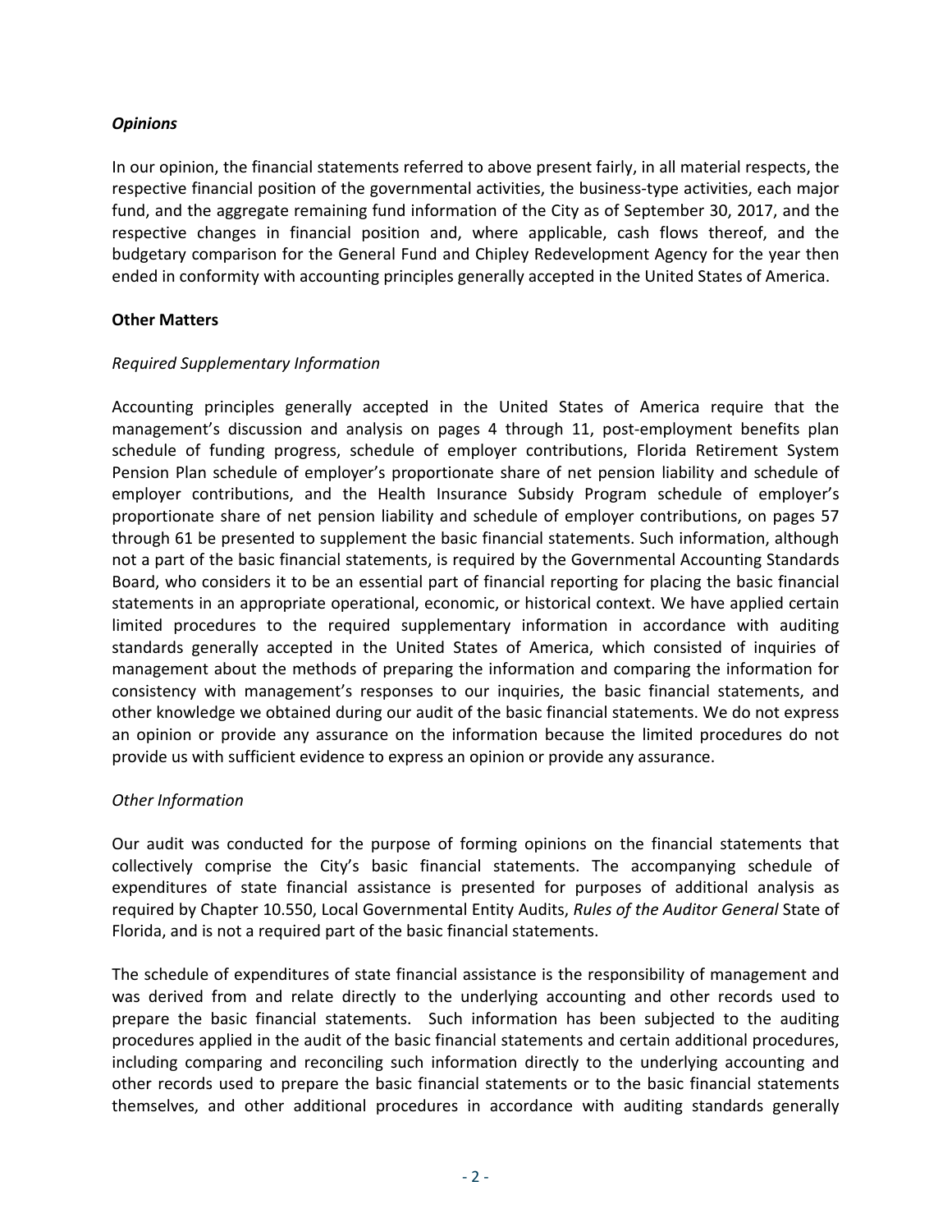### *Opinions*

In our opinion, the financial statements referred to above present fairly, in all material respects, the respective financial position of the governmental activities, the business-type activities, each major fund, and the aggregate remaining fund information of the City as of September 30, 2017, and the respective changes in financial position and, where applicable, cash flows thereof, and the budgetary comparison for the General Fund and Chipley Redevelopment Agency for the year then ended in conformity with accounting principles generally accepted in the United States of America.

## Other Matters

### *Required Supplementary Information*

Accounting principles generally accepted in the United States of America require that the management's discussion and analysis on pages 4 through 11, post-employment benefits plan schedule of funding progress, schedule of employer contributions, Florida Retirement System Pension Plan schedule of employer's proportionate share of net pension liability and schedule of employer contributions, and the Health Insurance Subsidy Program schedule of employer's proportionate share of net pension liability and schedule of employer contributions, on pages 57 through 61 be presented to supplement the basic financial statements. Such information, although not a part of the basic financial statements, is required by the Governmental Accounting Standards Board, who considers it to be an essential part of financial reporting for placing the basic financial statements in an appropriate operational, economic, or historical context. We have applied certain limited procedures to the required supplementary information in accordance with auditing standards generally accepted in the United States of America, which consisted of inquiries of management about the methods of preparing the information and comparing the information for consistency with management's responses to our inquiries, the basic financial statements, and other knowledge we obtained during our audit of the basic financial statements. We do not express an opinion or provide any assurance on the information because the limited procedures do not provide us with sufficient evidence to express an opinion or provide any assurance.

### *Other Information*

Our audit was conducted for the purpose of forming opinions on the financial statements that collectively comprise the City's basic financial statements. The accompanying schedule of expenditures of state financial assistance is presented for purposes of additional analysis as required by Chapter 10.550, Local Governmental Entity Audits, *Rules of the Auditor General* State of Florida, and is not a required part of the basic financial statements.

The schedule of expenditures of state financial assistance is the responsibility of management and was derived from and relate directly to the underlying accounting and other records used to prepare the basic financial statements. Such information has been subjected to the auditing procedures applied in the audit of the basic financial statements and certain additional procedures, including comparing and reconciling such information directly to the underlying accounting and other records used to prepare the basic financial statements or to the basic financial statements themselves, and other additional procedures in accordance with auditing standards generally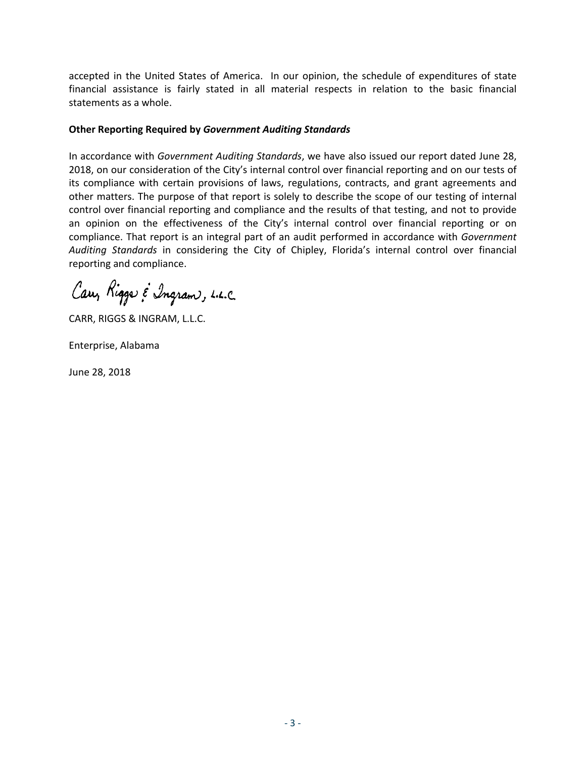accepted in the United States of America. In our opinion, the schedule of expenditures of state financial assistance is fairly stated in all material respects in relation to the basic financial statements as a whole.

**Other Reporting Required by *Government Auditing Standards***

In accordance with *Government Auditing Standards*, we have also issued our report dated June 28, 2018, on our consideration of the City's internal control over financial reporting and on our tests of its compliance with certain provisions of laws, regulations, contracts, and grant agreements and other matters. The purpose of that report is solely to describe the scope of our testing of internal control over financial reporting and compliance and the results of that testing, and not to provide an opinion on the effectiveness of the City's internal control over financial reporting or on compliance. That report is an integral part of an audit performed in accordance with *Government Auditing Standards* in considering the City of Chipley, Florida's internal control over financial reporting and compliance.

Carr, Riggs & Ingram, L.L.C.

CARR, RIGGS & INGRAM, L.L.C.

Enterprise, Alabama

June 28, 2018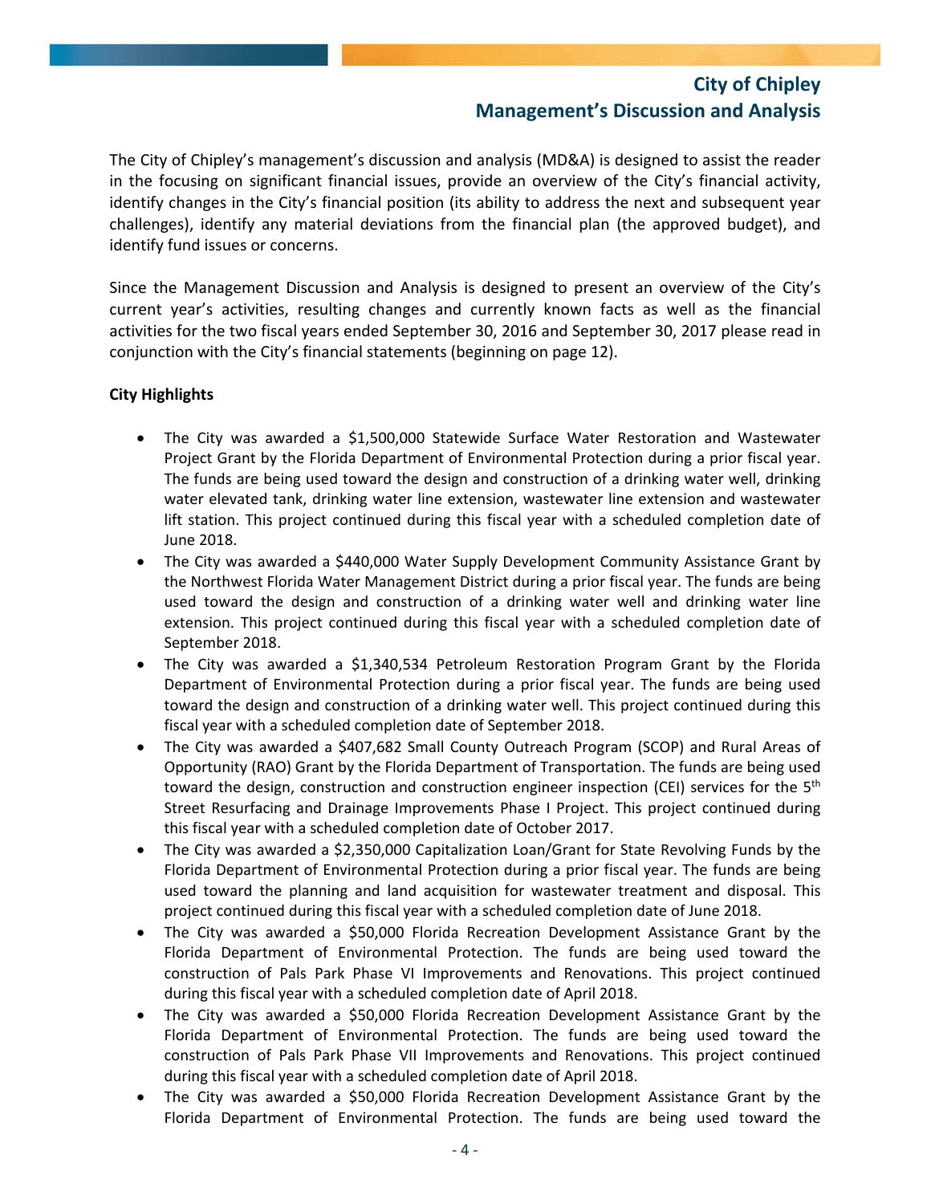# City of Chipley
## Management's Discussion and Analysis

The City of Chipley's management's discussion and analysis (MD&A) is designed to assist the reader in the focusing on significant financial issues, provide an overview of the City's financial activity, identify changes in the City's financial position (its ability to address the next and subsequent year challenges), identify any material deviations from the financial plan (the approved budget), and identify fund issues or concerns.

Since the Management Discussion and Analysis is designed to present an overview of the City's current year's activities, resulting changes and currently known facts as well as the financial activities for the two fiscal years ended September 30, 2016 and September 30, 2017 please read in conjunction with the City's financial statements (beginning on page 12).

**City Highlights**

- The City was awarded a $1,500,000 Statewide Surface Water Restoration and Wastewater Project Grant by the Florida Department of Environmental Protection during a prior fiscal year. The funds are being used toward the design and construction of a drinking water well, drinking water elevated tank, drinking water line extension, wastewater line extension and wastewater lift station. This project continued during this fiscal year with a scheduled completion date of June 2018.
- The City was awarded a $440,000 Water Supply Development Community Assistance Grant by the Northwest Florida Water Management District during a prior fiscal year. The funds are being used toward the design and construction of a drinking water well and drinking water line extension. This project continued during this fiscal year with a scheduled completion date of September 2018.
- The City was awarded a $1,340,534 Petroleum Restoration Program Grant by the Florida Department of Environmental Protection during a prior fiscal year. The funds are being used toward the design and construction of a drinking water well. This project continued during this fiscal year with a scheduled completion date of September 2018.
- The City was awarded a $407,682 Small County Outreach Program (SCOP) and Rural Areas of Opportunity (RAO) Grant by the Florida Department of Transportation. The funds are being used toward the design, construction and construction engineer inspection (CEI) services for the 5th Street Resurfacing and Drainage Improvements Phase I Project. This project continued during this fiscal year with a scheduled completion date of October 2017.
- The City was awarded a $2,350,000 Capitalization Loan/Grant for State Revolving Funds by the Florida Department of Environmental Protection during a prior fiscal year. The funds are being used toward the planning and land acquisition for wastewater treatment and disposal. This project continued during this fiscal year with a scheduled completion date of June 2018.
- The City was awarded a $50,000 Florida Recreation Development Assistance Grant by the Florida Department of Environmental Protection. The funds are being used toward the construction of Pals Park Phase VI Improvements and Renovations. This project continued during this fiscal year with a scheduled completion date of April 2018.
- The City was awarded a $50,000 Florida Recreation Development Assistance Grant by the Florida Department of Environmental Protection. The funds are being used toward the construction of Pals Park Phase VII Improvements and Renovations. This project continued during this fiscal year with a scheduled completion date of April 2018.
- The City was awarded a $50,000 Florida Recreation Development Assistance Grant by the Florida Department of Environmental Protection. The funds are being used toward the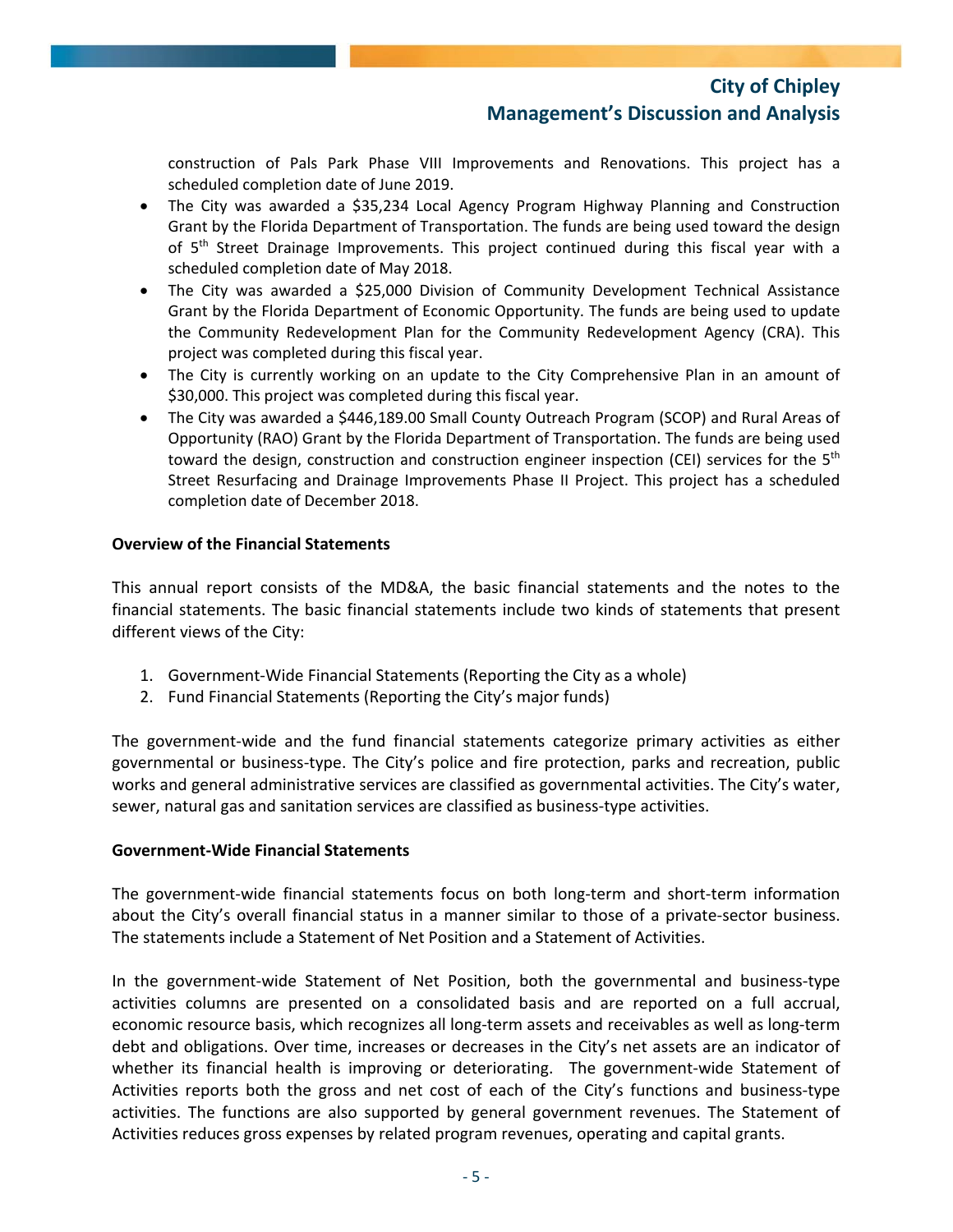construction of Pals Park Phase VIII Improvements and Renovations. This project has a scheduled completion date of June 2019.

- The City was awarded a $35,234 Local Agency Program Highway Planning and Construction Grant by the Florida Department of Transportation. The funds are being used toward the design of 5th Street Drainage Improvements. This project continued during this fiscal year with a scheduled completion date of May 2018.
- The City was awarded a $25,000 Division of Community Development Technical Assistance Grant by the Florida Department of Economic Opportunity. The funds are being used to update the Community Redevelopment Plan for the Community Redevelopment Agency (CRA). This project was completed during this fiscal year.
- The City is currently working on an update to the City Comprehensive Plan in an amount of $30,000. This project was completed during this fiscal year.
- The City was awarded a $446,189.00 Small County Outreach Program (SCOP) and Rural Areas of Opportunity (RAO) Grant by the Florida Department of Transportation. The funds are being used toward the design, construction and construction engineer inspection (CEI) services for the 5th Street Resurfacing and Drainage Improvements Phase II Project. This project has a scheduled completion date of December 2018.

**Overview of the Financial Statements**

This annual report consists of the MD&A, the basic financial statements and the notes to the financial statements. The basic financial statements include two kinds of statements that present different views of the City:

1. Government-Wide Financial Statements (Reporting the City as a whole)
2. Fund Financial Statements (Reporting the City's major funds)

The government-wide and the fund financial statements categorize primary activities as either governmental or business-type. The City's police and fire protection, parks and recreation, public works and general administrative services are classified as governmental activities. The City's water, sewer, natural gas and sanitation services are classified as business-type activities.

**Government-Wide Financial Statements**

The government-wide financial statements focus on both long-term and short-term information about the City's overall financial status in a manner similar to those of a private-sector business. The statements include a Statement of Net Position and a Statement of Activities.

In the government-wide Statement of Net Position, both the governmental and business-type activities columns are presented on a consolidated basis and are reported on a full accrual, economic resource basis, which recognizes all long-term assets and receivables as well as long-term debt and obligations. Over time, increases or decreases in the City's net assets are an indicator of whether its financial health is improving or deteriorating. The government-wide Statement of Activities reports both the gross and net cost of each of the City's functions and business-type activities. The functions are also supported by general government revenues. The Statement of Activities reduces gross expenses by related program revenues, operating and capital grants.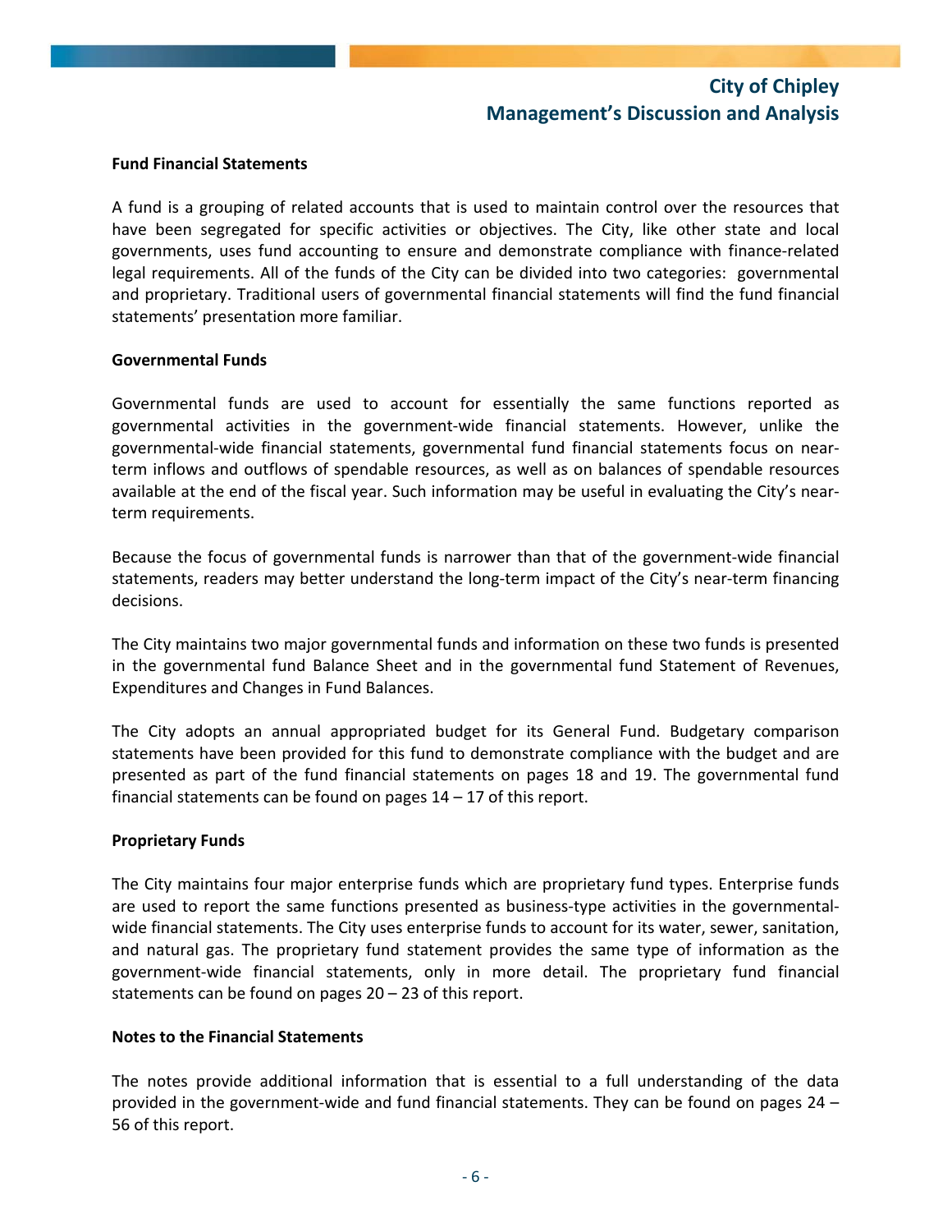### Fund Financial Statements

A fund is a grouping of related accounts that is used to maintain control over the resources that have been segregated for specific activities or objectives. The City, like other state and local governments, uses fund accounting to ensure and demonstrate compliance with finance-related legal requirements. All of the funds of the City can be divided into two categories: governmental and proprietary. Traditional users of governmental financial statements will find the fund financial statements' presentation more familiar.

### Governmental Funds

Governmental funds are used to account for essentially the same functions reported as governmental activities in the government-wide financial statements. However, unlike the governmental-wide financial statements, governmental fund financial statements focus on near-term inflows and outflows of spendable resources, as well as on balances of spendable resources available at the end of the fiscal year. Such information may be useful in evaluating the City's near-term requirements.

Because the focus of governmental funds is narrower than that of the government-wide financial statements, readers may better understand the long-term impact of the City's near-term financing decisions.

The City maintains two major governmental funds and information on these two funds is presented in the governmental fund Balance Sheet and in the governmental fund Statement of Revenues, Expenditures and Changes in Fund Balances.

The City adopts an annual appropriated budget for its General Fund. Budgetary comparison statements have been provided for this fund to demonstrate compliance with the budget and are presented as part of the fund financial statements on pages 18 and 19. The governmental fund financial statements can be found on pages 14 – 17 of this report.

### Proprietary Funds

The City maintains four major enterprise funds which are proprietary fund types. Enterprise funds are used to report the same functions presented as business-type activities in the governmental-wide financial statements. The City uses enterprise funds to account for its water, sewer, sanitation, and natural gas. The proprietary fund statement provides the same type of information as the government-wide financial statements, only in more detail. The proprietary fund financial statements can be found on pages 20 – 23 of this report.

### Notes to the Financial Statements

The notes provide additional information that is essential to a full understanding of the data provided in the government-wide and fund financial statements. They can be found on pages 24 – 56 of this report.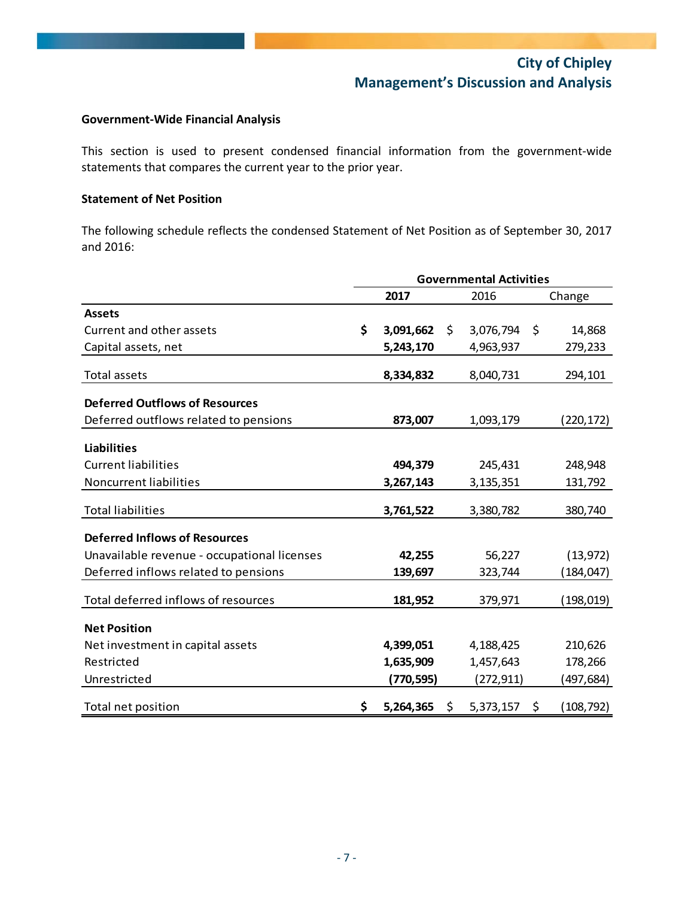## Government-Wide Financial Analysis

This section is used to present condensed financial information from the government-wide statements that compares the current year to the prior year.

### Statement of Net Position

The following schedule reflects the condensed Statement of Net Position as of September 30, 2017 and 2016:

| | Governmental Activities | | |
|---|---|---|---|
| | **2017** | 2016 | Change |
| **Assets** | | | |
| Current and other assets | **$ 3,091,662** | $ 3,076,794 | $ 14,868 |
| Capital assets, net | **5,243,170** | 4,963,937 | 279,233 |
| Total assets | **8,334,832** | 8,040,731 | 294,101 |
| **Deferred Outflows of Resources** | | | |
| Deferred outflows related to pensions | **873,007** | 1,093,179 | (220,172) |
| **Liabilities** | | | |
| Current liabilities | **494,379** | 245,431 | 248,948 |
| Noncurrent liabilities | **3,267,143** | 3,135,351 | 131,792 |
| Total liabilities | **3,761,522** | 3,380,782 | 380,740 |
| **Deferred Inflows of Resources** | | | |
| Unavailable revenue - occupational licenses | **42,255** | 56,227 | (13,972) |
| Deferred inflows related to pensions | **139,697** | 323,744 | (184,047) |
| Total deferred inflows of resources | **181,952** | 379,971 | (198,019) |
| **Net Position** | | | |
| Net investment in capital assets | **4,399,051** | 4,188,425 | 210,626 |
| Restricted | **1,635,909** | 1,457,643 | 178,266 |
| Unrestricted | **(770,595)** | (272,911) | (497,684) |
| Total net position | **$ 5,264,365** | $ 5,373,157 | $ (108,792) |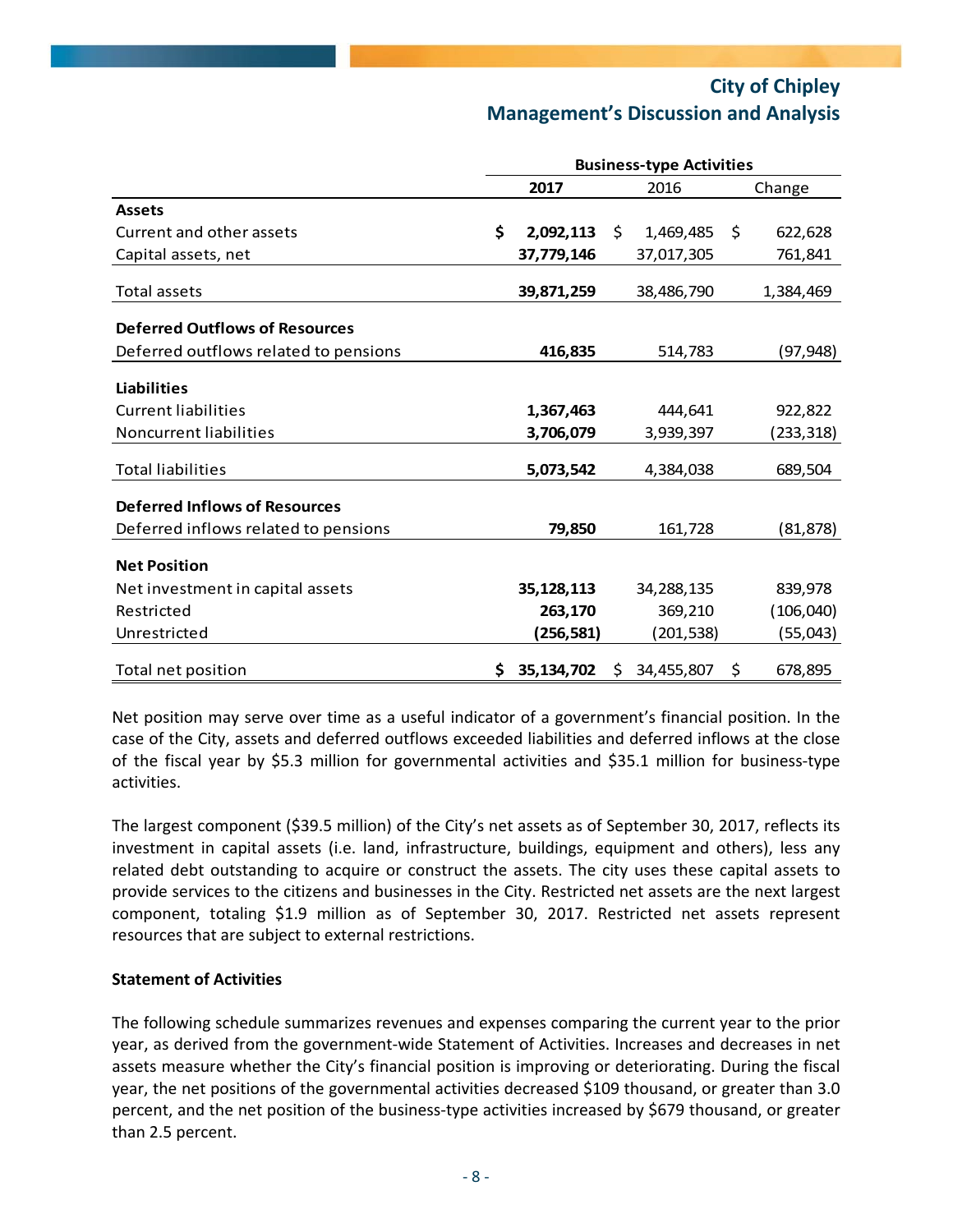| | Business-type Activities | | |
|---|---|---|---|
| | **2017** | 2016 | Change |
| **Assets** | | | |
| Current and other assets | **$ 2,092,113** | $ 1,469,485 | $ 622,628 |
| Capital assets, net | **37,779,146** | 37,017,305 | 761,841 |
| Total assets | **39,871,259** | 38,486,790 | 1,384,469 |
| **Deferred Outflows of Resources** | | | |
| Deferred outflows related to pensions | **416,835** | 514,783 | (97,948) |
| **Liabilities** | | | |
| Current liabilities | **1,367,463** | 444,641 | 922,822 |
| Noncurrent liabilities | **3,706,079** | 3,939,397 | (233,318) |
| Total liabilities | **5,073,542** | 4,384,038 | 689,504 |
| **Deferred Inflows of Resources** | | | |
| Deferred inflows related to pensions | **79,850** | 161,728 | (81,878) |
| **Net Position** | | | |
| Net investment in capital assets | **35,128,113** | 34,288,135 | 839,978 |
| Restricted | **263,170** | 369,210 | (106,040) |
| Unrestricted | **(256,581)** | (201,538) | (55,043) |
| Total net position | **$ 35,134,702** | $ 34,455,807 | $ 678,895 |

Net position may serve over time as a useful indicator of a government's financial position. In the case of the City, assets and deferred outflows exceeded liabilities and deferred inflows at the close of the fiscal year by $5.3 million for governmental activities and $35.1 million for business-type activities.

The largest component ($39.5 million) of the City's net assets as of September 30, 2017, reflects its investment in capital assets (i.e. land, infrastructure, buildings, equipment and others), less any related debt outstanding to acquire or construct the assets. The city uses these capital assets to provide services to the citizens and businesses in the City. Restricted net assets are the next largest component, totaling $1.9 million as of September 30, 2017. Restricted net assets represent resources that are subject to external restrictions.

**Statement of Activities**

The following schedule summarizes revenues and expenses comparing the current year to the prior year, as derived from the government-wide Statement of Activities. Increases and decreases in net assets measure whether the City's financial position is improving or deteriorating. During the fiscal year, the net positions of the governmental activities decreased $109 thousand, or greater than 3.0 percent, and the net position of the business-type activities increased by $679 thousand, or greater than 2.5 percent.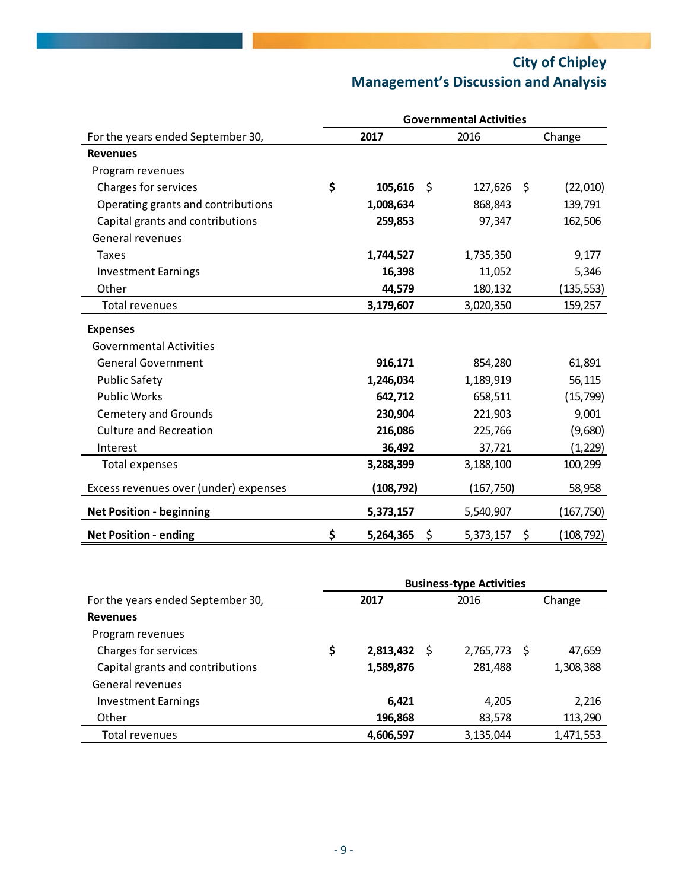# City of Chipley
## Management's Discussion and Analysis

| For the years ended September 30, | Governmental Activities 2017 | 2016 | Change |
|---|---|---|---|
| **Revenues** | | | |
| Program revenues | | | |
| Charges for services | $ **105,616** | $ 127,626 | $ (22,010) |
| Operating grants and contributions | **1,008,634** | 868,843 | 139,791 |
| Capital grants and contributions | **259,853** | 97,347 | 162,506 |
| General revenues | | | |
| Taxes | **1,744,527** | 1,735,350 | 9,177 |
| Investment Earnings | **16,398** | 11,052 | 5,346 |
| Other | **44,579** | 180,132 | (135,553) |
| Total revenues | **3,179,607** | 3,020,350 | 159,257 |
| **Expenses** | | | |
| Governmental Activities | | | |
| General Government | **916,171** | 854,280 | 61,891 |
| Public Safety | **1,246,034** | 1,189,919 | 56,115 |
| Public Works | **642,712** | 658,511 | (15,799) |
| Cemetery and Grounds | **230,904** | 221,903 | 9,001 |
| Culture and Recreation | **216,086** | 225,766 | (9,680) |
| Interest | **36,492** | 37,721 | (1,229) |
| Total expenses | **3,288,399** | 3,188,100 | 100,299 |
| Excess revenues over (under) expenses | **(108,792)** | (167,750) | 58,958 |
| **Net Position - beginning** | **5,373,157** | 5,540,907 | (167,750) |
| **Net Position - ending** | $ **5,264,365** | $ 5,373,157 | $ (108,792) |

| For the years ended September 30, | Business-type Activities 2017 | 2016 | Change |
|---|---|---|---|
| **Revenues** | | | |
| Program revenues | | | |
| Charges for services | $ **2,813,432** | $ 2,765,773 | $ 47,659 |
| Capital grants and contributions | **1,589,876** | 281,488 | 1,308,388 |
| General revenues | | | |
| Investment Earnings | **6,421** | 4,205 | 2,216 |
| Other | **196,868** | 83,578 | 113,290 |
| Total revenues | **4,606,597** | 3,135,044 | 1,471,553 |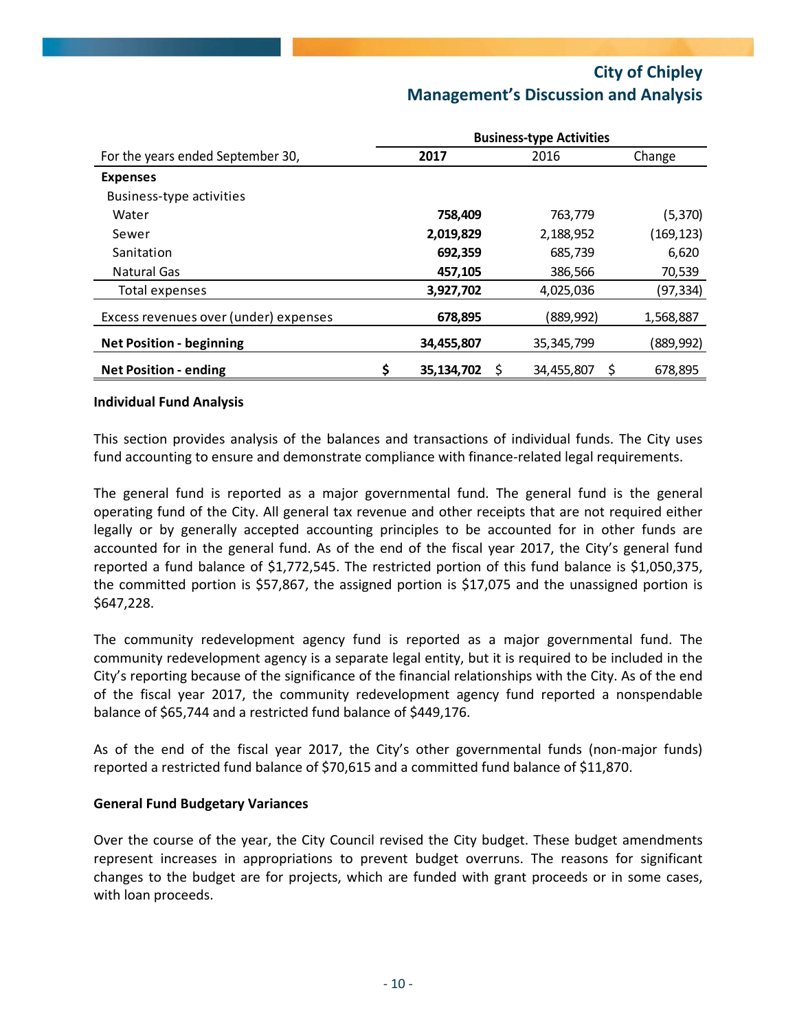|  | Business-type Activities | | |
|---|---|---|---|
| For the years ended September 30, | **2017** | 2016 | Change |
| **Expenses** | | | |
| Business-type activities | | | |
| Water | **758,409** | 763,779 | (5,370) |
| Sewer | **2,019,829** | 2,188,952 | (169,123) |
| Sanitation | **692,359** | 685,739 | 6,620 |
| Natural Gas | **457,105** | 386,566 | 70,539 |
| Total expenses | **3,927,702** | 4,025,036 | (97,334) |
| Excess revenues over (under) expenses | **678,895** | (889,992) | 1,568,887 |
| **Net Position - beginning** | **34,455,807** | 35,345,799 | (889,992) |
| **Net Position - ending** | **$ 35,134,702** | $ 34,455,807 | $ 678,895 |

**Individual Fund Analysis**

This section provides analysis of the balances and transactions of individual funds. The City uses fund accounting to ensure and demonstrate compliance with finance-related legal requirements.

The general fund is reported as a major governmental fund. The general fund is the general operating fund of the City. All general tax revenue and other receipts that are not required either legally or by generally accepted accounting principles to be accounted for in other funds are accounted for in the general fund. As of the end of the fiscal year 2017, the City's general fund reported a fund balance of $1,772,545. The restricted portion of this fund balance is $1,050,375, the committed portion is $57,867, the assigned portion is $17,075 and the unassigned portion is $647,228.

The community redevelopment agency fund is reported as a major governmental fund. The community redevelopment agency is a separate legal entity, but it is required to be included in the City's reporting because of the significance of the financial relationships with the City. As of the end of the fiscal year 2017, the community redevelopment agency fund reported a nonspendable balance of $65,744 and a restricted fund balance of $449,176.

As of the end of the fiscal year 2017, the City's other governmental funds (non-major funds) reported a restricted fund balance of $70,615 and a committed fund balance of $11,870.

**General Fund Budgetary Variances**

Over the course of the year, the City Council revised the City budget. These budget amendments represent increases in appropriations to prevent budget overruns. The reasons for significant changes to the budget are for projects, which are funded with grant proceeds or in some cases, with loan proceeds.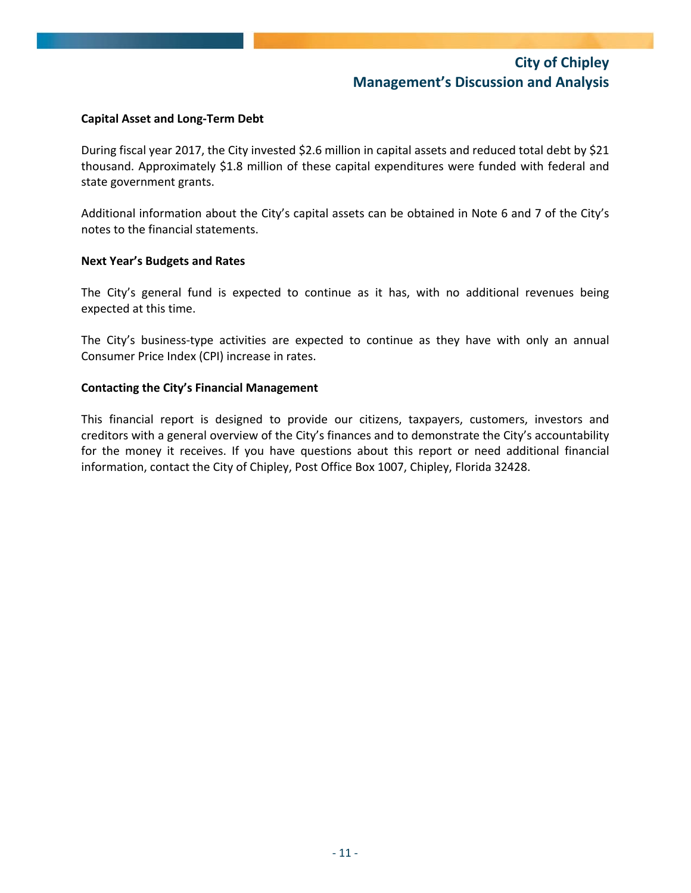### Capital Asset and Long-Term Debt

During fiscal year 2017, the City invested $2.6 million in capital assets and reduced total debt by $21 thousand. Approximately $1.8 million of these capital expenditures were funded with federal and state government grants.

Additional information about the City's capital assets can be obtained in Note 6 and 7 of the City's notes to the financial statements.

### Next Year's Budgets and Rates

The City's general fund is expected to continue as it has, with no additional revenues being expected at this time.

The City's business-type activities are expected to continue as they have with only an annual Consumer Price Index (CPI) increase in rates.

### Contacting the City's Financial Management

This financial report is designed to provide our citizens, taxpayers, customers, investors and creditors with a general overview of the City's finances and to demonstrate the City's accountability for the money it receives. If you have questions about this report or need additional financial information, contact the City of Chipley, Post Office Box 1007, Chipley, Florida 32428.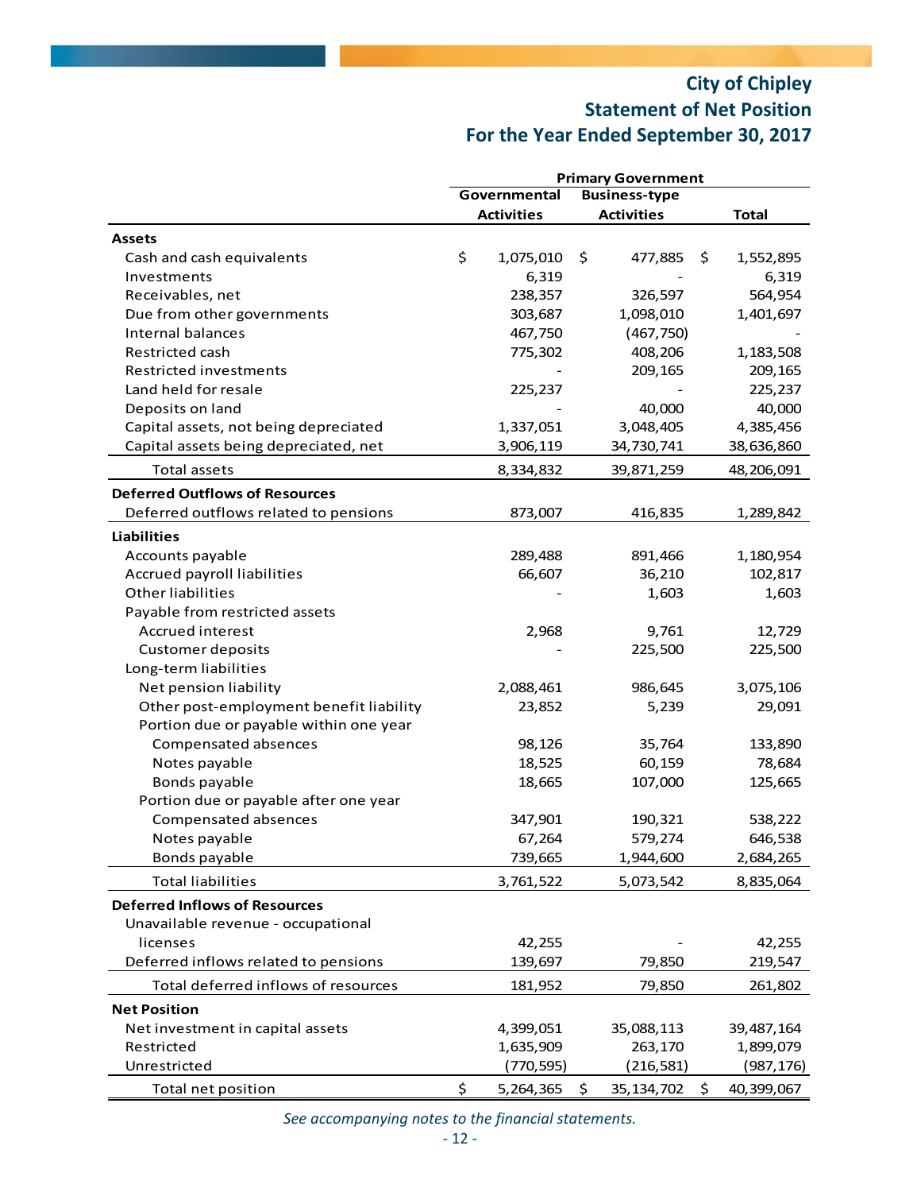# City of Chipley
## Statement of Net Position
## For the Year Ended September 30, 2017

| | Primary Government | | |
|---|---|---|---|
| | Governmental Activities | Business-type Activities | Total |
| **Assets** | | | |
| Cash and cash equivalents | $ 1,075,010 | $ 477,885 | $ 1,552,895 |
| Investments | 6,319 | - | 6,319 |
| Receivables, net | 238,357 | 326,597 | 564,954 |
| Due from other governments | 303,687 | 1,098,010 | 1,401,697 |
| Internal balances | 467,750 | (467,750) | - |
| Restricted cash | 775,302 | 408,206 | 1,183,508 |
| Restricted investments | - | 209,165 | 209,165 |
| Land held for resale | 225,237 | - | 225,237 |
| Deposits on land | - | 40,000 | 40,000 |
| Capital assets, not being depreciated | 1,337,051 | 3,048,405 | 4,385,456 |
| Capital assets being depreciated, net | 3,906,119 | 34,730,741 | 38,636,860 |
| Total assets | 8,334,832 | 39,871,259 | 48,206,091 |
| **Deferred Outflows of Resources** | | | |
| Deferred outflows related to pensions | 873,007 | 416,835 | 1,289,842 |
| **Liabilities** | | | |
| Accounts payable | 289,488 | 891,466 | 1,180,954 |
| Accrued payroll liabilities | 66,607 | 36,210 | 102,817 |
| Other liabilities | - | 1,603 | 1,603 |
| Payable from restricted assets | | | |
| Accrued interest | 2,968 | 9,761 | 12,729 |
| Customer deposits | - | 225,500 | 225,500 |
| Long-term liabilities | | | |
| Net pension liability | 2,088,461 | 986,645 | 3,075,106 |
| Other post-employment benefit liability | 23,852 | 5,239 | 29,091 |
| Portion due or payable within one year | | | |
| Compensated absences | 98,126 | 35,764 | 133,890 |
| Notes payable | 18,525 | 60,159 | 78,684 |
| Bonds payable | 18,665 | 107,000 | 125,665 |
| Portion due or payable after one year | | | |
| Compensated absences | 347,901 | 190,321 | 538,222 |
| Notes payable | 67,264 | 579,274 | 646,538 |
| Bonds payable | 739,665 | 1,944,600 | 2,684,265 |
| Total liabilities | 3,761,522 | 5,073,542 | 8,835,064 |
| **Deferred Inflows of Resources** | | | |
| Unavailable revenue - occupational licenses | 42,255 | - | 42,255 |
| Deferred inflows related to pensions | 139,697 | 79,850 | 219,547 |
| Total deferred inflows of resources | 181,952 | 79,850 | 261,802 |
| **Net Position** | | | |
| Net investment in capital assets | 4,399,051 | 35,088,113 | 39,487,164 |
| Restricted | 1,635,909 | 263,170 | 1,899,079 |
| Unrestricted | (770,595) | (216,581) | (987,176) |
| Total net position | $ 5,264,365 | $ 35,134,702 | $ 40,399,067 |

*See accompanying notes to the financial statements.*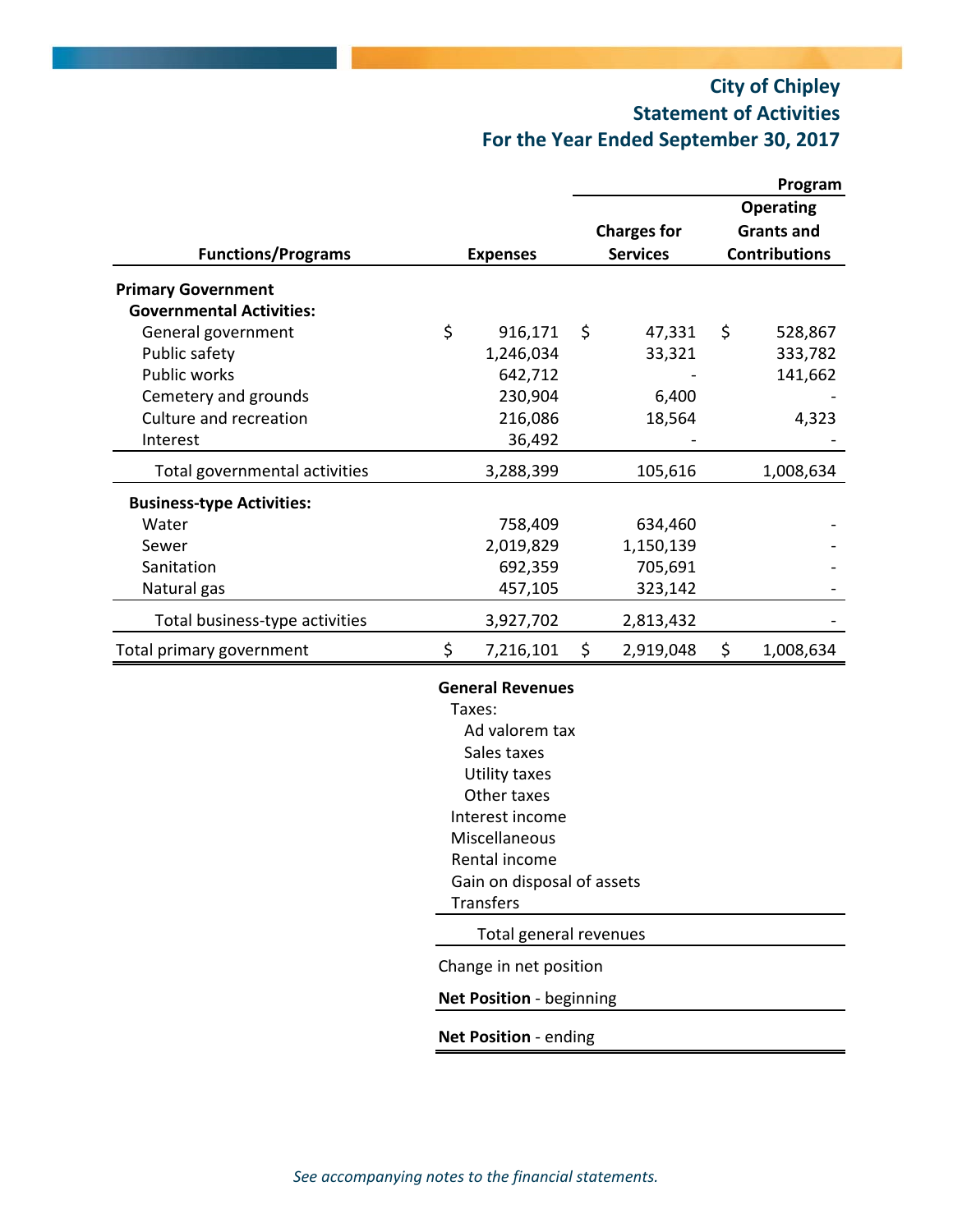# City of Chipley
## Statement of Activities
## For the Year Ended September 30, 2017

| Functions/Programs | Expenses | Program: Charges for Services | Program: Operating Grants and Contributions |
|---|---|---|---|
| **Primary Government** | | | |
| **Governmental Activities:** | | | |
| General government | $ 916,171 | $ 47,331 | $ 528,867 |
| Public safety | 1,246,034 | 33,321 | 333,782 |
| Public works | 642,712 | - | 141,662 |
| Cemetery and grounds | 230,904 | 6,400 | - |
| Culture and recreation | 216,086 | 18,564 | 4,323 |
| Interest | 36,492 | - | - |
| Total governmental activities | 3,288,399 | 105,616 | 1,008,634 |
| **Business-type Activities:** | | | |
| Water | 758,409 | 634,460 | - |
| Sewer | 2,019,829 | 1,150,139 | - |
| Sanitation | 692,359 | 705,691 | - |
| Natural gas | 457,105 | 323,142 | - |
| Total business-type activities | 3,927,702 | 2,813,432 | - |
| Total primary government | $ 7,216,101 | $ 2,919,048 | $ 1,008,634 |

**General Revenues**

Taxes:
- Ad valorem tax
- Sales taxes
- Utility taxes
- Other taxes

Interest income
Miscellaneous
Rental income
Gain on disposal of assets
Transfers

Total general revenues

Change in net position

**Net Position** - beginning

**Net Position** - ending

*See accompanying notes to the financial statements.*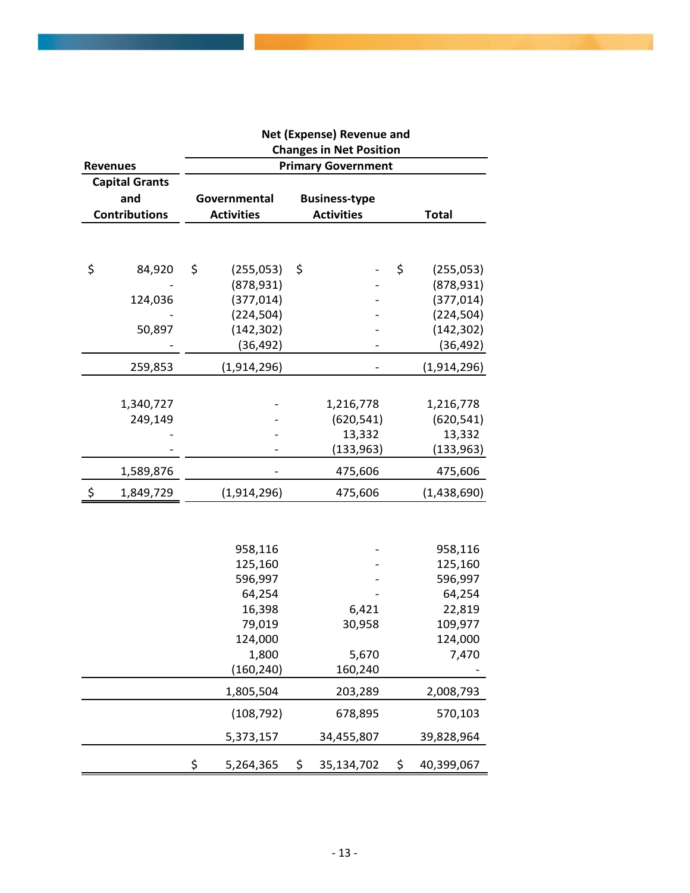| Revenues | Net (Expense) Revenue and Changes in Net Position | | |
|---|---|---|---|
| | Primary Government | | |
| Capital Grants and Contributions | Governmental Activities | Business-type Activities | Total |
| $ 84,920 | $ (255,053) | $ - | $ (255,053) |
| - | (878,931) | - | (878,931) |
| 124,036 | (377,014) | - | (377,014) |
| - | (224,504) | - | (224,504) |
| 50,897 | (142,302) | - | (142,302) |
| - | (36,492) | - | (36,492) |
| 259,853 | (1,914,296) | - | (1,914,296) |
| 1,340,727 | - | 1,216,778 | 1,216,778 |
| 249,149 | - | (620,541) | (620,541) |
| - | - | 13,332 | 13,332 |
| - | - | (133,963) | (133,963) |
| 1,589,876 | - | 475,606 | 475,606 |
| $ 1,849,729 | (1,914,296) | 475,606 | (1,438,690) |
| | 958,116 | - | 958,116 |
| | 125,160 | - | 125,160 |
| | 596,997 | - | 596,997 |
| | 64,254 | - | 64,254 |
| | 16,398 | 6,421 | 22,819 |
| | 79,019 | 30,958 | 109,977 |
| | 124,000 | | 124,000 |
| | 1,800 | 5,670 | 7,470 |
| | (160,240) | 160,240 | - |
| | 1,805,504 | 203,289 | 2,008,793 |
| | (108,792) | 678,895 | 570,103 |
| | 5,373,157 | 34,455,807 | 39,828,964 |
| | $ 5,264,365 | $ 35,134,702 | $ 40,399,067 |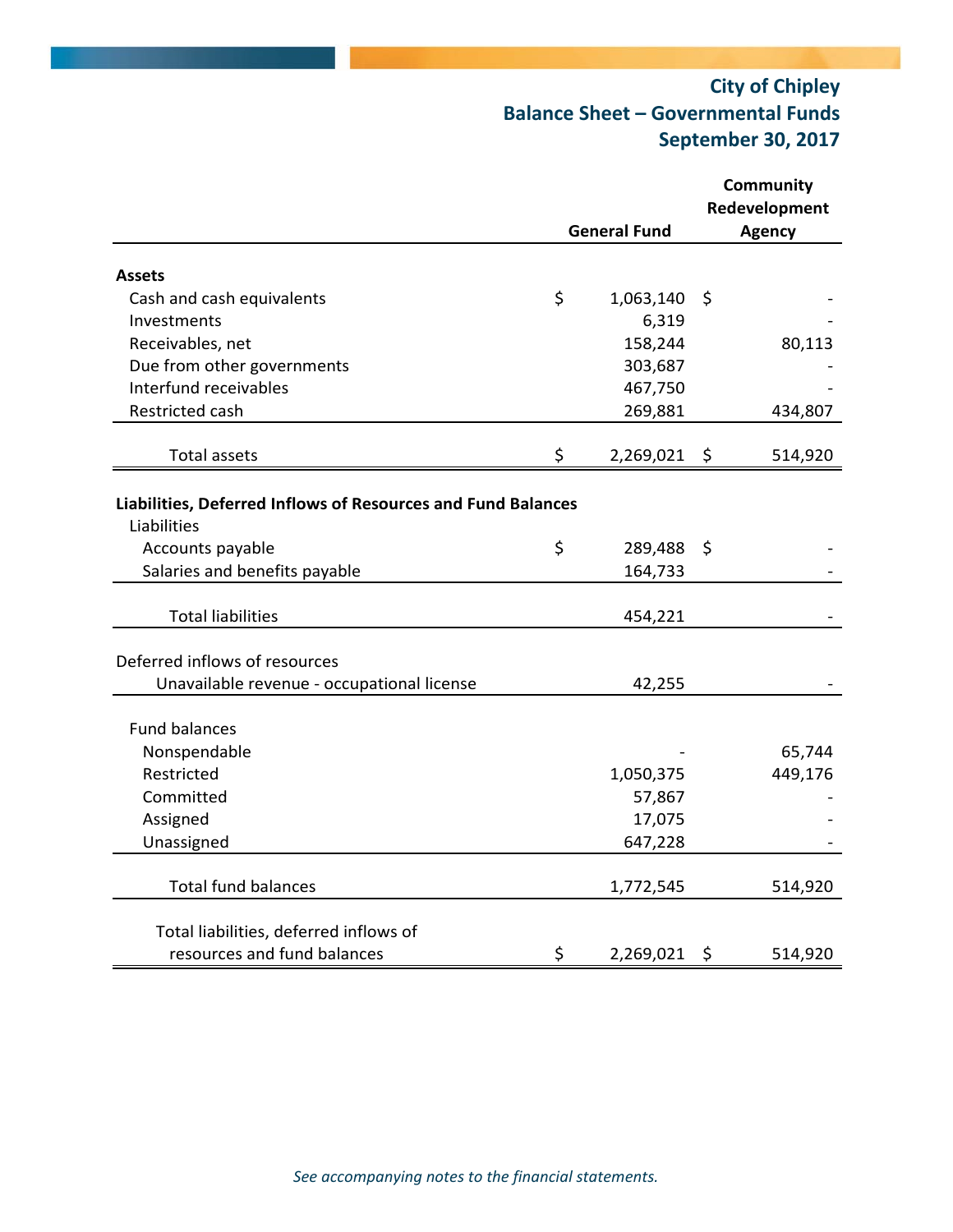# City of Chipley
## Balance Sheet – Governmental Funds
## September 30, 2017

| | General Fund | Community Redevelopment Agency |
|---|---|---|
| **Assets** | | |
| Cash and cash equivalents | $ 1,063,140 | $ - |
| Investments | 6,319 | - |
| Receivables, net | 158,244 | 80,113 |
| Due from other governments | 303,687 | - |
| Interfund receivables | 467,750 | - |
| Restricted cash | 269,881 | 434,807 |
| Total assets | $ 2,269,021 | $ 514,920 |
| **Liabilities, Deferred Inflows of Resources and Fund Balances** | | |
| Liabilities | | |
| Accounts payable | $ 289,488 | $ - |
| Salaries and benefits payable | 164,733 | - |
| Total liabilities | 454,221 | - |
| Deferred inflows of resources | | |
| Unavailable revenue - occupational license | 42,255 | - |
| Fund balances | | |
| Nonspendable | - | 65,744 |
| Restricted | 1,050,375 | 449,176 |
| Committed | 57,867 | - |
| Assigned | 17,075 | - |
| Unassigned | 647,228 | - |
| Total fund balances | 1,772,545 | 514,920 |
| Total liabilities, deferred inflows of resources and fund balances | $ 2,269,021 | $ 514,920 |

*See accompanying notes to the financial statements.*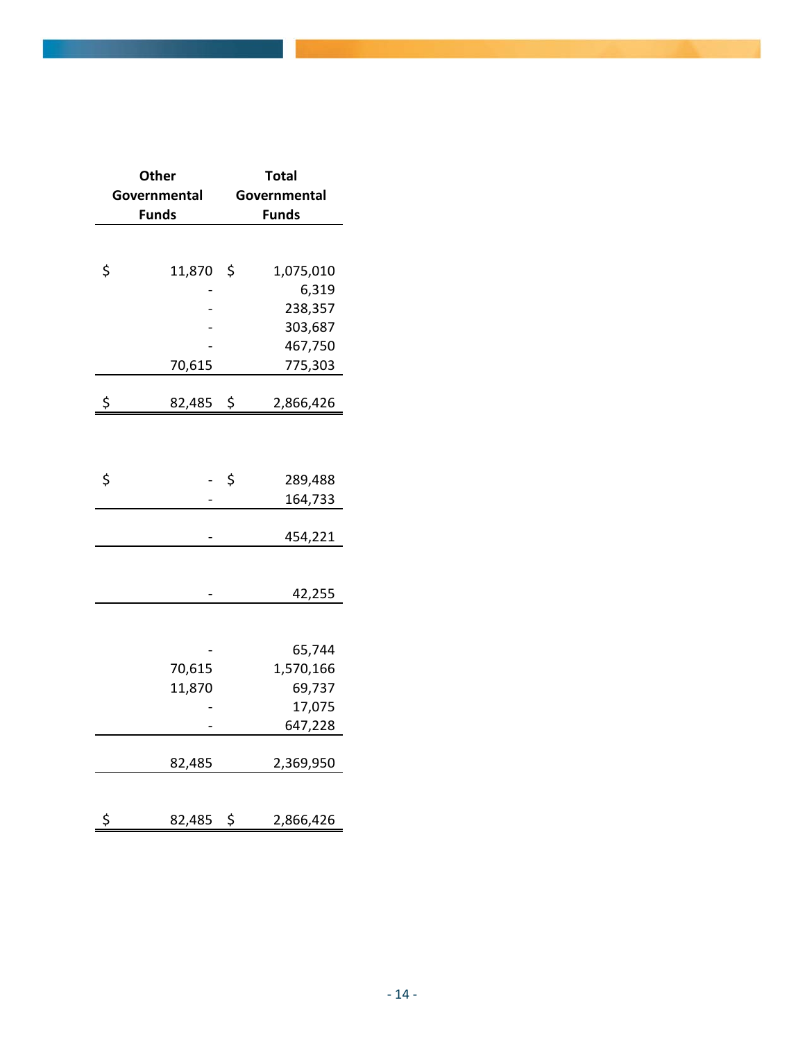| Other Governmental Funds | Total Governmental Funds |
|---|---|
| | |
| $ 11,870 | $ 1,075,010 |
| - | 6,319 |
| - | 238,357 |
| - | 303,687 |
| - | 467,750 |
| 70,615 | 775,303 |
| $ 82,485 | $ 2,866,426 |
| | |
| $ - | $ 289,488 |
| - | 164,733 |
| - | 454,221 |
| | |
| - | 42,255 |
| | |
| - | 65,744 |
| 70,615 | 1,570,166 |
| 11,870 | 69,737 |
| - | 17,075 |
| - | 647,228 |
| 82,485 | 2,369,950 |
| | |
| $ 82,485 | $ 2,866,426 |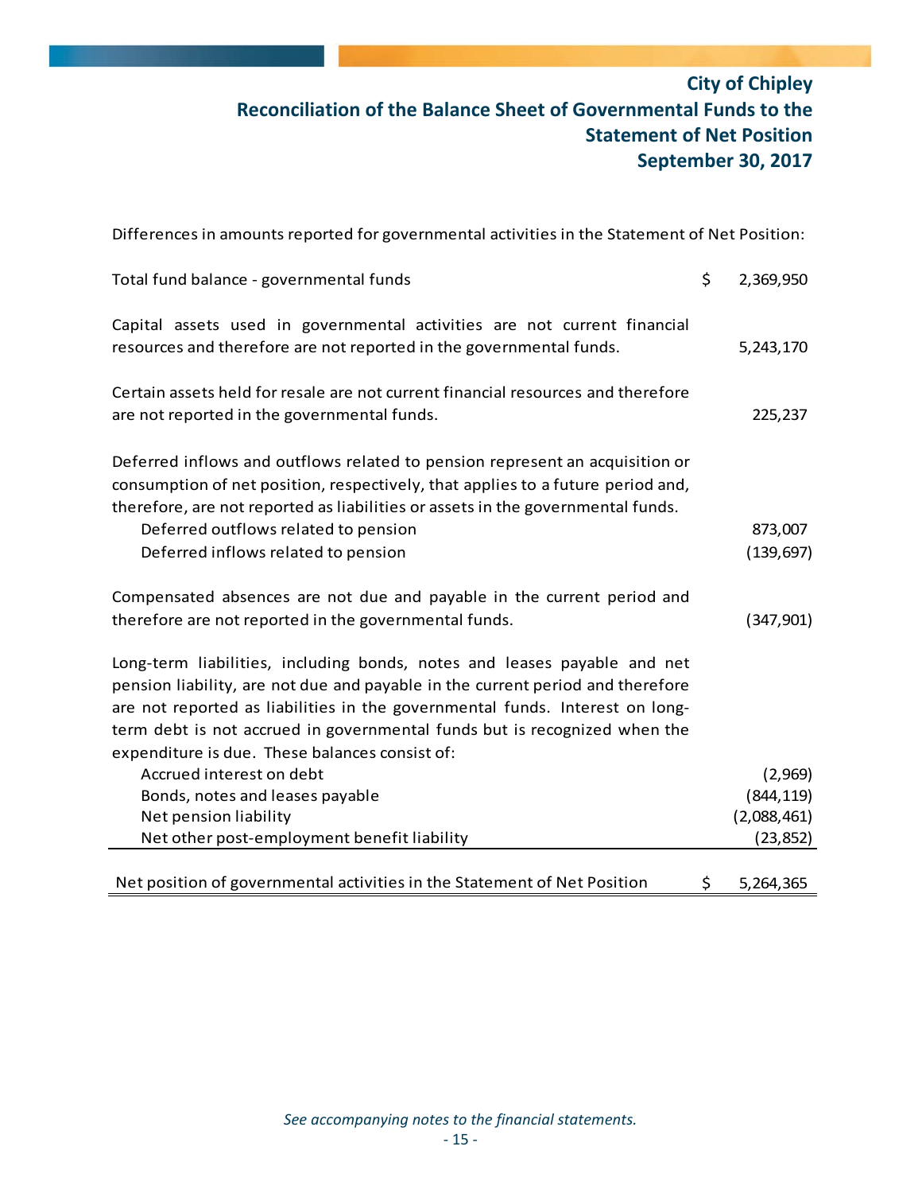# City of Chipley
## Reconciliation of the Balance Sheet of Governmental Funds to the Statement of Net Position
## September 30, 2017

Differences in amounts reported for governmental activities in the Statement of Net Position:

| | | |
|---|---|---|
| Total fund balance - governmental funds | $ | 2,369,950 |
| Capital assets used in governmental activities are not current financial resources and therefore are not reported in the governmental funds. | | 5,243,170 |
| Certain assets held for resale are not current financial resources and therefore are not reported in the governmental funds. | | 225,237 |
| Deferred inflows and outflows related to pension represent an acquisition or consumption of net position, respectively, that applies to a future period and, therefore, are not reported as liabilities or assets in the governmental funds. | | |
| Deferred outflows related to pension | | 873,007 |
| Deferred inflows related to pension | | (139,697) |
| Compensated absences are not due and payable in the current period and therefore are not reported in the governmental funds. | | (347,901) |
| Long-term liabilities, including bonds, notes and leases payable and net pension liability, are not due and payable in the current period and therefore are not reported as liabilities in the governmental funds. Interest on long-term debt is not accrued in governmental funds but is recognized when the expenditure is due. These balances consist of: | | |
| Accrued interest on debt | | (2,969) |
| Bonds, notes and leases payable | | (844,119) |
| Net pension liability | | (2,088,461) |
| Net other post-employment benefit liability | | (23,852) |
| Net position of governmental activities in the Statement of Net Position | $ | 5,264,365 |

*See accompanying notes to the financial statements.*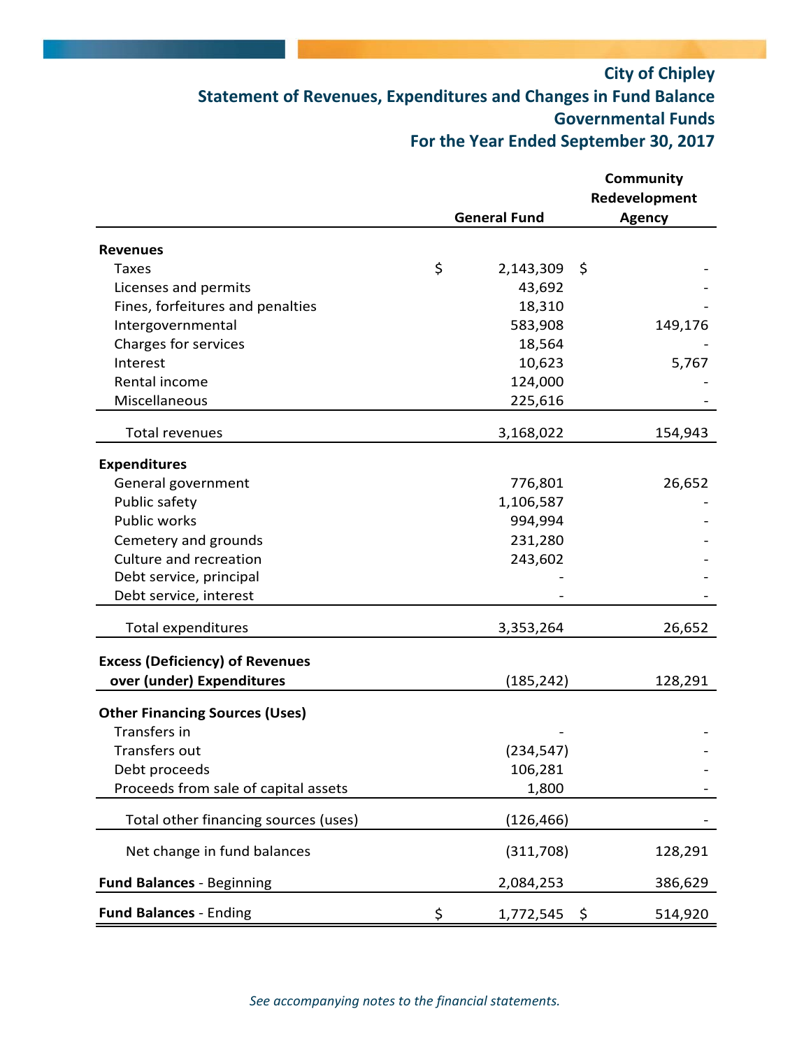# City of Chipley

## Statement of Revenues, Expenditures and Changes in Fund Balance
## Governmental Funds
## For the Year Ended September 30, 2017

| | General Fund | Community Redevelopment Agency |
|---|---|---|
| **Revenues** | | |
| Taxes | $ 2,143,309 | $ - |
| Licenses and permits | 43,692 | - |
| Fines, forfeitures and penalties | 18,310 | - |
| Intergovernmental | 583,908 | 149,176 |
| Charges for services | 18,564 | - |
| Interest | 10,623 | 5,767 |
| Rental income | 124,000 | - |
| Miscellaneous | 225,616 | - |
| Total revenues | 3,168,022 | 154,943 |
| **Expenditures** | | |
| General government | 776,801 | 26,652 |
| Public safety | 1,106,587 | - |
| Public works | 994,994 | - |
| Cemetery and grounds | 231,280 | - |
| Culture and recreation | 243,602 | - |
| Debt service, principal | - | - |
| Debt service, interest | - | - |
| Total expenditures | 3,353,264 | 26,652 |
| **Excess (Deficiency) of Revenues over (under) Expenditures** | (185,242) | 128,291 |
| **Other Financing Sources (Uses)** | | |
| Transfers in | - | - |
| Transfers out | (234,547) | - |
| Debt proceeds | 106,281 | - |
| Proceeds from sale of capital assets | 1,800 | - |
| Total other financing sources (uses) | (126,466) | - |
| Net change in fund balances | (311,708) | 128,291 |
| **Fund Balances** - Beginning | 2,084,253 | 386,629 |
| **Fund Balances** - Ending | $ 1,772,545 | $ 514,920 |

*See accompanying notes to the financial statements.*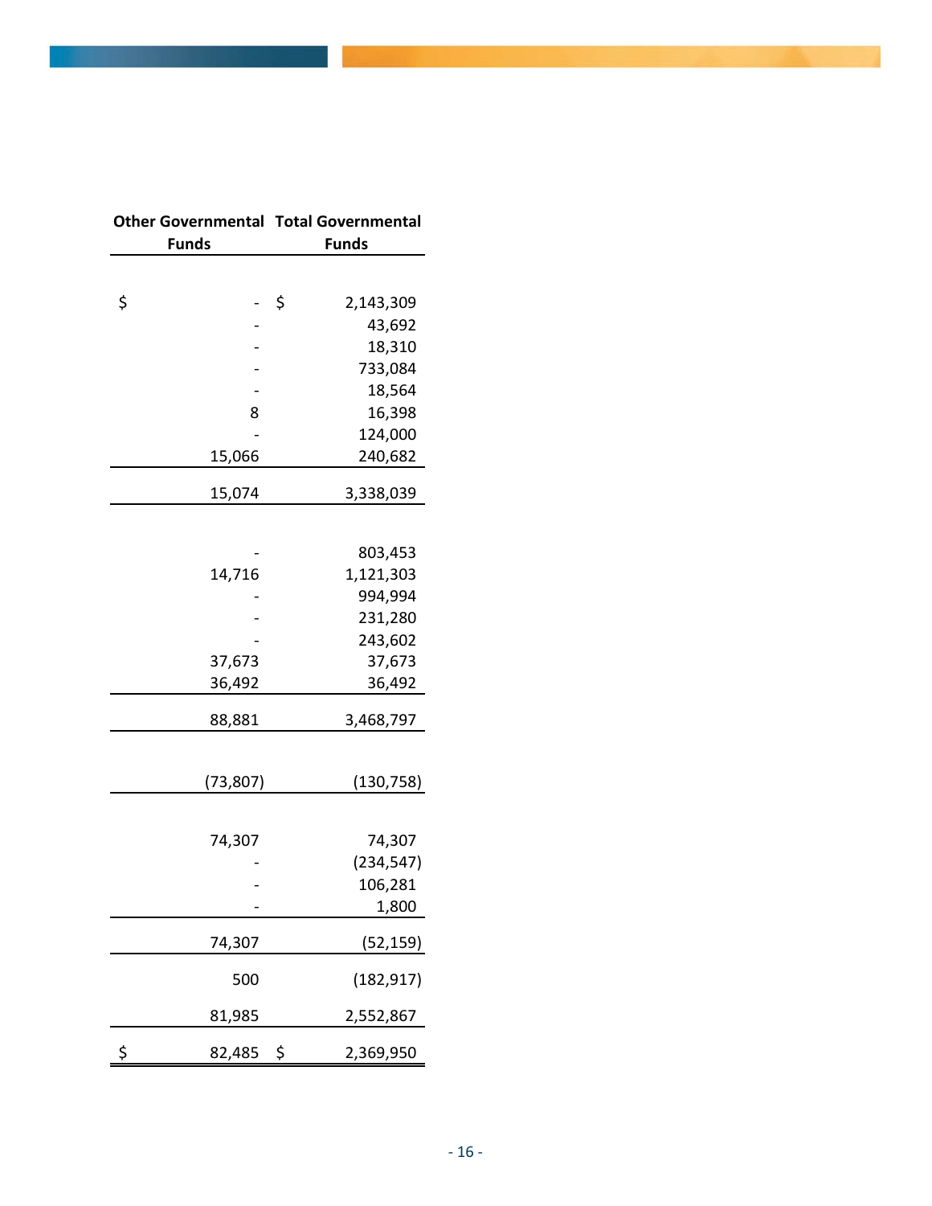| Other Governmental Funds | Total Governmental Funds |
|---|---|
| $ - | $ 2,143,309 |
| - | 43,692 |
| - | 18,310 |
| - | 733,084 |
| - | 18,564 |
| 8 | 16,398 |
| - | 124,000 |
| 15,066 | 240,682 |
| 15,074 | 3,338,039 |
| | |
| - | 803,453 |
| 14,716 | 1,121,303 |
| - | 994,994 |
| - | 231,280 |
| - | 243,602 |
| 37,673 | 37,673 |
| 36,492 | 36,492 |
| 88,881 | 3,468,797 |
| | |
| (73,807) | (130,758) |
| | |
| 74,307 | 74,307 |
| - | (234,547) |
| - | 106,281 |
| - | 1,800 |
| 74,307 | (52,159) |
| 500 | (182,917) |
| 81,985 | 2,552,867 |
| $ 82,485 | $ 2,369,950 |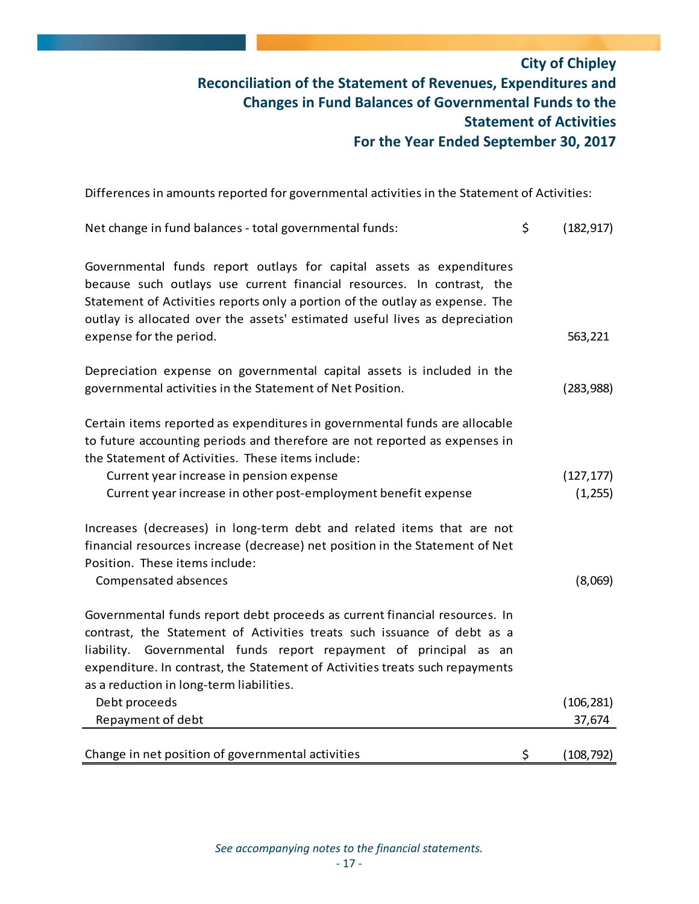# City of Chipley
## Reconciliation of the Statement of Revenues, Expenditures and Changes in Fund Balances of Governmental Funds to the Statement of Activities
## For the Year Ended September 30, 2017

Differences in amounts reported for governmental activities in the Statement of Activities:

| | | |
|---|---|---|
| Net change in fund balances - total governmental funds: | $ | (182,917) |
| Governmental funds report outlays for capital assets as expenditures because such outlays use current financial resources. In contrast, the Statement of Activities reports only a portion of the outlay as expense. The outlay is allocated over the assets' estimated useful lives as depreciation expense for the period. | | 563,221 |
| Depreciation expense on governmental capital assets is included in the governmental activities in the Statement of Net Position. | | (283,988) |
| Certain items reported as expenditures in governmental funds are allocable to future accounting periods and therefore are not reported as expenses in the Statement of Activities. These items include: | | |
| Current year increase in pension expense | | (127,177) |
| Current year increase in other post-employment benefit expense | | (1,255) |
| Increases (decreases) in long-term debt and related items that are not financial resources increase (decrease) net position in the Statement of Net Position. These items include: | | |
| Compensated absences | | (8,069) |
| Governmental funds report debt proceeds as current financial resources. In contrast, the Statement of Activities treats such issuance of debt as a liability. Governmental funds report repayment of principal as an expenditure. In contrast, the Statement of Activities treats such repayments as a reduction in long-term liabilities. | | |
| Debt proceeds | | (106,281) |
| Repayment of debt | | 37,674 |
| Change in net position of governmental activities | $ | (108,792) |

*See accompanying notes to the financial statements.*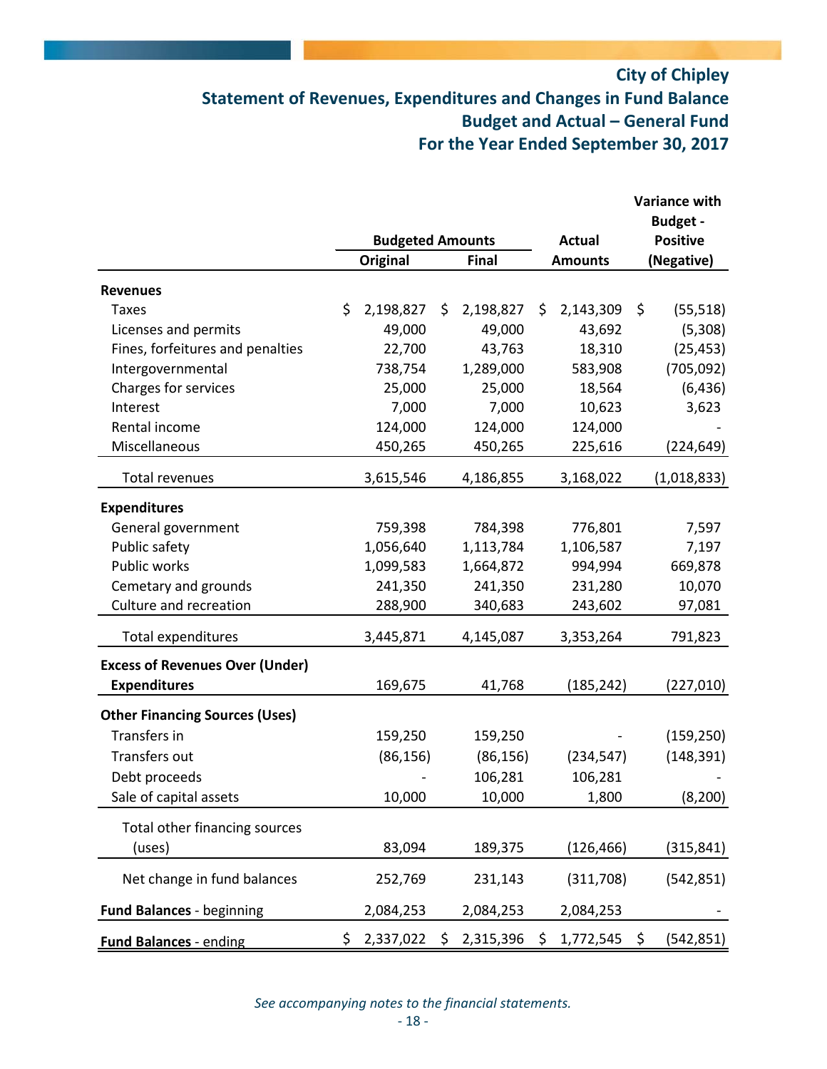# City of Chipley
## Statement of Revenues, Expenditures and Changes in Fund Balance
## Budget and Actual – General Fund
## For the Year Ended September 30, 2017

| | Budgeted Amounts | | Actual | Variance with Budget - Positive |
|---|---|---|---|---|
| | Original | Final | Amounts | (Negative) |
| **Revenues** | | | | |
| Taxes | $ 2,198,827 | $ 2,198,827 | $ 2,143,309 | $ (55,518) |
| Licenses and permits | 49,000 | 49,000 | 43,692 | (5,308) |
| Fines, forfeitures and penalties | 22,700 | 43,763 | 18,310 | (25,453) |
| Intergovernmental | 738,754 | 1,289,000 | 583,908 | (705,092) |
| Charges for services | 25,000 | 25,000 | 18,564 | (6,436) |
| Interest | 7,000 | 7,000 | 10,623 | 3,623 |
| Rental income | 124,000 | 124,000 | 124,000 | - |
| Miscellaneous | 450,265 | 450,265 | 225,616 | (224,649) |
| Total revenues | 3,615,546 | 4,186,855 | 3,168,022 | (1,018,833) |
| **Expenditures** | | | | |
| General government | 759,398 | 784,398 | 776,801 | 7,597 |
| Public safety | 1,056,640 | 1,113,784 | 1,106,587 | 7,197 |
| Public works | 1,099,583 | 1,664,872 | 994,994 | 669,878 |
| Cemetary and grounds | 241,350 | 241,350 | 231,280 | 10,070 |
| Culture and recreation | 288,900 | 340,683 | 243,602 | 97,081 |
| Total expenditures | 3,445,871 | 4,145,087 | 3,353,264 | 791,823 |
| **Excess of Revenues Over (Under) Expenditures** | 169,675 | 41,768 | (185,242) | (227,010) |
| **Other Financing Sources (Uses)** | | | | |
| Transfers in | 159,250 | 159,250 | - | (159,250) |
| Transfers out | (86,156) | (86,156) | (234,547) | (148,391) |
| Debt proceeds | - | 106,281 | 106,281 | - |
| Sale of capital assets | 10,000 | 10,000 | 1,800 | (8,200) |
| Total other financing sources (uses) | 83,094 | 189,375 | (126,466) | (315,841) |
| Net change in fund balances | 252,769 | 231,143 | (311,708) | (542,851) |
| **Fund Balances** - beginning | 2,084,253 | 2,084,253 | 2,084,253 | - |
| **Fund Balances** - ending | $ 2,337,022 | $ 2,315,396 | $ 1,772,545 | $ (542,851) |

*See accompanying notes to the financial statements.*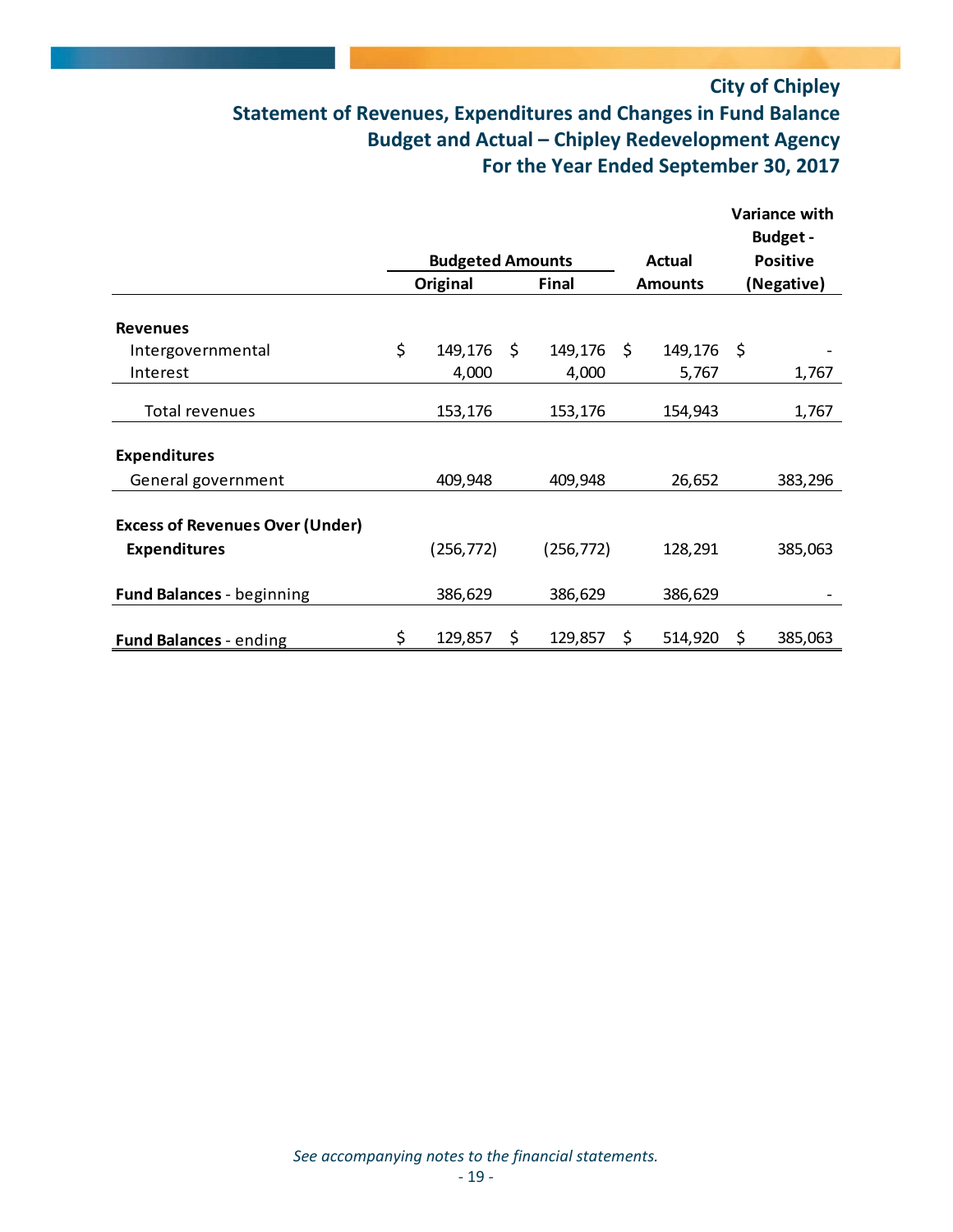# City of Chipley
## Statement of Revenues, Expenditures and Changes in Fund Balance
## Budget and Actual – Chipley Redevelopment Agency
## For the Year Ended September 30, 2017

| | Budgeted Amounts | | Actual | Variance with Budget - Positive |
|---|---|---|---|---|
| | Original | Final | Amounts | (Negative) |
| **Revenues** | | | | |
| Intergovernmental | $ 149,176 | $ 149,176 | $ 149,176 | $ - |
| Interest | 4,000 | 4,000 | 5,767 | 1,767 |
| Total revenues | 153,176 | 153,176 | 154,943 | 1,767 |
| **Expenditures** | | | | |
| General government | 409,948 | 409,948 | 26,652 | 383,296 |
| **Excess of Revenues Over (Under) Expenditures** | (256,772) | (256,772) | 128,291 | 385,063 |
| **Fund Balances** - beginning | 386,629 | 386,629 | 386,629 | - |
| **Fund Balances** - ending | $ 129,857 | $ 129,857 | $ 514,920 | $ 385,063 |

*See accompanying notes to the financial statements.*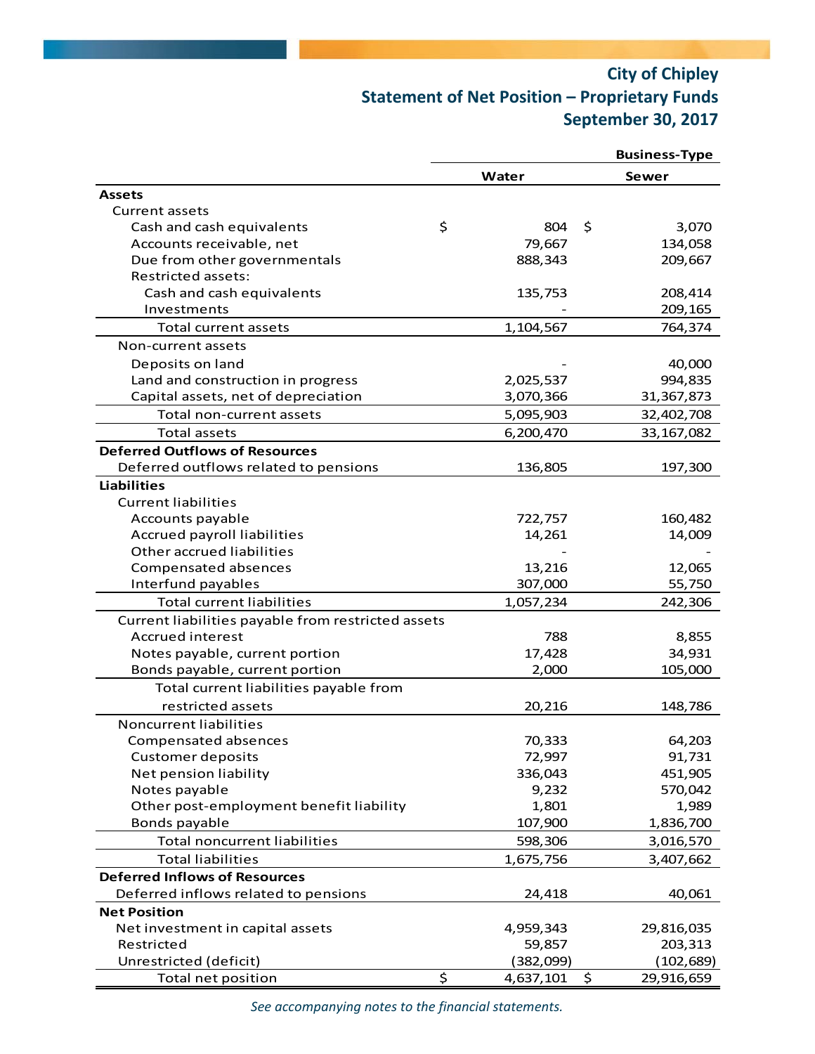# City of Chipley
## Statement of Net Position – Proprietary Funds
### September 30, 2017

| | Business-Type | |
|---|---|---|
| | **Water** | **Sewer** |
| **Assets** | | |
| Current assets | | |
| Cash and cash equivalents | $ 804 | $ 3,070 |
| Accounts receivable, net | 79,667 | 134,058 |
| Due from other governmentals | 888,343 | 209,667 |
| Restricted assets: | | |
| Cash and cash equivalents | 135,753 | 208,414 |
| Investments | - | 209,165 |
| Total current assets | 1,104,567 | 764,374 |
| Non-current assets | | |
| Deposits on land | - | 40,000 |
| Land and construction in progress | 2,025,537 | 994,835 |
| Capital assets, net of depreciation | 3,070,366 | 31,367,873 |
| Total non-current assets | 5,095,903 | 32,402,708 |
| Total assets | 6,200,470 | 33,167,082 |
| **Deferred Outflows of Resources** | | |
| Deferred outflows related to pensions | 136,805 | 197,300 |
| **Liabilities** | | |
| Current liabilities | | |
| Accounts payable | 722,757 | 160,482 |
| Accrued payroll liabilities | 14,261 | 14,009 |
| Other accrued liabilities | - | - |
| Compensated absences | 13,216 | 12,065 |
| Interfund payables | 307,000 | 55,750 |
| Total current liabilities | 1,057,234 | 242,306 |
| Current liabilities payable from restricted assets | | |
| Accrued interest | 788 | 8,855 |
| Notes payable, current portion | 17,428 | 34,931 |
| Bonds payable, current portion | 2,000 | 105,000 |
| Total current liabilities payable from restricted assets | 20,216 | 148,786 |
| Noncurrent liabilities | | |
| Compensated absences | 70,333 | 64,203 |
| Customer deposits | 72,997 | 91,731 |
| Net pension liability | 336,043 | 451,905 |
| Notes payable | 9,232 | 570,042 |
| Other post-employment benefit liability | 1,801 | 1,989 |
| Bonds payable | 107,900 | 1,836,700 |
| Total noncurrent liabilities | 598,306 | 3,016,570 |
| Total liabilities | 1,675,756 | 3,407,662 |
| **Deferred Inflows of Resources** | | |
| Deferred inflows related to pensions | 24,418 | 40,061 |
| **Net Position** | | |
| Net investment in capital assets | 4,959,343 | 29,816,035 |
| Restricted | 59,857 | 203,313 |
| Unrestricted (deficit) | (382,099) | (102,689) |
| Total net position | $ 4,637,101 | $ 29,916,659 |

*See accompanying notes to the financial statements.*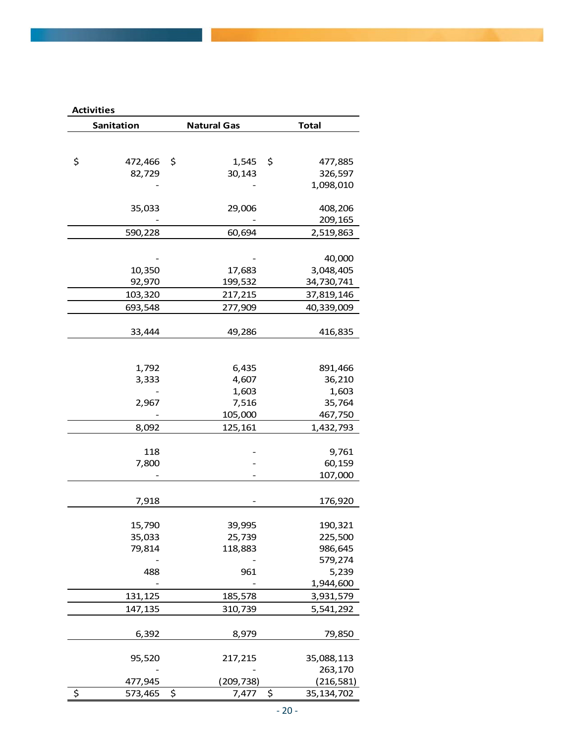| Activities | | |
|---|---|---|
| Sanitation | Natural Gas | Total |
| | | |
| $ 472,466 | $ 1,545 | $ 477,885 |
| 82,729 | 30,143 | 326,597 |
| - | - | 1,098,010 |
| | | |
| 35,033 | 29,006 | 408,206 |
| - | - | 209,165 |
| 590,228 | 60,694 | 2,519,863 |
| | | |
| - | - | 40,000 |
| 10,350 | 17,683 | 3,048,405 |
| 92,970 | 199,532 | 34,730,741 |
| 103,320 | 217,215 | 37,819,146 |
| 693,548 | 277,909 | 40,339,009 |
| | | |
| 33,444 | 49,286 | 416,835 |
| | | |
| 1,792 | 6,435 | 891,466 |
| 3,333 | 4,607 | 36,210 |
| - | 1,603 | 1,603 |
| 2,967 | 7,516 | 35,764 |
| - | 105,000 | 467,750 |
| 8,092 | 125,161 | 1,432,793 |
| | | |
| 118 | - | 9,761 |
| 7,800 | - | 60,159 |
| - | - | 107,000 |
| | | |
| 7,918 | - | 176,920 |
| | | |
| 15,790 | 39,995 | 190,321 |
| 35,033 | 25,739 | 225,500 |
| 79,814 | 118,883 | 986,645 |
| - | - | 579,274 |
| 488 | 961 | 5,239 |
| - | - | 1,944,600 |
| 131,125 | 185,578 | 3,931,579 |
| 147,135 | 310,739 | 5,541,292 |
| | | |
| 6,392 | 8,979 | 79,850 |
| | | |
| 95,520 | 217,215 | 35,088,113 |
| - | - | 263,170 |
| 477,945 | (209,738) | (216,581) |
| $ 573,465 | $ 7,477 | $ 35,134,702 |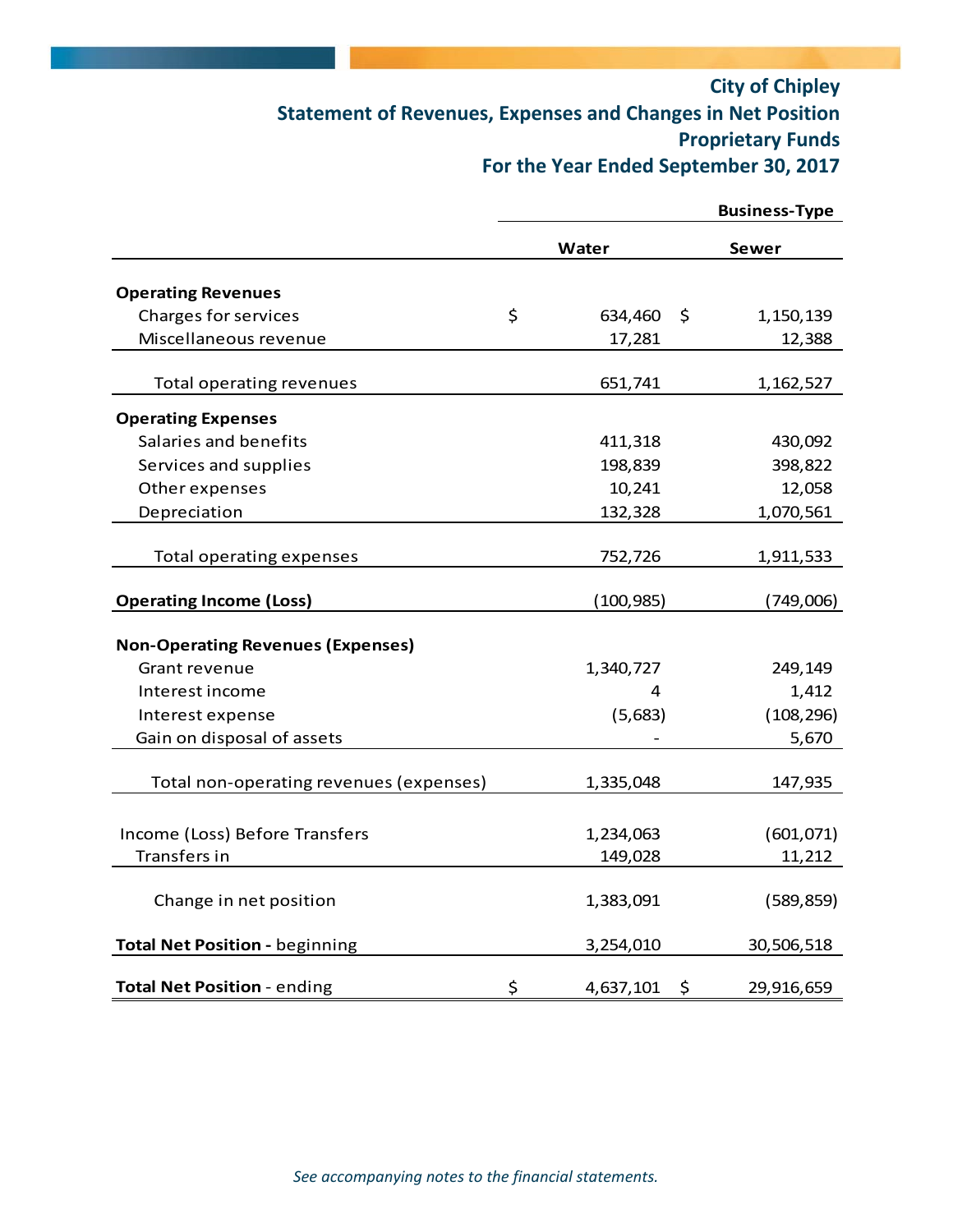# City of Chipley

## Statement of Revenues, Expenses and Changes in Net Position

## Proprietary Funds

## For the Year Ended September 30, 2017

| | Business-Type | |
|---|---|---|
| | **Water** | **Sewer** |
| **Operating Revenues** | | |
| Charges for services | $ 634,460 | $ 1,150,139 |
| Miscellaneous revenue | 17,281 | 12,388 |
| Total operating revenues | 651,741 | 1,162,527 |
| **Operating Expenses** | | |
| Salaries and benefits | 411,318 | 430,092 |
| Services and supplies | 198,839 | 398,822 |
| Other expenses | 10,241 | 12,058 |
| Depreciation | 132,328 | 1,070,561 |
| Total operating expenses | 752,726 | 1,911,533 |
| **Operating Income (Loss)** | (100,985) | (749,006) |
| **Non-Operating Revenues (Expenses)** | | |
| Grant revenue | 1,340,727 | 249,149 |
| Interest income | 4 | 1,412 |
| Interest expense | (5,683) | (108,296) |
| Gain on disposal of assets | - | 5,670 |
| Total non-operating revenues (expenses) | 1,335,048 | 147,935 |
| Income (Loss) Before Transfers | 1,234,063 | (601,071) |
| Transfers in | 149,028 | 11,212 |
| Change in net position | 1,383,091 | (589,859) |
| **Total Net Position** - beginning | 3,254,010 | 30,506,518 |
| **Total Net Position** - ending | $ 4,637,101 | $ 29,916,659 |

*See accompanying notes to the financial statements.*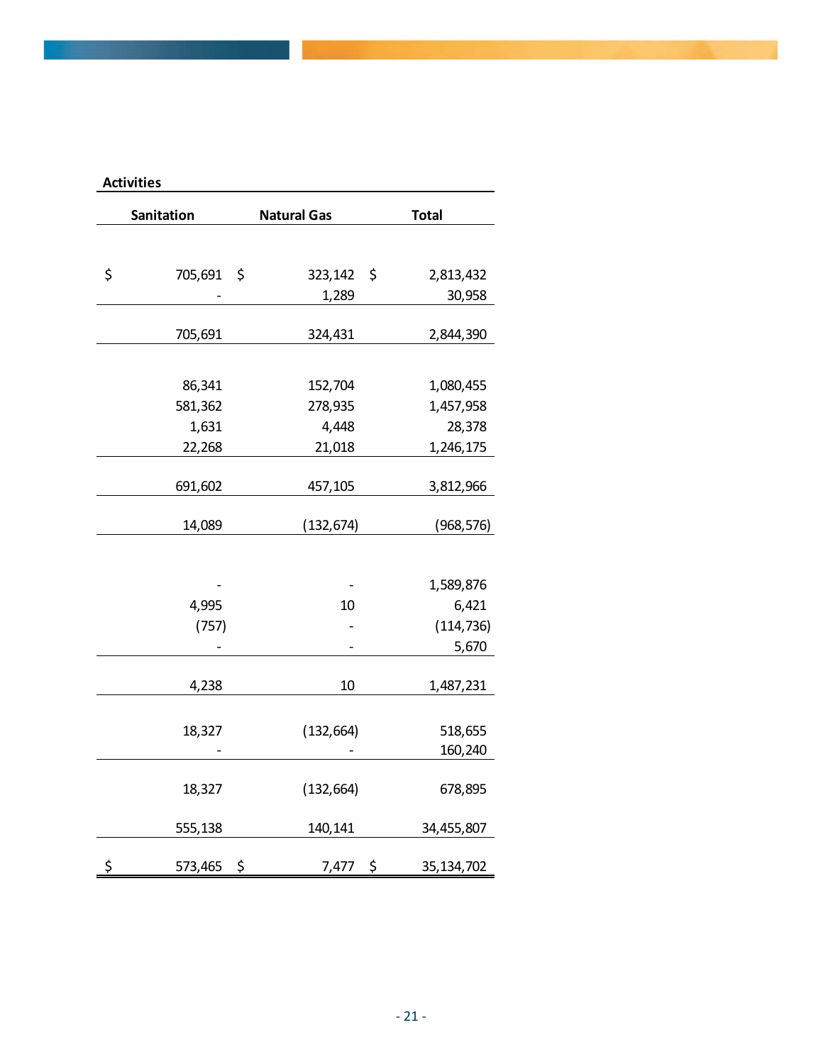| Activities | | |
|---|---|---|
| Sanitation | Natural Gas | Total |
| | | |
| $ 705,691 | $ 323,142 | $ 2,813,432 |
| - | 1,289 | 30,958 |
| 705,691 | 324,431 | 2,844,390 |
| | | |
| 86,341 | 152,704 | 1,080,455 |
| 581,362 | 278,935 | 1,457,958 |
| 1,631 | 4,448 | 28,378 |
| 22,268 | 21,018 | 1,246,175 |
| 691,602 | 457,105 | 3,812,966 |
| 14,089 | (132,674) | (968,576) |
| | | |
| - | - | 1,589,876 |
| 4,995 | 10 | 6,421 |
| (757) | - | (114,736) |
| - | - | 5,670 |
| 4,238 | 10 | 1,487,231 |
| 18,327 | (132,664) | 518,655 |
| - | - | 160,240 |
| 18,327 | (132,664) | 678,895 |
| 555,138 | 140,141 | 34,455,807 |
| $ 573,465 | $ 7,477 | $ 35,134,702 |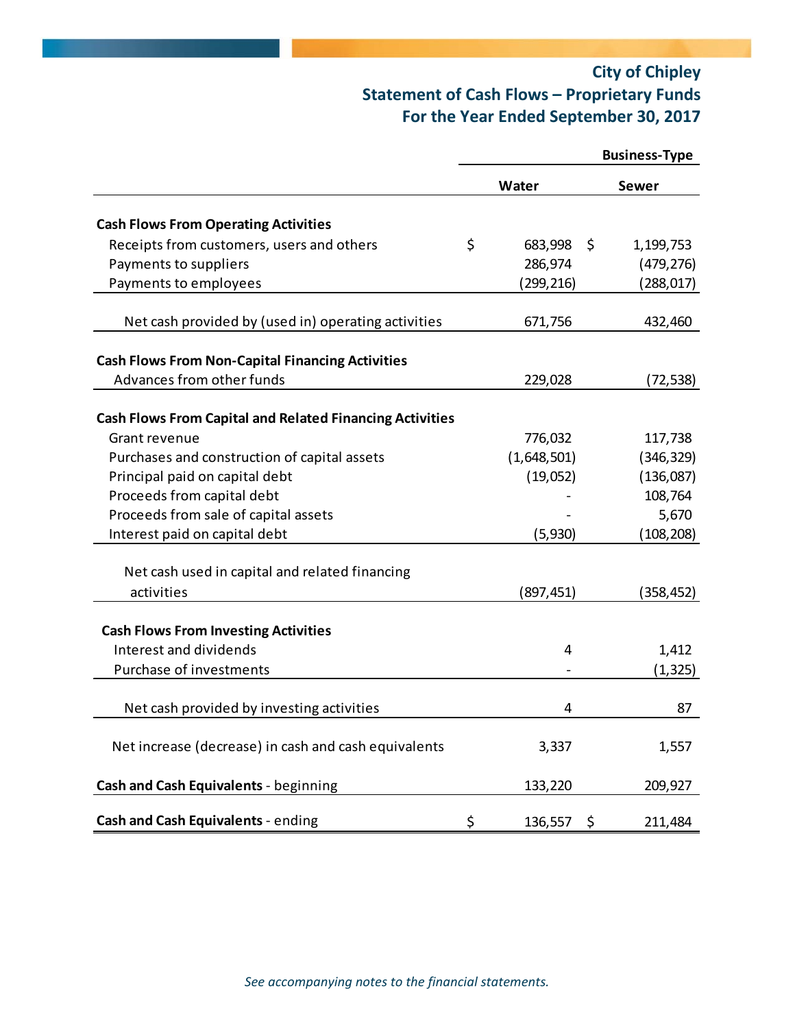# City of Chipley
## Statement of Cash Flows – Proprietary Funds
### For the Year Ended September 30, 2017

| | Business-Type | |
|---|---|---|
| | **Water** | **Sewer** |
| **Cash Flows From Operating Activities** | | |
| Receipts from customers, users and others | $ 683,998 | $ 1,199,753 |
| Payments to suppliers | 286,974 | (479,276) |
| Payments to employees | (299,216) | (288,017) |
| Net cash provided by (used in) operating activities | 671,756 | 432,460 |
| **Cash Flows From Non-Capital Financing Activities** | | |
| Advances from other funds | 229,028 | (72,538) |
| **Cash Flows From Capital and Related Financing Activities** | | |
| Grant revenue | 776,032 | 117,738 |
| Purchases and construction of capital assets | (1,648,501) | (346,329) |
| Principal paid on capital debt | (19,052) | (136,087) |
| Proceeds from capital debt | - | 108,764 |
| Proceeds from sale of capital assets | - | 5,670 |
| Interest paid on capital debt | (5,930) | (108,208) |
| Net cash used in capital and related financing activities | (897,451) | (358,452) |
| **Cash Flows From Investing Activities** | | |
| Interest and dividends | 4 | 1,412 |
| Purchase of investments | - | (1,325) |
| Net cash provided by investing activities | 4 | 87 |
| Net increase (decrease) in cash and cash equivalents | 3,337 | 1,557 |
| **Cash and Cash Equivalents** - beginning | 133,220 | 209,927 |
| **Cash and Cash Equivalents** - ending | $ 136,557 | $ 211,484 |

*See accompanying notes to the financial statements.*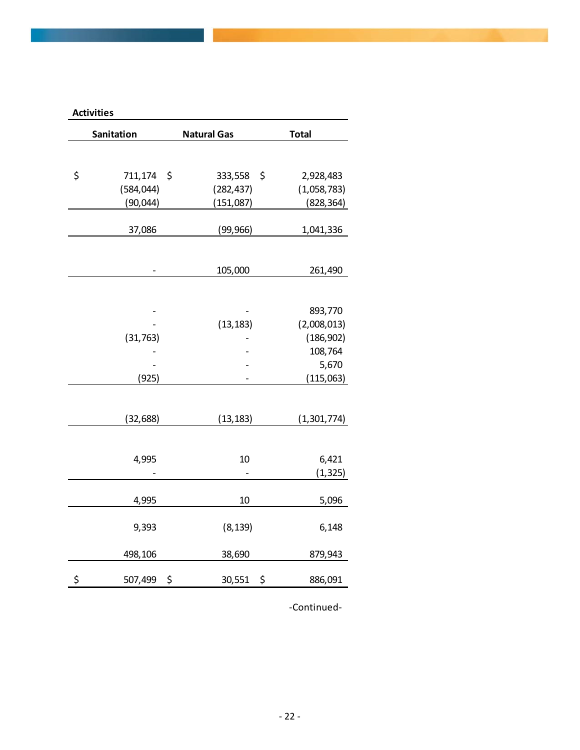| Activities | | |
|---|---|---|
| Sanitation | Natural Gas | Total |
| | | |
| $ 711,174 | $ 333,558 | $ 2,928,483 |
| (584,044) | (282,437) | (1,058,783) |
| (90,044) | (151,087) | (828,364) |
| 37,086 | (99,966) | 1,041,336 |
| | | |
| - | 105,000 | 261,490 |
| | | |
| - | - | 893,770 |
| - | (13,183) | (2,008,013) |
| (31,763) | - | (186,902) |
| - | - | 108,764 |
| - | - | 5,670 |
| (925) | - | (115,063) |
| | | |
| (32,688) | (13,183) | (1,301,774) |
| | | |
| 4,995 | 10 | 6,421 |
| - | - | (1,325) |
| 4,995 | 10 | 5,096 |
| 9,393 | (8,139) | 6,148 |
| 498,106 | 38,690 | 879,943 |
| $ 507,499 | $ 30,551 | $ 886,091 |

-Continued-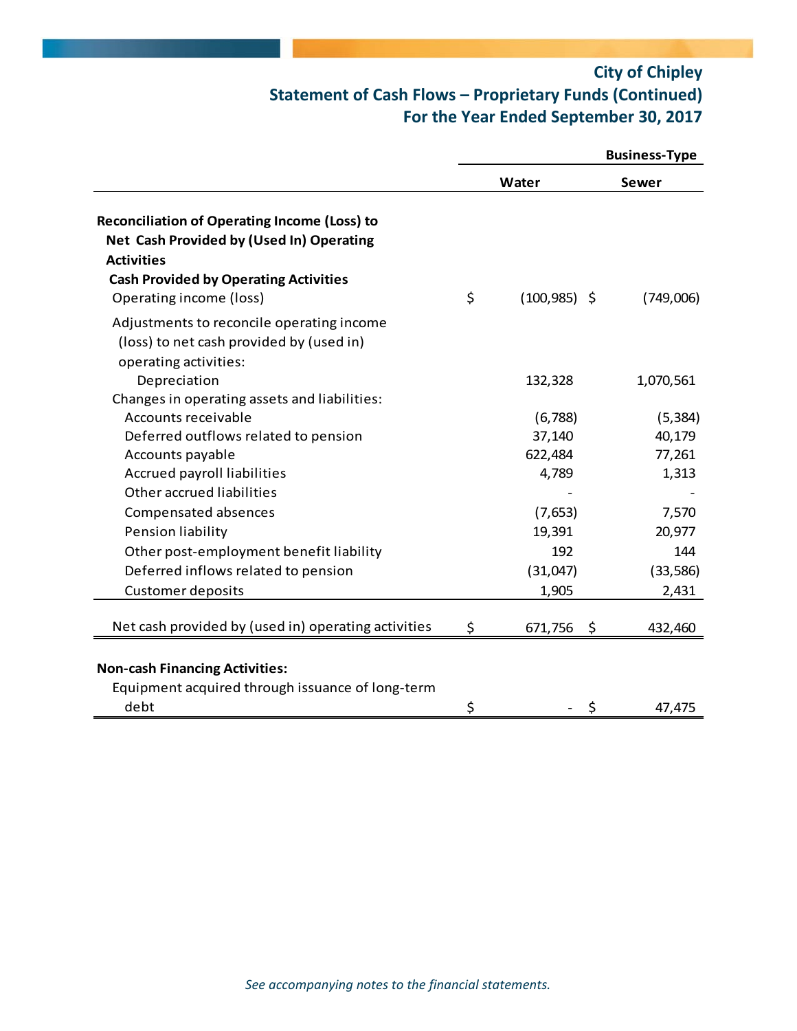# City of Chipley
## Statement of Cash Flows – Proprietary Funds (Continued)
## For the Year Ended September 30, 2017

| | Business-Type | |
|---|---|---|
| | Water | Sewer |
| **Reconciliation of Operating Income (Loss) to Net Cash Provided by (Used In) Operating Activities** | | |
| **Cash Provided by Operating Activities** | | |
| Operating income (loss) | $ (100,985) | $ (749,006) |
| Adjustments to reconcile operating income (loss) to net cash provided by (used in) operating activities: | | |
| Depreciation | 132,328 | 1,070,561 |
| Changes in operating assets and liabilities: | | |
| Accounts receivable | (6,788) | (5,384) |
| Deferred outflows related to pension | 37,140 | 40,179 |
| Accounts payable | 622,484 | 77,261 |
| Accrued payroll liabilities | 4,789 | 1,313 |
| Other accrued liabilities | - | - |
| Compensated absences | (7,653) | 7,570 |
| Pension liability | 19,391 | 20,977 |
| Other post-employment benefit liability | 192 | 144 |
| Deferred inflows related to pension | (31,047) | (33,586) |
| Customer deposits | 1,905 | 2,431 |
| Net cash provided by (used in) operating activities | $ 671,756 | $ 432,460 |
| **Non-cash Financing Activities:** | | |
| Equipment acquired through issuance of long-term debt | $ - | $ 47,475 |

*See accompanying notes to the financial statements.*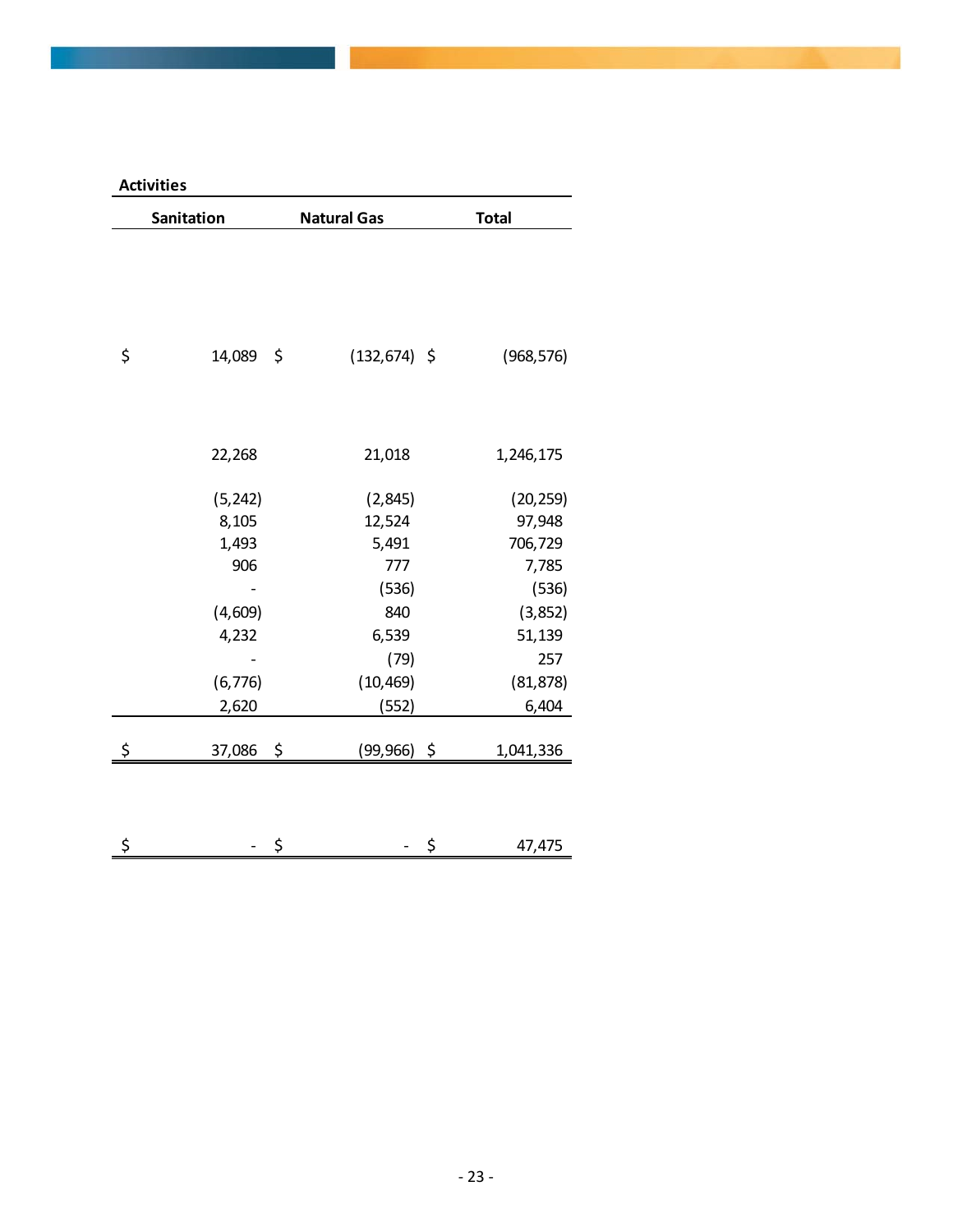| Activities | | |
|---|---|---|
| Sanitation | Natural Gas | Total |
| | | |
| $ 14,089 | $ (132,674) | $ (968,576) |
| | | |
| 22,268 | 21,018 | 1,246,175 |
| | | |
| (5,242) | (2,845) | (20,259) |
| 8,105 | 12,524 | 97,948 |
| 1,493 | 5,491 | 706,729 |
| 906 | 777 | 7,785 |
| - | (536) | (536) |
| (4,609) | 840 | (3,852) |
| 4,232 | 6,539 | 51,139 |
| - | (79) | 257 |
| (6,776) | (10,469) | (81,878) |
| 2,620 | (552) | 6,404 |
| $ 37,086 | $ (99,966) | $ 1,041,336 |
| | | |
| $ - | $ - | $ 47,475 |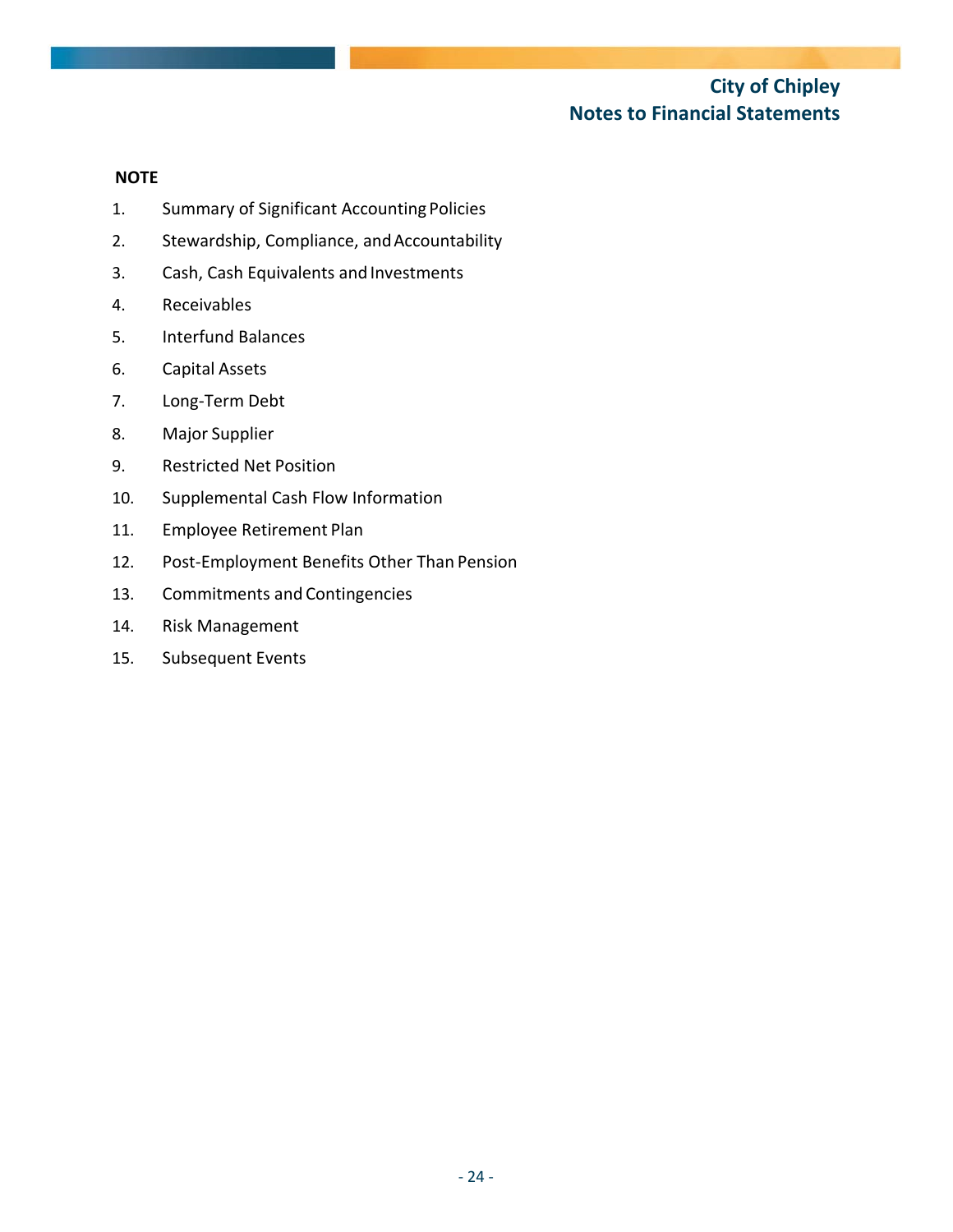# City of Chipley
## Notes to Financial Statements

**NOTE**

1. Summary of Significant Accounting Policies
2. Stewardship, Compliance, and Accountability
3. Cash, Cash Equivalents and Investments
4. Receivables
5. Interfund Balances
6. Capital Assets
7. Long-Term Debt
8. Major Supplier
9. Restricted Net Position
10. Supplemental Cash Flow Information
11. Employee Retirement Plan
12. Post-Employment Benefits Other Than Pension
13. Commitments and Contingencies
14. Risk Management
15. Subsequent Events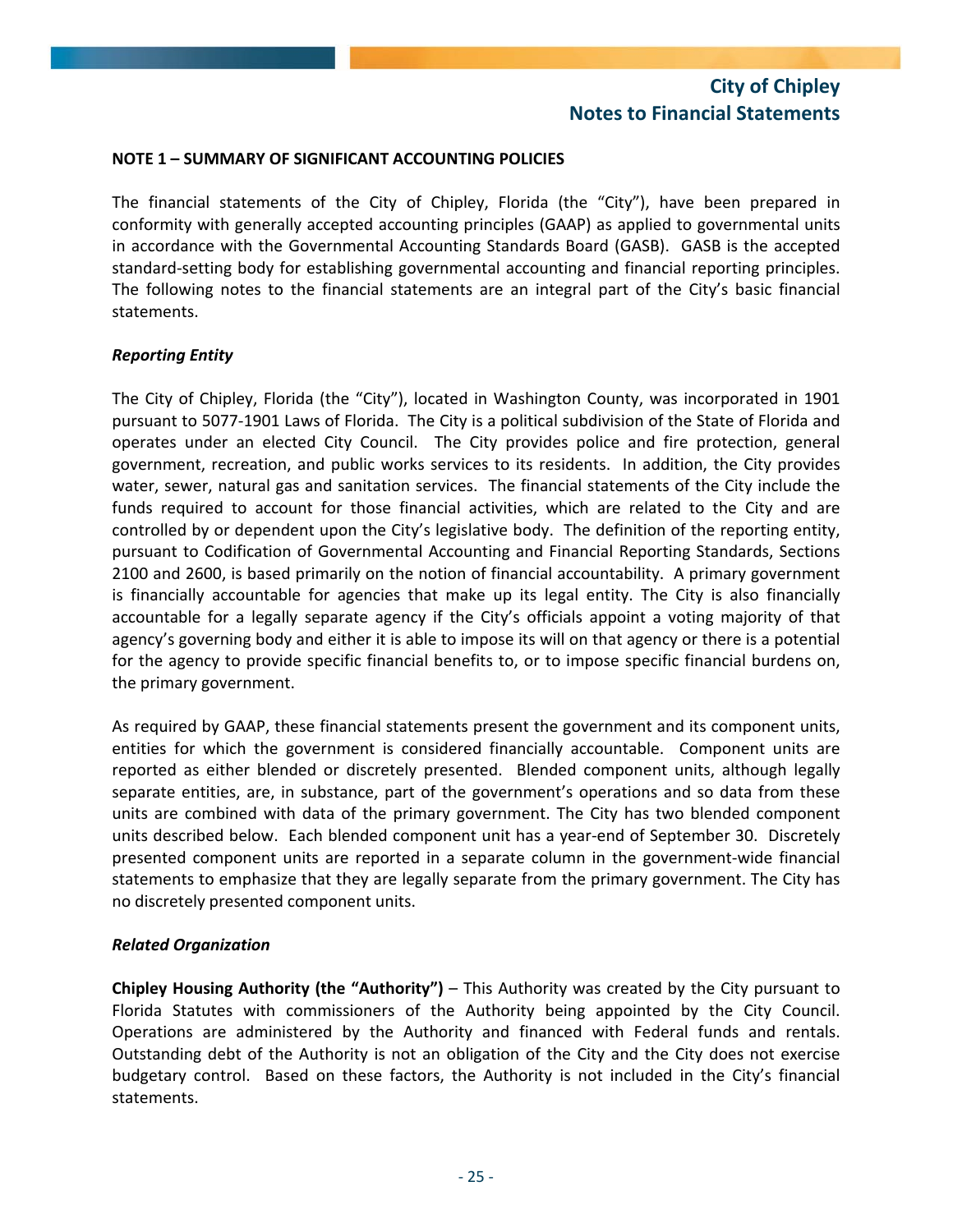## NOTE 1 – SUMMARY OF SIGNIFICANT ACCOUNTING POLICIES

The financial statements of the City of Chipley, Florida (the "City"), have been prepared in conformity with generally accepted accounting principles (GAAP) as applied to governmental units in accordance with the Governmental Accounting Standards Board (GASB). GASB is the accepted standard-setting body for establishing governmental accounting and financial reporting principles. The following notes to the financial statements are an integral part of the City's basic financial statements.

### *Reporting Entity*

The City of Chipley, Florida (the "City"), located in Washington County, was incorporated in 1901 pursuant to 5077-1901 Laws of Florida. The City is a political subdivision of the State of Florida and operates under an elected City Council. The City provides police and fire protection, general government, recreation, and public works services to its residents. In addition, the City provides water, sewer, natural gas and sanitation services. The financial statements of the City include the funds required to account for those financial activities, which are related to the City and are controlled by or dependent upon the City's legislative body. The definition of the reporting entity, pursuant to Codification of Governmental Accounting and Financial Reporting Standards, Sections 2100 and 2600, is based primarily on the notion of financial accountability. A primary government is financially accountable for agencies that make up its legal entity. The City is also financially accountable for a legally separate agency if the City's officials appoint a voting majority of that agency's governing body and either it is able to impose its will on that agency or there is a potential for the agency to provide specific financial benefits to, or to impose specific financial burdens on, the primary government.

As required by GAAP, these financial statements present the government and its component units, entities for which the government is considered financially accountable. Component units are reported as either blended or discretely presented. Blended component units, although legally separate entities, are, in substance, part of the government's operations and so data from these units are combined with data of the primary government. The City has two blended component units described below. Each blended component unit has a year-end of September 30. Discretely presented component units are reported in a separate column in the government-wide financial statements to emphasize that they are legally separate from the primary government. The City has no discretely presented component units.

### *Related Organization*

**Chipley Housing Authority (the "Authority")** – This Authority was created by the City pursuant to Florida Statutes with commissioners of the Authority being appointed by the City Council. Operations are administered by the Authority and financed with Federal funds and rentals. Outstanding debt of the Authority is not an obligation of the City and the City does not exercise budgetary control. Based on these factors, the Authority is not included in the City's financial statements.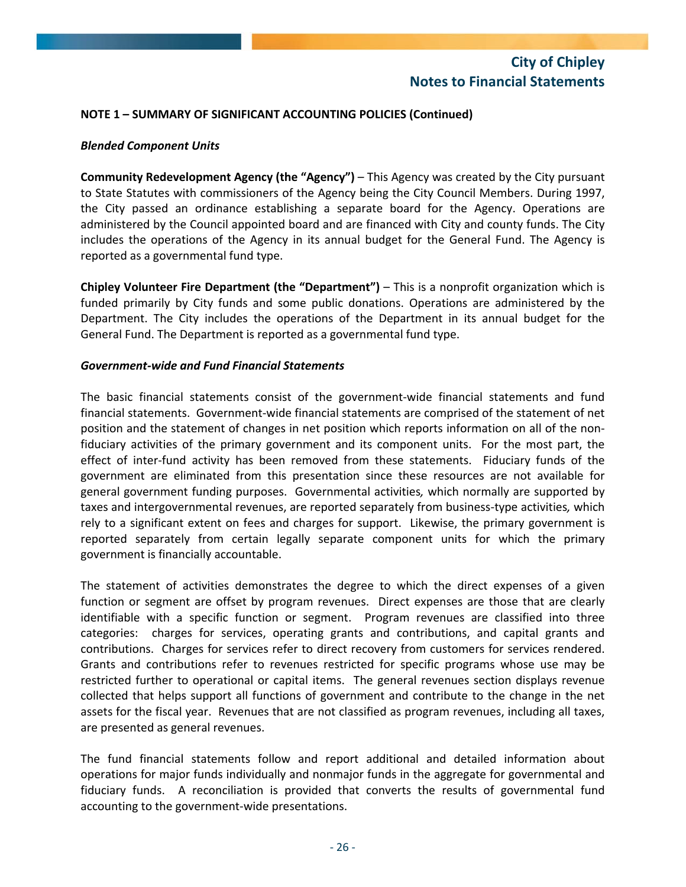**NOTE 1 – SUMMARY OF SIGNIFICANT ACCOUNTING POLICIES (Continued)**

***Blended Component Units***

**Community Redevelopment Agency (the "Agency")** – This Agency was created by the City pursuant to State Statutes with commissioners of the Agency being the City Council Members. During 1997, the City passed an ordinance establishing a separate board for the Agency. Operations are administered by the Council appointed board and are financed with City and county funds. The City includes the operations of the Agency in its annual budget for the General Fund. The Agency is reported as a governmental fund type.

**Chipley Volunteer Fire Department (the "Department")** – This is a nonprofit organization which is funded primarily by City funds and some public donations. Operations are administered by the Department. The City includes the operations of the Department in its annual budget for the General Fund. The Department is reported as a governmental fund type.

***Government-wide and Fund Financial Statements***

The basic financial statements consist of the government-wide financial statements and fund financial statements. Government-wide financial statements are comprised of the statement of net position and the statement of changes in net position which reports information on all of the non-fiduciary activities of the primary government and its component units. For the most part, the effect of inter-fund activity has been removed from these statements. Fiduciary funds of the government are eliminated from this presentation since these resources are not available for general government funding purposes. Governmental activities*,* which normally are supported by taxes and intergovernmental revenues, are reported separately from business-type activities*,* which rely to a significant extent on fees and charges for support. Likewise, the primary government is reported separately from certain legally separate component units for which the primary government is financially accountable.

The statement of activities demonstrates the degree to which the direct expenses of a given function or segment are offset by program revenues. Direct expenses are those that are clearly identifiable with a specific function or segment. Program revenues are classified into three categories: charges for services, operating grants and contributions, and capital grants and contributions. Charges for services refer to direct recovery from customers for services rendered. Grants and contributions refer to revenues restricted for specific programs whose use may be restricted further to operational or capital items. The general revenues section displays revenue collected that helps support all functions of government and contribute to the change in the net assets for the fiscal year. Revenues that are not classified as program revenues, including all taxes, are presented as general revenues.

The fund financial statements follow and report additional and detailed information about operations for major funds individually and nonmajor funds in the aggregate for governmental and fiduciary funds. A reconciliation is provided that converts the results of governmental fund accounting to the government-wide presentations.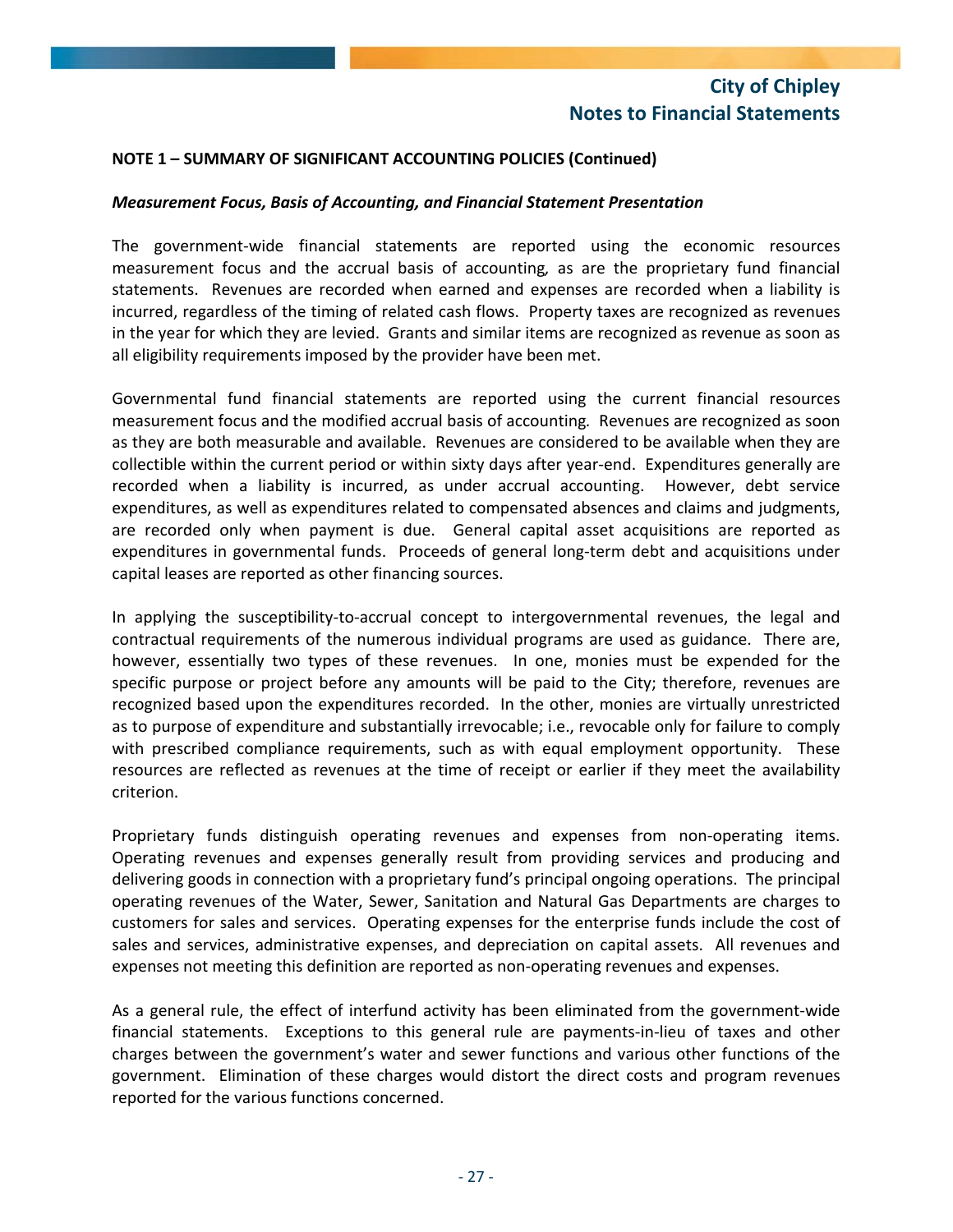## NOTE 1 – SUMMARY OF SIGNIFICANT ACCOUNTING POLICIES (Continued)

### *Measurement Focus, Basis of Accounting, and Financial Statement Presentation*

The government-wide financial statements are reported using the economic resources measurement focus and the accrual basis of accounting, as are the proprietary fund financial statements. Revenues are recorded when earned and expenses are recorded when a liability is incurred, regardless of the timing of related cash flows. Property taxes are recognized as revenues in the year for which they are levied. Grants and similar items are recognized as revenue as soon as all eligibility requirements imposed by the provider have been met.

Governmental fund financial statements are reported using the current financial resources measurement focus and the modified accrual basis of accounting. Revenues are recognized as soon as they are both measurable and available. Revenues are considered to be available when they are collectible within the current period or within sixty days after year-end. Expenditures generally are recorded when a liability is incurred, as under accrual accounting. However, debt service expenditures, as well as expenditures related to compensated absences and claims and judgments, are recorded only when payment is due. General capital asset acquisitions are reported as expenditures in governmental funds. Proceeds of general long-term debt and acquisitions under capital leases are reported as other financing sources.

In applying the susceptibility-to-accrual concept to intergovernmental revenues, the legal and contractual requirements of the numerous individual programs are used as guidance. There are, however, essentially two types of these revenues. In one, monies must be expended for the specific purpose or project before any amounts will be paid to the City; therefore, revenues are recognized based upon the expenditures recorded. In the other, monies are virtually unrestricted as to purpose of expenditure and substantially irrevocable; i.e., revocable only for failure to comply with prescribed compliance requirements, such as with equal employment opportunity. These resources are reflected as revenues at the time of receipt or earlier if they meet the availability criterion.

Proprietary funds distinguish operating revenues and expenses from non-operating items. Operating revenues and expenses generally result from providing services and producing and delivering goods in connection with a proprietary fund's principal ongoing operations. The principal operating revenues of the Water, Sewer, Sanitation and Natural Gas Departments are charges to customers for sales and services. Operating expenses for the enterprise funds include the cost of sales and services, administrative expenses, and depreciation on capital assets. All revenues and expenses not meeting this definition are reported as non-operating revenues and expenses.

As a general rule, the effect of interfund activity has been eliminated from the government-wide financial statements. Exceptions to this general rule are payments-in-lieu of taxes and other charges between the government's water and sewer functions and various other functions of the government. Elimination of these charges would distort the direct costs and program revenues reported for the various functions concerned.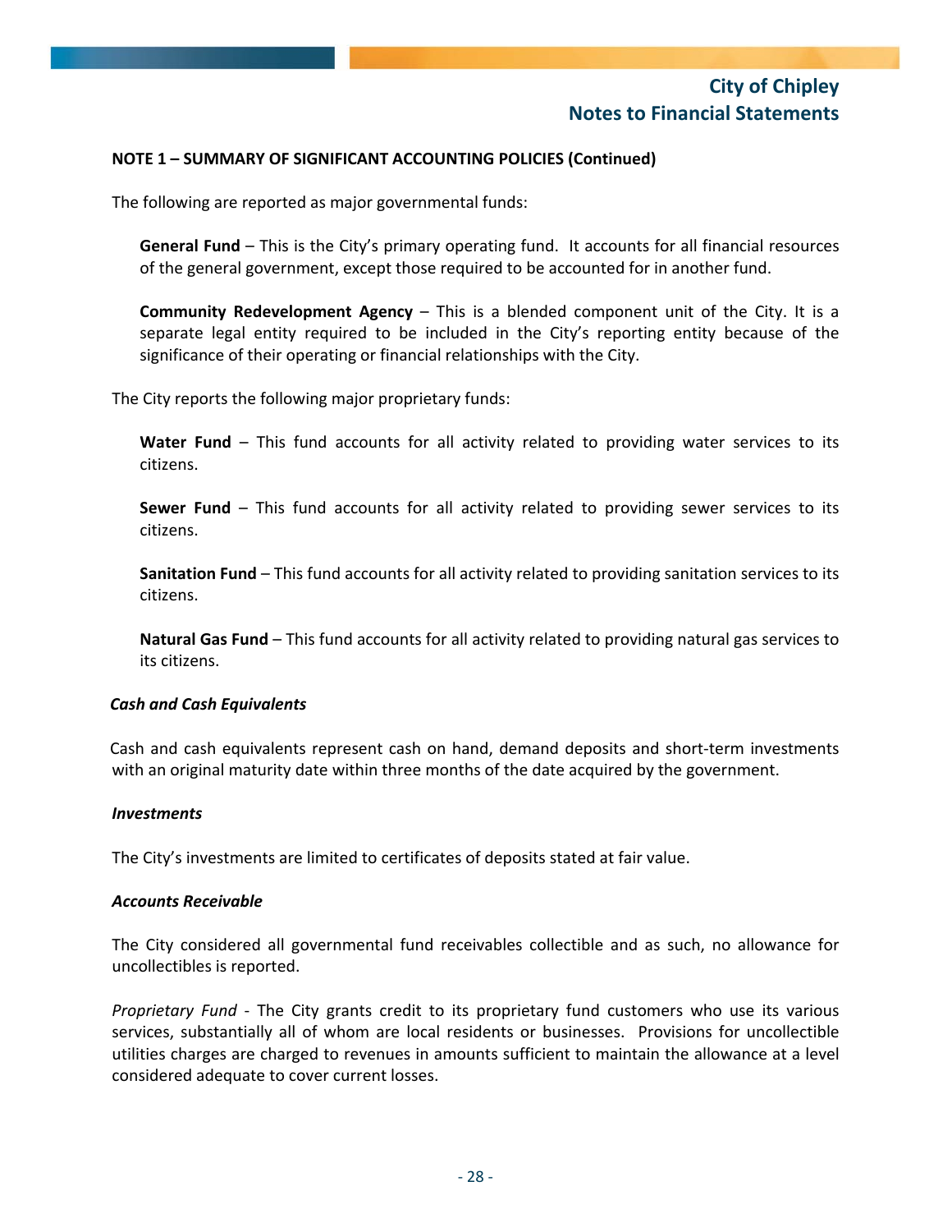**NOTE 1 – SUMMARY OF SIGNIFICANT ACCOUNTING POLICIES (Continued)**

The following are reported as major governmental funds:

> **General Fund** – This is the City's primary operating fund. It accounts for all financial resources of the general government, except those required to be accounted for in another fund.
>
> **Community Redevelopment Agency** – This is a blended component unit of the City. It is a separate legal entity required to be included in the City's reporting entity because of the significance of their operating or financial relationships with the City.

The City reports the following major proprietary funds:

> **Water Fund** – This fund accounts for all activity related to providing water services to its citizens.
>
> **Sewer Fund** – This fund accounts for all activity related to providing sewer services to its citizens.
>
> **Sanitation Fund** – This fund accounts for all activity related to providing sanitation services to its citizens.
>
> **Natural Gas Fund** – This fund accounts for all activity related to providing natural gas services to its citizens.

***Cash and Cash Equivalents***

Cash and cash equivalents represent cash on hand, demand deposits and short-term investments with an original maturity date within three months of the date acquired by the government.

***Investments***

The City's investments are limited to certificates of deposits stated at fair value.

***Accounts Receivable***

The City considered all governmental fund receivables collectible and as such, no allowance for uncollectibles is reported.

*Proprietary Fund* - The City grants credit to its proprietary fund customers who use its various services, substantially all of whom are local residents or businesses. Provisions for uncollectible utilities charges are charged to revenues in amounts sufficient to maintain the allowance at a level considered adequate to cover current losses.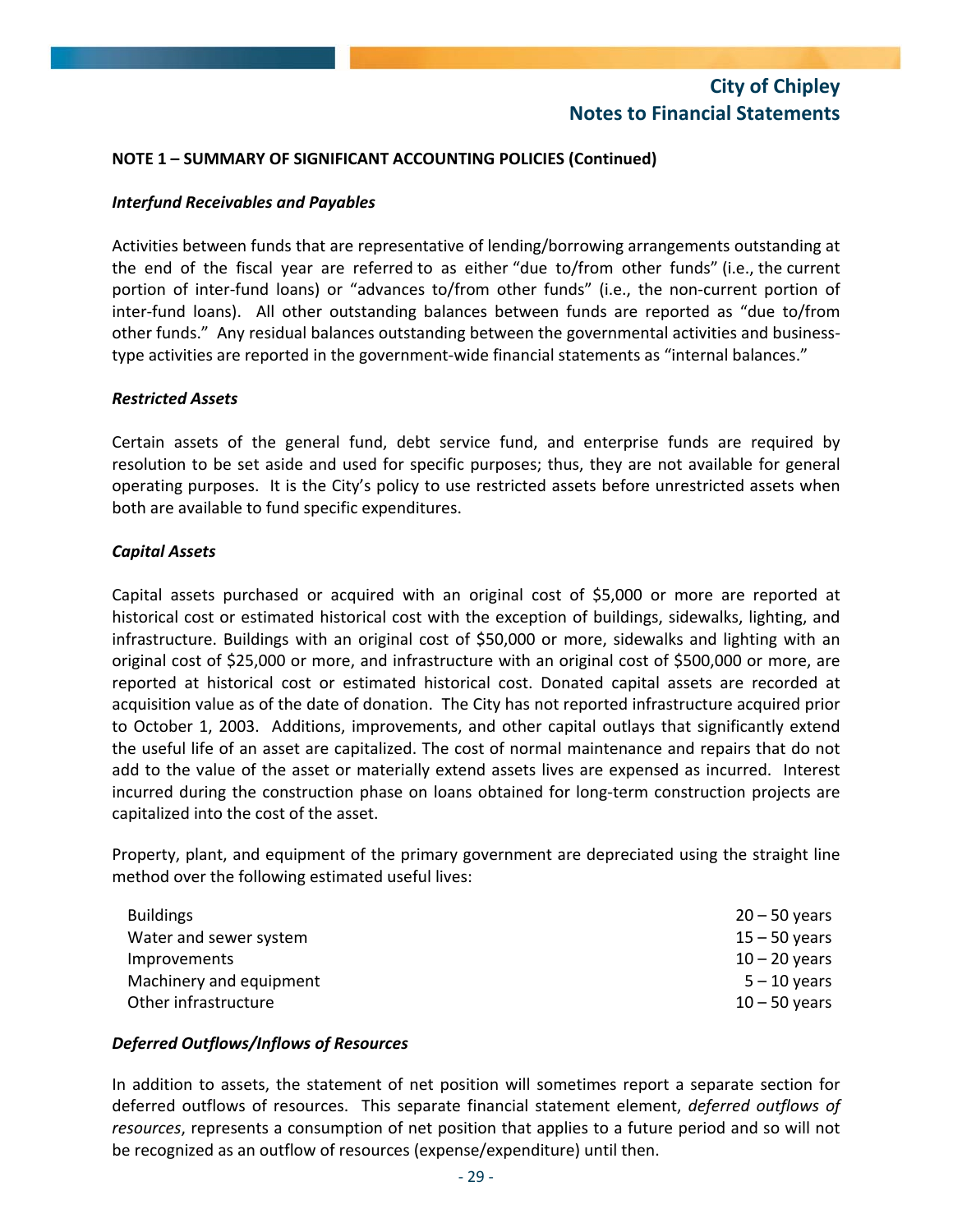**NOTE 1 – SUMMARY OF SIGNIFICANT ACCOUNTING POLICIES (Continued)**

***Interfund Receivables and Payables***

Activities between funds that are representative of lending/borrowing arrangements outstanding at the end of the fiscal year are referred to as either "due to/from other funds" (i.e., the current portion of inter-fund loans) or "advances to/from other funds" (i.e., the non-current portion of inter-fund loans). All other outstanding balances between funds are reported as "due to/from other funds." Any residual balances outstanding between the governmental activities and business-type activities are reported in the government-wide financial statements as "internal balances."

***Restricted Assets***

Certain assets of the general fund, debt service fund, and enterprise funds are required by resolution to be set aside and used for specific purposes; thus, they are not available for general operating purposes. It is the City's policy to use restricted assets before unrestricted assets when both are available to fund specific expenditures.

***Capital Assets***

Capital assets purchased or acquired with an original cost of $5,000 or more are reported at historical cost or estimated historical cost with the exception of buildings, sidewalks, lighting, and infrastructure. Buildings with an original cost of $50,000 or more, sidewalks and lighting with an original cost of $25,000 or more, and infrastructure with an original cost of $500,000 or more, are reported at historical cost or estimated historical cost. Donated capital assets are recorded at acquisition value as of the date of donation. The City has not reported infrastructure acquired prior to October 1, 2003. Additions, improvements, and other capital outlays that significantly extend the useful life of an asset are capitalized. The cost of normal maintenance and repairs that do not add to the value of the asset or materially extend assets lives are expensed as incurred. Interest incurred during the construction phase on loans obtained for long-term construction projects are capitalized into the cost of the asset.

Property, plant, and equipment of the primary government are depreciated using the straight line method over the following estimated useful lives:

| | |
|---|---|
| Buildings | 20 – 50 years |
| Water and sewer system | 15 – 50 years |
| Improvements | 10 – 20 years |
| Machinery and equipment | 5 – 10 years |
| Other infrastructure | 10 – 50 years |

***Deferred Outflows/Inflows of Resources***

In addition to assets, the statement of net position will sometimes report a separate section for deferred outflows of resources. This separate financial statement element, *deferred outflows of resources*, represents a consumption of net position that applies to a future period and so will not be recognized as an outflow of resources (expense/expenditure) until then.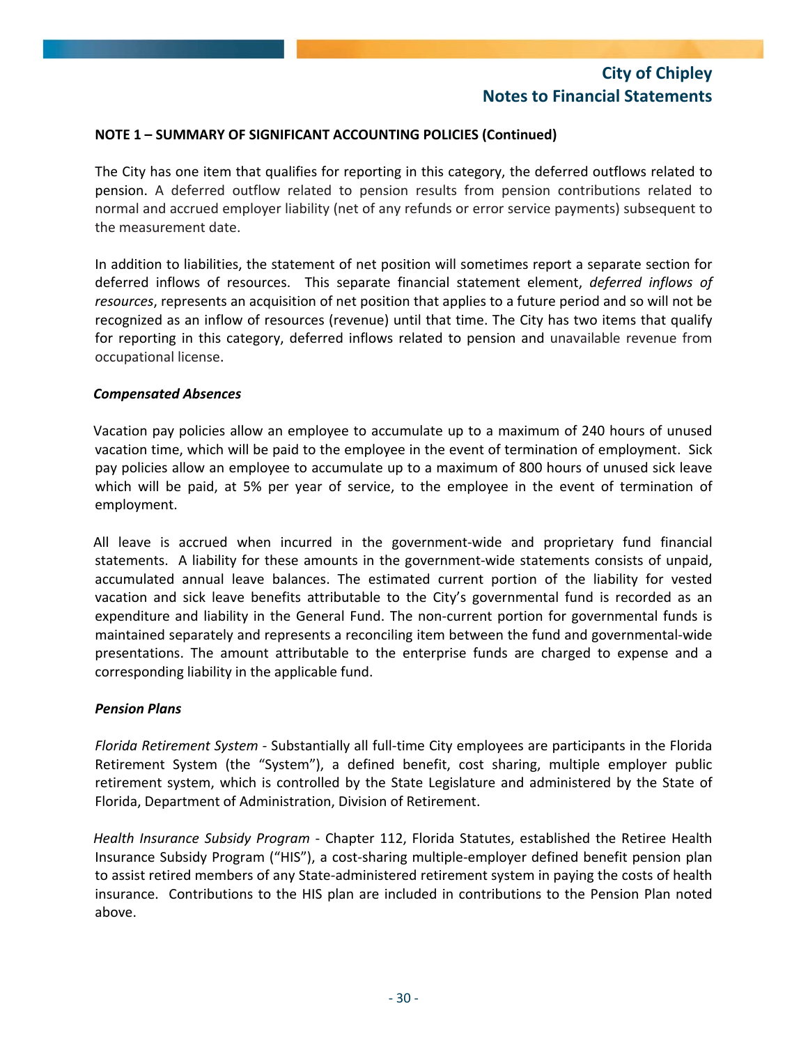**NOTE 1 – SUMMARY OF SIGNIFICANT ACCOUNTING POLICIES (Continued)**

The City has one item that qualifies for reporting in this category, the deferred outflows related to pension. A deferred outflow related to pension results from pension contributions related to normal and accrued employer liability (net of any refunds or error service payments) subsequent to the measurement date.

In addition to liabilities, the statement of net position will sometimes report a separate section for deferred inflows of resources. This separate financial statement element, *deferred inflows of resources*, represents an acquisition of net position that applies to a future period and so will not be recognized as an inflow of resources (revenue) until that time. The City has two items that qualify for reporting in this category, deferred inflows related to pension and unavailable revenue from occupational license.

***Compensated Absences***

Vacation pay policies allow an employee to accumulate up to a maximum of 240 hours of unused vacation time, which will be paid to the employee in the event of termination of employment. Sick pay policies allow an employee to accumulate up to a maximum of 800 hours of unused sick leave which will be paid, at 5% per year of service, to the employee in the event of termination of employment.

All leave is accrued when incurred in the government-wide and proprietary fund financial statements. A liability for these amounts in the government-wide statements consists of unpaid, accumulated annual leave balances. The estimated current portion of the liability for vested vacation and sick leave benefits attributable to the City's governmental fund is recorded as an expenditure and liability in the General Fund. The non-current portion for governmental funds is maintained separately and represents a reconciling item between the fund and governmental-wide presentations. The amount attributable to the enterprise funds are charged to expense and a corresponding liability in the applicable fund.

***Pension Plans***

*Florida Retirement System* - Substantially all full-time City employees are participants in the Florida Retirement System (the "System"), a defined benefit, cost sharing, multiple employer public retirement system, which is controlled by the State Legislature and administered by the State of Florida, Department of Administration, Division of Retirement.

*Health Insurance Subsidy Program* - Chapter 112, Florida Statutes, established the Retiree Health Insurance Subsidy Program ("HIS"), a cost-sharing multiple-employer defined benefit pension plan to assist retired members of any State-administered retirement system in paying the costs of health insurance. Contributions to the HIS plan are included in contributions to the Pension Plan noted above.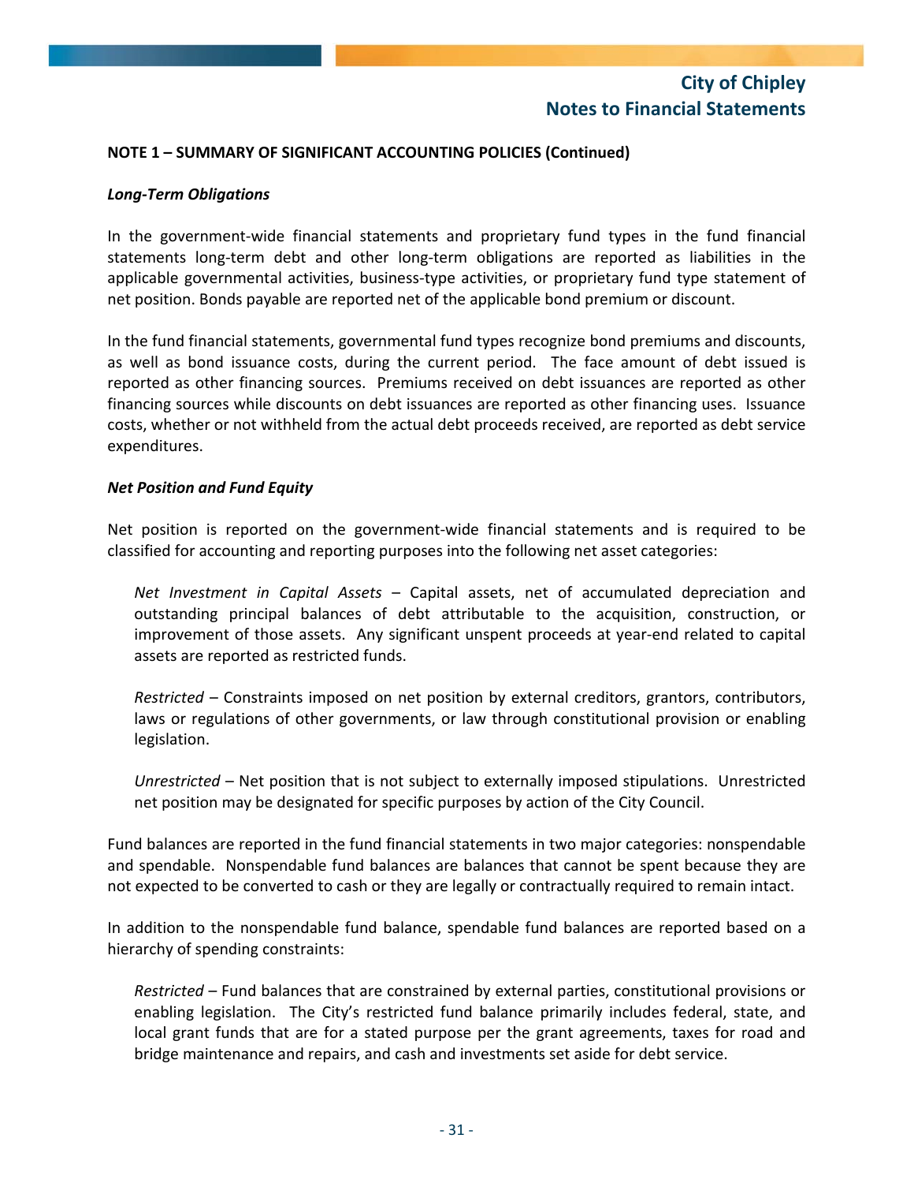**NOTE 1 – SUMMARY OF SIGNIFICANT ACCOUNTING POLICIES (Continued)**

***Long-Term Obligations***

In the government-wide financial statements and proprietary fund types in the fund financial statements long-term debt and other long-term obligations are reported as liabilities in the applicable governmental activities, business-type activities, or proprietary fund type statement of net position. Bonds payable are reported net of the applicable bond premium or discount.

In the fund financial statements, governmental fund types recognize bond premiums and discounts, as well as bond issuance costs, during the current period. The face amount of debt issued is reported as other financing sources. Premiums received on debt issuances are reported as other financing sources while discounts on debt issuances are reported as other financing uses. Issuance costs, whether or not withheld from the actual debt proceeds received, are reported as debt service expenditures.

***Net Position and Fund Equity***

Net position is reported on the government-wide financial statements and is required to be classified for accounting and reporting purposes into the following net asset categories:

*Net Investment in Capital Assets* – Capital assets, net of accumulated depreciation and outstanding principal balances of debt attributable to the acquisition, construction, or improvement of those assets. Any significant unspent proceeds at year-end related to capital assets are reported as restricted funds.

*Restricted* – Constraints imposed on net position by external creditors, grantors, contributors, laws or regulations of other governments, or law through constitutional provision or enabling legislation.

*Unrestricted* – Net position that is not subject to externally imposed stipulations. Unrestricted net position may be designated for specific purposes by action of the City Council.

Fund balances are reported in the fund financial statements in two major categories: nonspendable and spendable. Nonspendable fund balances are balances that cannot be spent because they are not expected to be converted to cash or they are legally or contractually required to remain intact.

In addition to the nonspendable fund balance, spendable fund balances are reported based on a hierarchy of spending constraints:

*Restricted* – Fund balances that are constrained by external parties, constitutional provisions or enabling legislation. The City's restricted fund balance primarily includes federal, state, and local grant funds that are for a stated purpose per the grant agreements, taxes for road and bridge maintenance and repairs, and cash and investments set aside for debt service.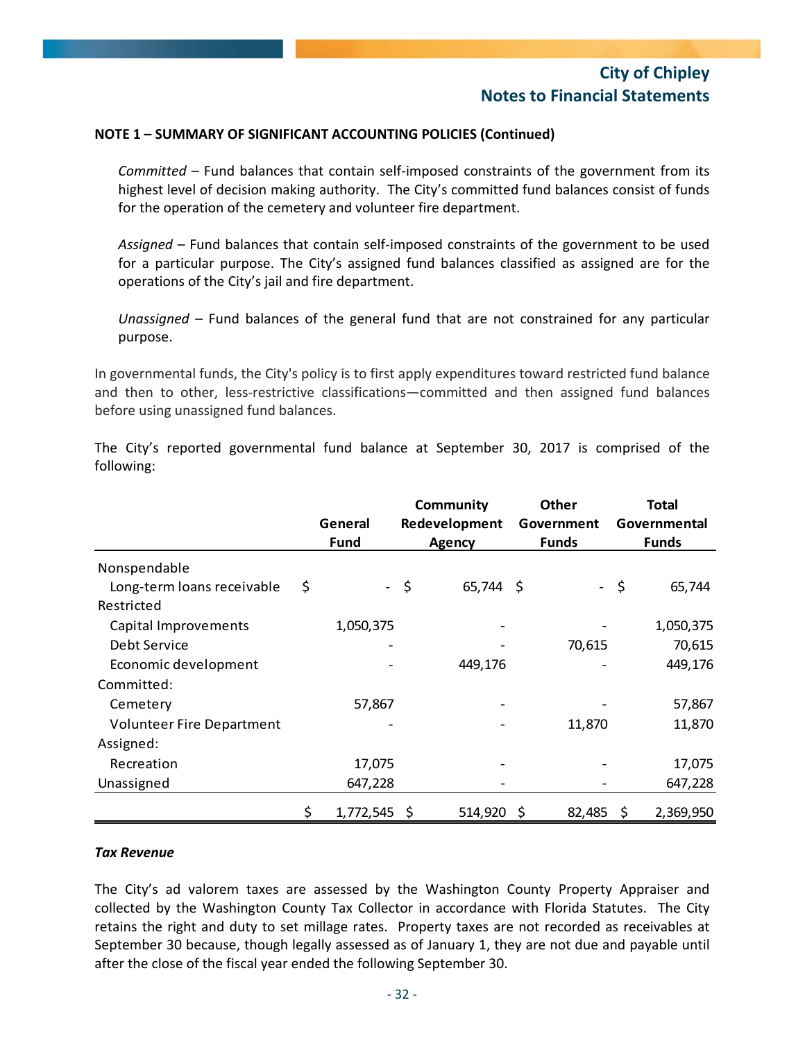**NOTE 1 – SUMMARY OF SIGNIFICANT ACCOUNTING POLICIES (Continued)**

*Committed* – Fund balances that contain self-imposed constraints of the government from its highest level of decision making authority. The City's committed fund balances consist of funds for the operation of the cemetery and volunteer fire department.

*Assigned* – Fund balances that contain self-imposed constraints of the government to be used for a particular purpose. The City's assigned fund balances classified as assigned are for the operations of the City's jail and fire department.

*Unassigned* – Fund balances of the general fund that are not constrained for any particular purpose.

In governmental funds, the City's policy is to first apply expenditures toward restricted fund balance and then to other, less-restrictive classifications—committed and then assigned fund balances before using unassigned fund balances.

The City's reported governmental fund balance at September 30, 2017 is comprised of the following:

| | General Fund | Community Redevelopment Agency | Other Government Funds | Total Governmental Funds |
|---|---|---|---|---|
| Nonspendable | | | | |
| Long-term loans receivable | $ - | $ 65,744 | $ - | $ 65,744 |
| Restricted | | | | |
| Capital Improvements | 1,050,375 | - | - | 1,050,375 |
| Debt Service | - | - | 70,615 | 70,615 |
| Economic development | - | 449,176 | - | 449,176 |
| Committed: | | | | |
| Cemetery | 57,867 | - | - | 57,867 |
| Volunteer Fire Department | - | - | 11,870 | 11,870 |
| Assigned: | | | | |
| Recreation | 17,075 | - | - | 17,075 |
| Unassigned | 647,228 | - | - | 647,228 |
| | $ 1,772,545 | $ 514,920 | $ 82,485 | $ 2,369,950 |

***Tax Revenue***

The City's ad valorem taxes are assessed by the Washington County Property Appraiser and collected by the Washington County Tax Collector in accordance with Florida Statutes. The City retains the right and duty to set millage rates. Property taxes are not recorded as receivables at September 30 because, though legally assessed as of January 1, they are not due and payable until after the close of the fiscal year ended the following September 30.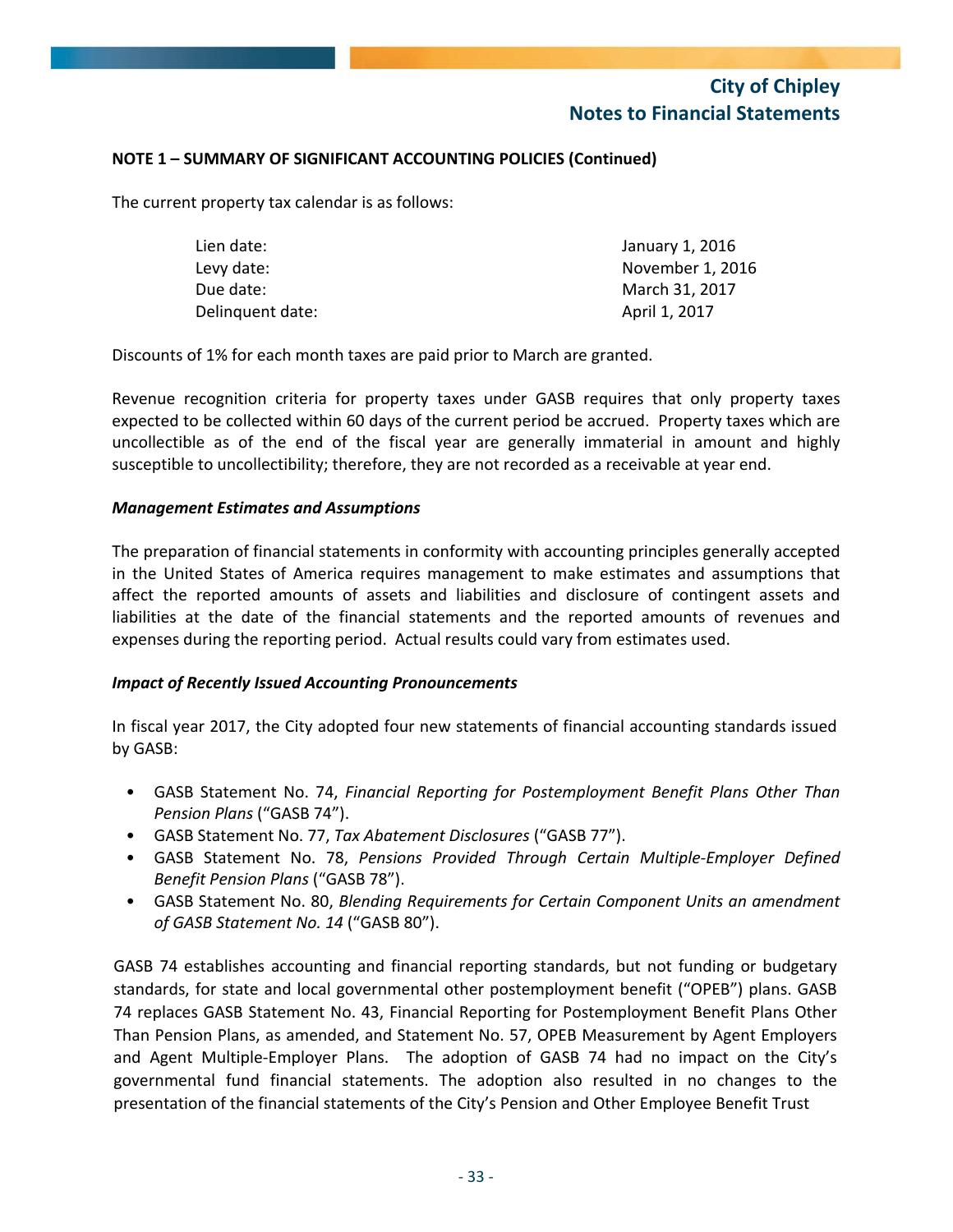**NOTE 1 – SUMMARY OF SIGNIFICANT ACCOUNTING POLICIES (Continued)**

The current property tax calendar is as follows:

| | |
|---|---|
| Lien date: | January 1, 2016 |
| Levy date: | November 1, 2016 |
| Due date: | March 31, 2017 |
| Delinquent date: | April 1, 2017 |

Discounts of 1% for each month taxes are paid prior to March are granted.

Revenue recognition criteria for property taxes under GASB requires that only property taxes expected to be collected within 60 days of the current period be accrued. Property taxes which are uncollectible as of the end of the fiscal year are generally immaterial in amount and highly susceptible to uncollectibility; therefore, they are not recorded as a receivable at year end.

***Management Estimates and Assumptions***

The preparation of financial statements in conformity with accounting principles generally accepted in the United States of America requires management to make estimates and assumptions that affect the reported amounts of assets and liabilities and disclosure of contingent assets and liabilities at the date of the financial statements and the reported amounts of revenues and expenses during the reporting period. Actual results could vary from estimates used.

***Impact of Recently Issued Accounting Pronouncements***

In fiscal year 2017, the City adopted four new statements of financial accounting standards issued by GASB:

- GASB Statement No. 74, *Financial Reporting for Postemployment Benefit Plans Other Than Pension Plans* ("GASB 74").
- GASB Statement No. 77, *Tax Abatement Disclosures* ("GASB 77").
- GASB Statement No. 78, *Pensions Provided Through Certain Multiple-Employer Defined Benefit Pension Plans* ("GASB 78").
- GASB Statement No. 80, *Blending Requirements for Certain Component Units an amendment of GASB Statement No. 14* ("GASB 80").

GASB 74 establishes accounting and financial reporting standards, but not funding or budgetary standards, for state and local governmental other postemployment benefit ("OPEB") plans. GASB 74 replaces GASB Statement No. 43, Financial Reporting for Postemployment Benefit Plans Other Than Pension Plans, as amended, and Statement No. 57, OPEB Measurement by Agent Employers and Agent Multiple-Employer Plans. The adoption of GASB 74 had no impact on the City's governmental fund financial statements. The adoption also resulted in no changes to the presentation of the financial statements of the City's Pension and Other Employee Benefit Trust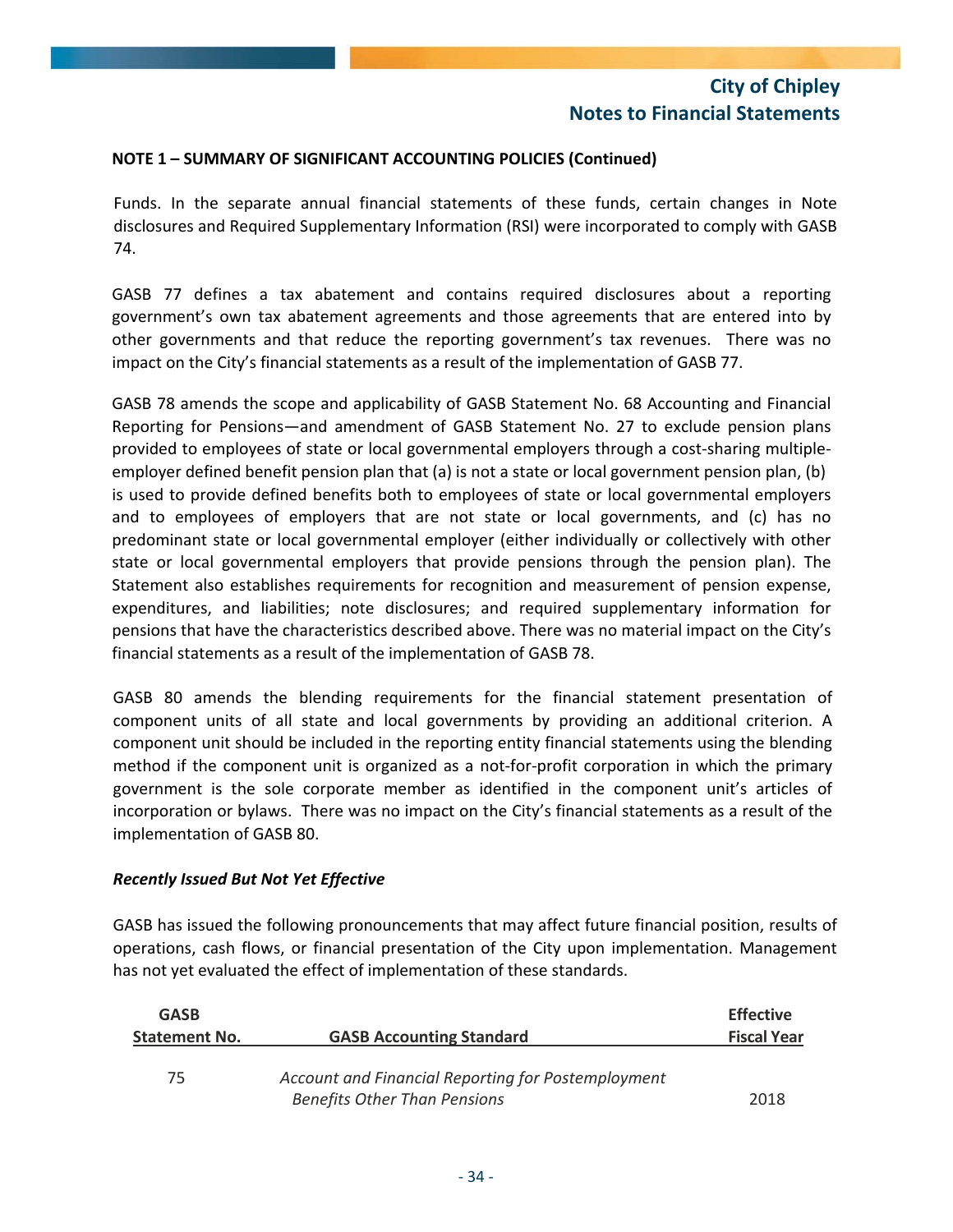**NOTE 1 – SUMMARY OF SIGNIFICANT ACCOUNTING POLICIES (Continued)**

Funds. In the separate annual financial statements of these funds, certain changes in Note disclosures and Required Supplementary Information (RSI) were incorporated to comply with GASB 74.

GASB 77 defines a tax abatement and contains required disclosures about a reporting government's own tax abatement agreements and those agreements that are entered into by other governments and that reduce the reporting government's tax revenues. There was no impact on the City's financial statements as a result of the implementation of GASB 77.

GASB 78 amends the scope and applicability of GASB Statement No. 68 Accounting and Financial Reporting for Pensions—and amendment of GASB Statement No. 27 to exclude pension plans provided to employees of state or local governmental employers through a cost-sharing multiple-employer defined benefit pension plan that (a) is not a state or local government pension plan, (b) is used to provide defined benefits both to employees of state or local governmental employers and to employees of employers that are not state or local governments, and (c) has no predominant state or local governmental employer (either individually or collectively with other state or local governmental employers that provide pensions through the pension plan). The Statement also establishes requirements for recognition and measurement of pension expense, expenditures, and liabilities; note disclosures; and required supplementary information for pensions that have the characteristics described above. There was no material impact on the City's financial statements as a result of the implementation of GASB 78.

GASB 80 amends the blending requirements for the financial statement presentation of component units of all state and local governments by providing an additional criterion. A component unit should be included in the reporting entity financial statements using the blending method if the component unit is organized as a not-for-profit corporation in which the primary government is the sole corporate member as identified in the component unit's articles of incorporation or bylaws. There was no impact on the City's financial statements as a result of the implementation of GASB 80.

***Recently Issued But Not Yet Effective***

GASB has issued the following pronouncements that may affect future financial position, results of operations, cash flows, or financial presentation of the City upon implementation. Management has not yet evaluated the effect of implementation of these standards.

| GASB Statement No. | GASB Accounting Standard | Effective Fiscal Year |
|---|---|---|
| 75 | *Account and Financial Reporting for Postemployment Benefits Other Than Pensions* | 2018 |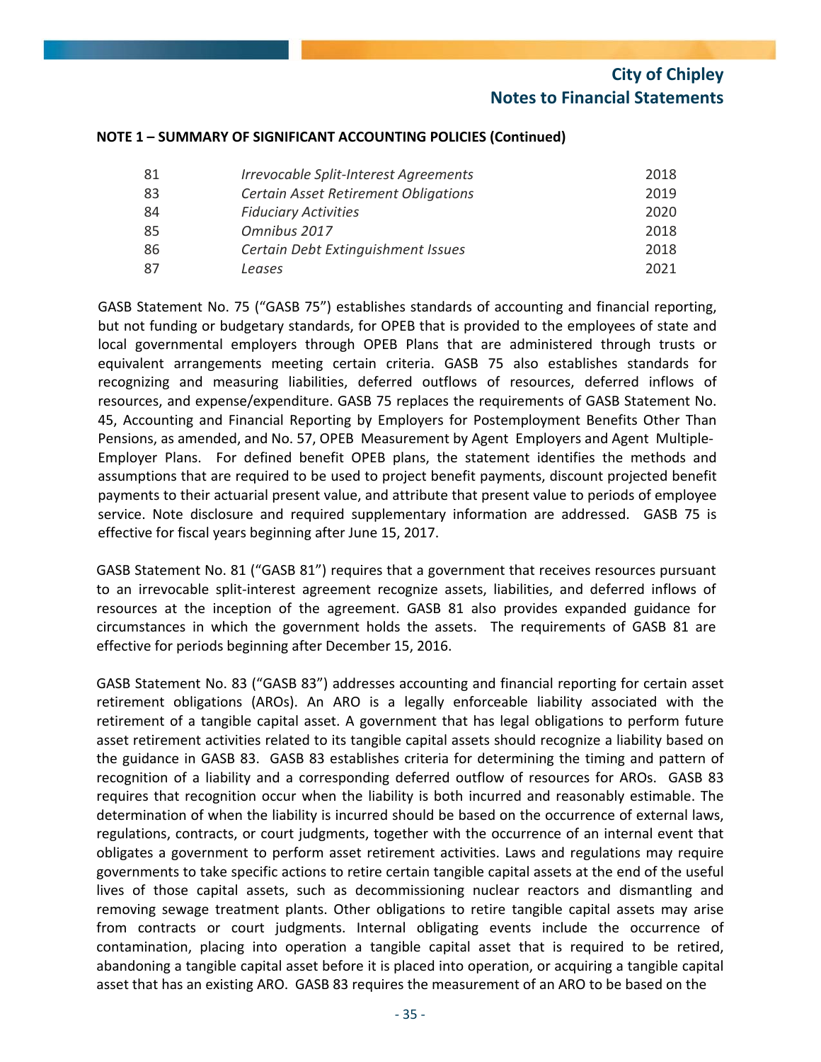**NOTE 1 – SUMMARY OF SIGNIFICANT ACCOUNTING POLICIES (Continued)**

| | | |
|---|---|---|
| 81 | *Irrevocable Split-Interest Agreements* | 2018 |
| 83 | *Certain Asset Retirement Obligations* | 2019 |
| 84 | *Fiduciary Activities* | 2020 |
| 85 | *Omnibus 2017* | 2018 |
| 86 | *Certain Debt Extinguishment Issues* | 2018 |
| 87 | *Leases* | 2021 |

GASB Statement No. 75 ("GASB 75") establishes standards of accounting and financial reporting, but not funding or budgetary standards, for OPEB that is provided to the employees of state and local governmental employers through OPEB Plans that are administered through trusts or equivalent arrangements meeting certain criteria. GASB 75 also establishes standards for recognizing and measuring liabilities, deferred outflows of resources, deferred inflows of resources, and expense/expenditure. GASB 75 replaces the requirements of GASB Statement No. 45, Accounting and Financial Reporting by Employers for Postemployment Benefits Other Than Pensions, as amended, and No. 57, OPEB Measurement by Agent Employers and Agent Multiple-Employer Plans. For defined benefit OPEB plans, the statement identifies the methods and assumptions that are required to be used to project benefit payments, discount projected benefit payments to their actuarial present value, and attribute that present value to periods of employee service. Note disclosure and required supplementary information are addressed. GASB 75 is effective for fiscal years beginning after June 15, 2017.

GASB Statement No. 81 ("GASB 81") requires that a government that receives resources pursuant to an irrevocable split-interest agreement recognize assets, liabilities, and deferred inflows of resources at the inception of the agreement. GASB 81 also provides expanded guidance for circumstances in which the government holds the assets. The requirements of GASB 81 are effective for periods beginning after December 15, 2016.

GASB Statement No. 83 ("GASB 83") addresses accounting and financial reporting for certain asset retirement obligations (AROs). An ARO is a legally enforceable liability associated with the retirement of a tangible capital asset. A government that has legal obligations to perform future asset retirement activities related to its tangible capital assets should recognize a liability based on the guidance in GASB 83. GASB 83 establishes criteria for determining the timing and pattern of recognition of a liability and a corresponding deferred outflow of resources for AROs. GASB 83 requires that recognition occur when the liability is both incurred and reasonably estimable. The determination of when the liability is incurred should be based on the occurrence of external laws, regulations, contracts, or court judgments, together with the occurrence of an internal event that obligates a government to perform asset retirement activities. Laws and regulations may require governments to take specific actions to retire certain tangible capital assets at the end of the useful lives of those capital assets, such as decommissioning nuclear reactors and dismantling and removing sewage treatment plants. Other obligations to retire tangible capital assets may arise from contracts or court judgments. Internal obligating events include the occurrence of contamination, placing into operation a tangible capital asset that is required to be retired, abandoning a tangible capital asset before it is placed into operation, or acquiring a tangible capital asset that has an existing ARO. GASB 83 requires the measurement of an ARO to be based on the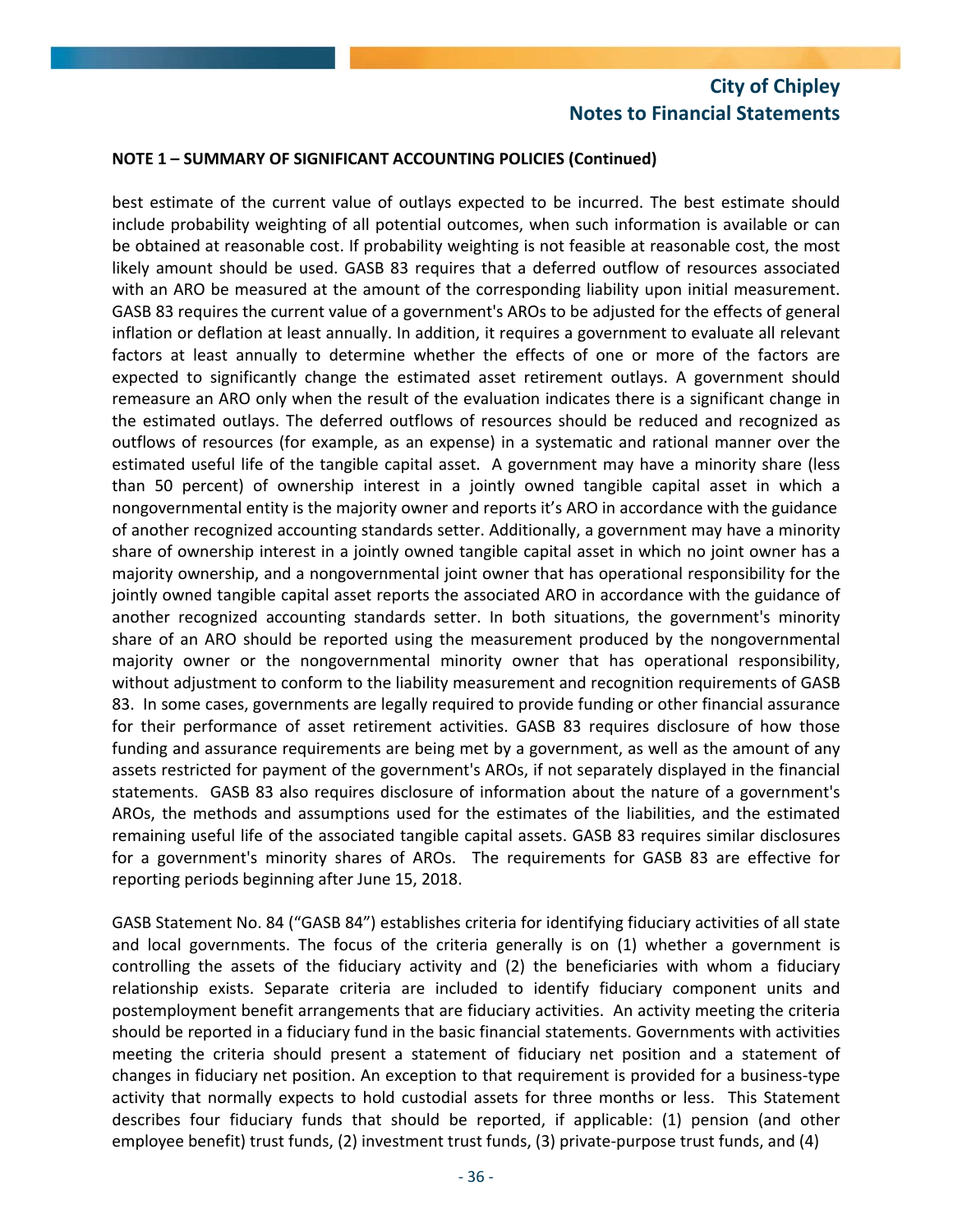**NOTE 1 – SUMMARY OF SIGNIFICANT ACCOUNTING POLICIES (Continued)**

best estimate of the current value of outlays expected to be incurred. The best estimate should include probability weighting of all potential outcomes, when such information is available or can be obtained at reasonable cost. If probability weighting is not feasible at reasonable cost, the most likely amount should be used. GASB 83 requires that a deferred outflow of resources associated with an ARO be measured at the amount of the corresponding liability upon initial measurement. GASB 83 requires the current value of a government's AROs to be adjusted for the effects of general inflation or deflation at least annually. In addition, it requires a government to evaluate all relevant factors at least annually to determine whether the effects of one or more of the factors are expected to significantly change the estimated asset retirement outlays. A government should remeasure an ARO only when the result of the evaluation indicates there is a significant change in the estimated outlays. The deferred outflows of resources should be reduced and recognized as outflows of resources (for example, as an expense) in a systematic and rational manner over the estimated useful life of the tangible capital asset. A government may have a minority share (less than 50 percent) of ownership interest in a jointly owned tangible capital asset in which a nongovernmental entity is the majority owner and reports it's ARO in accordance with the guidance of another recognized accounting standards setter. Additionally, a government may have a minority share of ownership interest in a jointly owned tangible capital asset in which no joint owner has a majority ownership, and a nongovernmental joint owner that has operational responsibility for the jointly owned tangible capital asset reports the associated ARO in accordance with the guidance of another recognized accounting standards setter. In both situations, the government's minority share of an ARO should be reported using the measurement produced by the nongovernmental majority owner or the nongovernmental minority owner that has operational responsibility, without adjustment to conform to the liability measurement and recognition requirements of GASB 83. In some cases, governments are legally required to provide funding or other financial assurance for their performance of asset retirement activities. GASB 83 requires disclosure of how those funding and assurance requirements are being met by a government, as well as the amount of any assets restricted for payment of the government's AROs, if not separately displayed in the financial statements. GASB 83 also requires disclosure of information about the nature of a government's AROs, the methods and assumptions used for the estimates of the liabilities, and the estimated remaining useful life of the associated tangible capital assets. GASB 83 requires similar disclosures for a government's minority shares of AROs. The requirements for GASB 83 are effective for reporting periods beginning after June 15, 2018.

GASB Statement No. 84 ("GASB 84") establishes criteria for identifying fiduciary activities of all state and local governments. The focus of the criteria generally is on (1) whether a government is controlling the assets of the fiduciary activity and (2) the beneficiaries with whom a fiduciary relationship exists. Separate criteria are included to identify fiduciary component units and postemployment benefit arrangements that are fiduciary activities. An activity meeting the criteria should be reported in a fiduciary fund in the basic financial statements. Governments with activities meeting the criteria should present a statement of fiduciary net position and a statement of changes in fiduciary net position. An exception to that requirement is provided for a business-type activity that normally expects to hold custodial assets for three months or less. This Statement describes four fiduciary funds that should be reported, if applicable: (1) pension (and other employee benefit) trust funds, (2) investment trust funds, (3) private-purpose trust funds, and (4)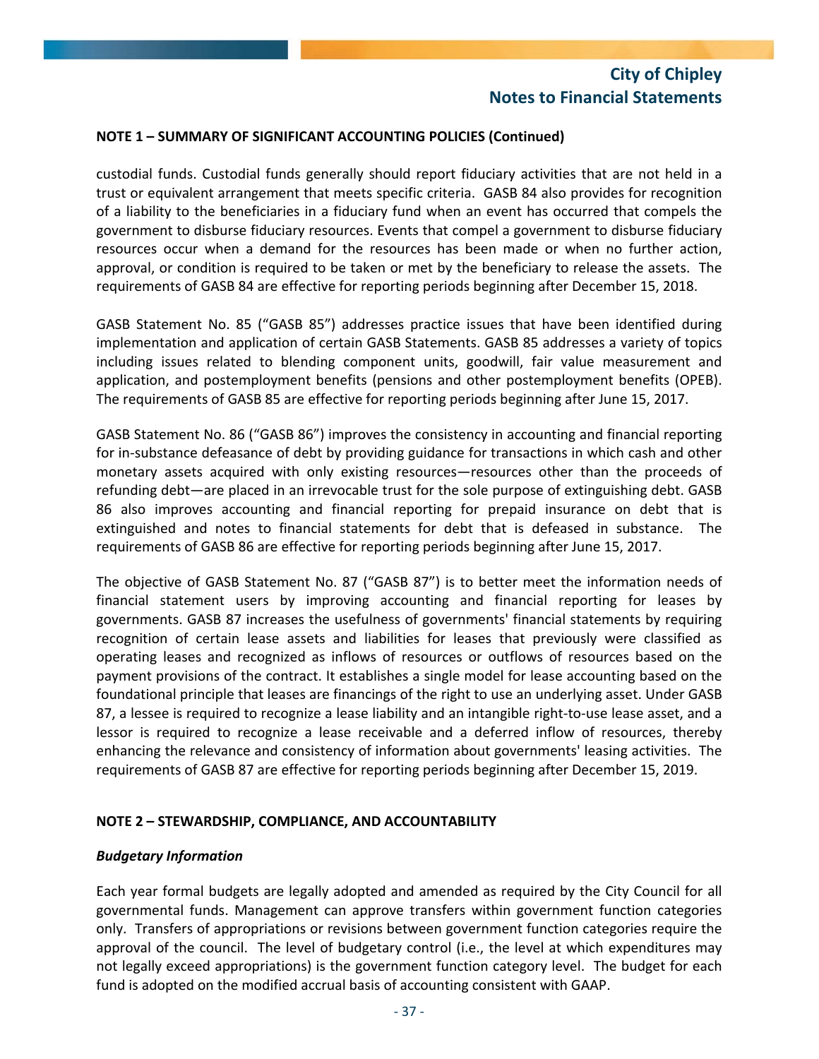**NOTE 1 – SUMMARY OF SIGNIFICANT ACCOUNTING POLICIES (Continued)**

custodial funds. Custodial funds generally should report fiduciary activities that are not held in a trust or equivalent arrangement that meets specific criteria. GASB 84 also provides for recognition of a liability to the beneficiaries in a fiduciary fund when an event has occurred that compels the government to disburse fiduciary resources. Events that compel a government to disburse fiduciary resources occur when a demand for the resources has been made or when no further action, approval, or condition is required to be taken or met by the beneficiary to release the assets. The requirements of GASB 84 are effective for reporting periods beginning after December 15, 2018.

GASB Statement No. 85 ("GASB 85") addresses practice issues that have been identified during implementation and application of certain GASB Statements. GASB 85 addresses a variety of topics including issues related to blending component units, goodwill, fair value measurement and application, and postemployment benefits (pensions and other postemployment benefits (OPEB). The requirements of GASB 85 are effective for reporting periods beginning after June 15, 2017.

GASB Statement No. 86 ("GASB 86") improves the consistency in accounting and financial reporting for in-substance defeasance of debt by providing guidance for transactions in which cash and other monetary assets acquired with only existing resources—resources other than the proceeds of refunding debt—are placed in an irrevocable trust for the sole purpose of extinguishing debt. GASB 86 also improves accounting and financial reporting for prepaid insurance on debt that is extinguished and notes to financial statements for debt that is defeased in substance. The requirements of GASB 86 are effective for reporting periods beginning after June 15, 2017.

The objective of GASB Statement No. 87 ("GASB 87") is to better meet the information needs of financial statement users by improving accounting and financial reporting for leases by governments. GASB 87 increases the usefulness of governments' financial statements by requiring recognition of certain lease assets and liabilities for leases that previously were classified as operating leases and recognized as inflows of resources or outflows of resources based on the payment provisions of the contract. It establishes a single model for lease accounting based on the foundational principle that leases are financings of the right to use an underlying asset. Under GASB 87, a lessee is required to recognize a lease liability and an intangible right-to-use lease asset, and a lessor is required to recognize a lease receivable and a deferred inflow of resources, thereby enhancing the relevance and consistency of information about governments' leasing activities. The requirements of GASB 87 are effective for reporting periods beginning after December 15, 2019.

**NOTE 2 – STEWARDSHIP, COMPLIANCE, AND ACCOUNTABILITY**

***Budgetary Information***

Each year formal budgets are legally adopted and amended as required by the City Council for all governmental funds. Management can approve transfers within government function categories only. Transfers of appropriations or revisions between government function categories require the approval of the council. The level of budgetary control (i.e., the level at which expenditures may not legally exceed appropriations) is the government function category level. The budget for each fund is adopted on the modified accrual basis of accounting consistent with GAAP.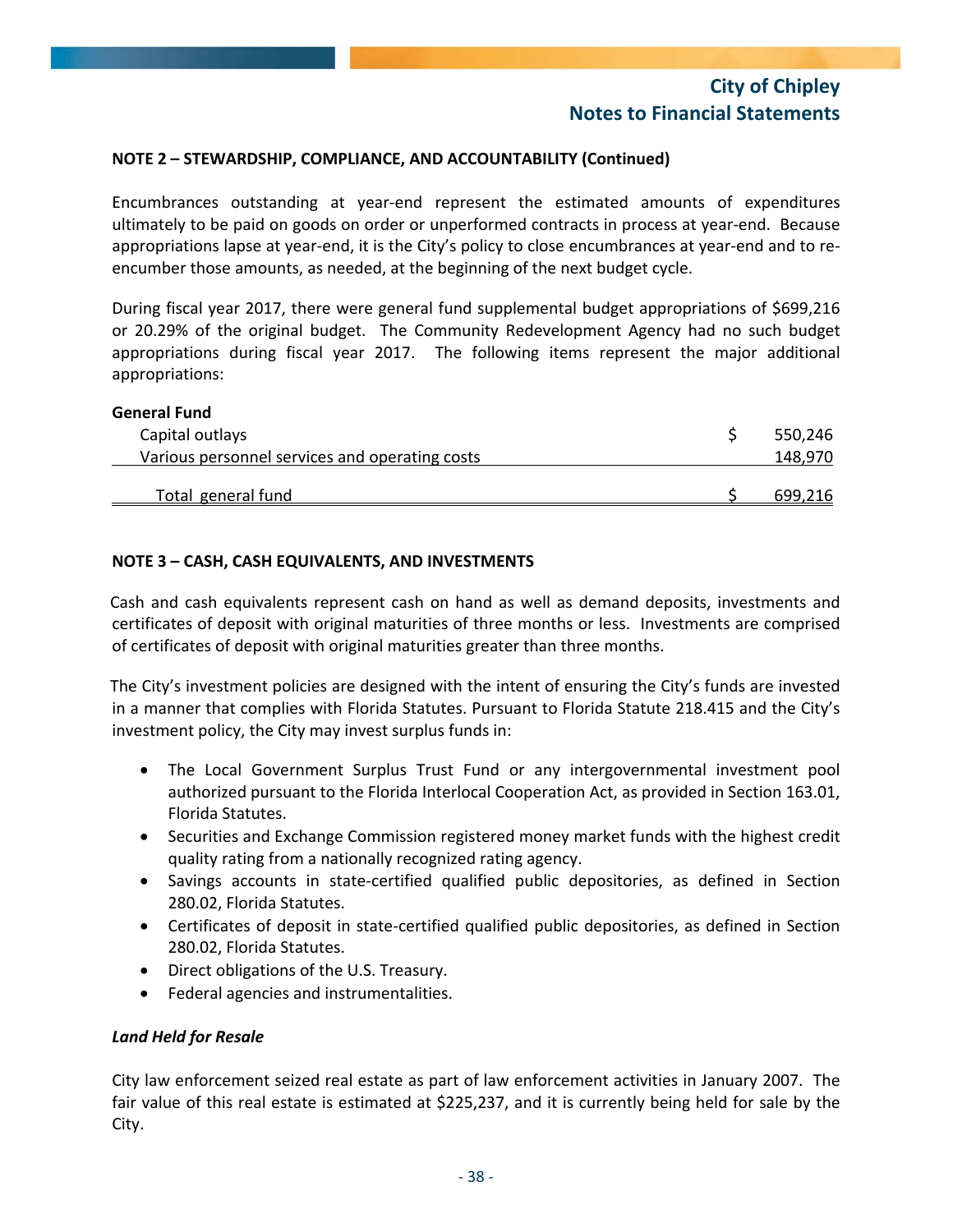**NOTE 2 – STEWARDSHIP, COMPLIANCE, AND ACCOUNTABILITY (Continued)**

Encumbrances outstanding at year-end represent the estimated amounts of expenditures ultimately to be paid on goods on order or unperformed contracts in process at year-end. Because appropriations lapse at year-end, it is the City's policy to close encumbrances at year-end and to re-encumber those amounts, as needed, at the beginning of the next budget cycle.

During fiscal year 2017, there were general fund supplemental budget appropriations of $699,216 or 20.29% of the original budget. The Community Redevelopment Agency had no such budget appropriations during fiscal year 2017. The following items represent the major additional appropriations:

| **General Fund** | | |
|---|---|---|
| Capital outlays | $ | 550,246 |
| Various personnel services and operating costs | | 148,970 |
| Total general fund | $ | 699,216 |

**NOTE 3 – CASH, CASH EQUIVALENTS, AND INVESTMENTS**

Cash and cash equivalents represent cash on hand as well as demand deposits, investments and certificates of deposit with original maturities of three months or less. Investments are comprised of certificates of deposit with original maturities greater than three months.

The City's investment policies are designed with the intent of ensuring the City's funds are invested in a manner that complies with Florida Statutes. Pursuant to Florida Statute 218.415 and the City's investment policy, the City may invest surplus funds in:

- The Local Government Surplus Trust Fund or any intergovernmental investment pool authorized pursuant to the Florida Interlocal Cooperation Act, as provided in Section 163.01, Florida Statutes.
- Securities and Exchange Commission registered money market funds with the highest credit quality rating from a nationally recognized rating agency.
- Savings accounts in state-certified qualified public depositories, as defined in Section 280.02, Florida Statutes.
- Certificates of deposit in state-certified qualified public depositories, as defined in Section 280.02, Florida Statutes.
- Direct obligations of the U.S. Treasury.
- Federal agencies and instrumentalities.

***Land Held for Resale***

City law enforcement seized real estate as part of law enforcement activities in January 2007. The fair value of this real estate is estimated at $225,237, and it is currently being held for sale by the City.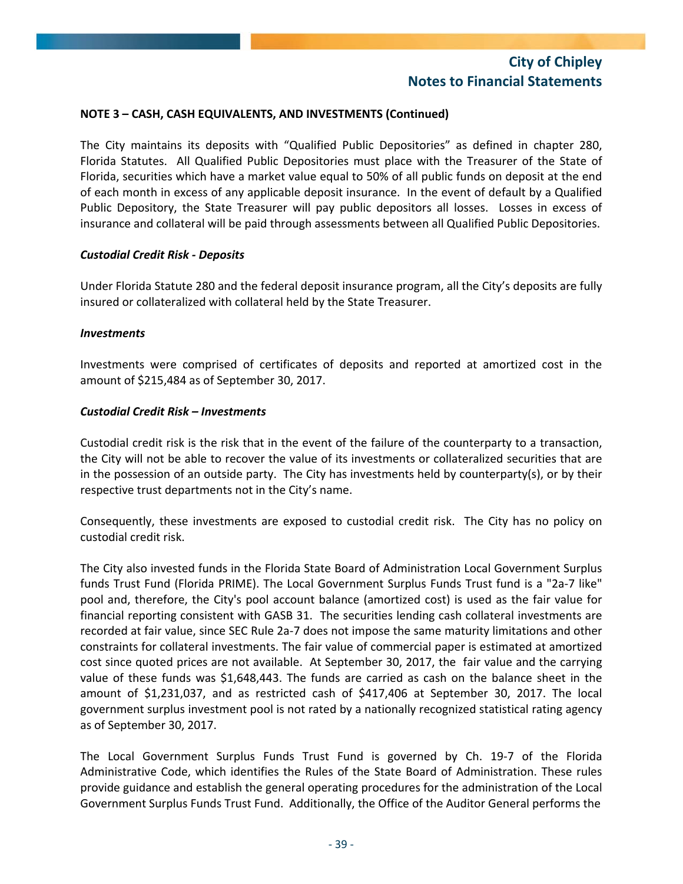**NOTE 3 – CASH, CASH EQUIVALENTS, AND INVESTMENTS (Continued)**

The City maintains its deposits with "Qualified Public Depositories" as defined in chapter 280, Florida Statutes. All Qualified Public Depositories must place with the Treasurer of the State of Florida, securities which have a market value equal to 50% of all public funds on deposit at the end of each month in excess of any applicable deposit insurance. In the event of default by a Qualified Public Depository, the State Treasurer will pay public depositors all losses. Losses in excess of insurance and collateral will be paid through assessments between all Qualified Public Depositories.

***Custodial Credit Risk - Deposits***

Under Florida Statute 280 and the federal deposit insurance program, all the City's deposits are fully insured or collateralized with collateral held by the State Treasurer.

***Investments***

Investments were comprised of certificates of deposits and reported at amortized cost in the amount of $215,484 as of September 30, 2017.

***Custodial Credit Risk – Investments***

Custodial credit risk is the risk that in the event of the failure of the counterparty to a transaction, the City will not be able to recover the value of its investments or collateralized securities that are in the possession of an outside party. The City has investments held by counterparty(s), or by their respective trust departments not in the City's name.

Consequently, these investments are exposed to custodial credit risk. The City has no policy on custodial credit risk.

The City also invested funds in the Florida State Board of Administration Local Government Surplus funds Trust Fund (Florida PRIME). The Local Government Surplus Funds Trust fund is a "2a-7 like" pool and, therefore, the City's pool account balance (amortized cost) is used as the fair value for financial reporting consistent with GASB 31. The securities lending cash collateral investments are recorded at fair value, since SEC Rule 2a-7 does not impose the same maturity limitations and other constraints for collateral investments. The fair value of commercial paper is estimated at amortized cost since quoted prices are not available. At September 30, 2017, the fair value and the carrying value of these funds was $1,648,443. The funds are carried as cash on the balance sheet in the amount of $1,231,037, and as restricted cash of $417,406 at September 30, 2017. The local government surplus investment pool is not rated by a nationally recognized statistical rating agency as of September 30, 2017.

The Local Government Surplus Funds Trust Fund is governed by Ch. 19-7 of the Florida Administrative Code, which identifies the Rules of the State Board of Administration. These rules provide guidance and establish the general operating procedures for the administration of the Local Government Surplus Funds Trust Fund. Additionally, the Office of the Auditor General performs the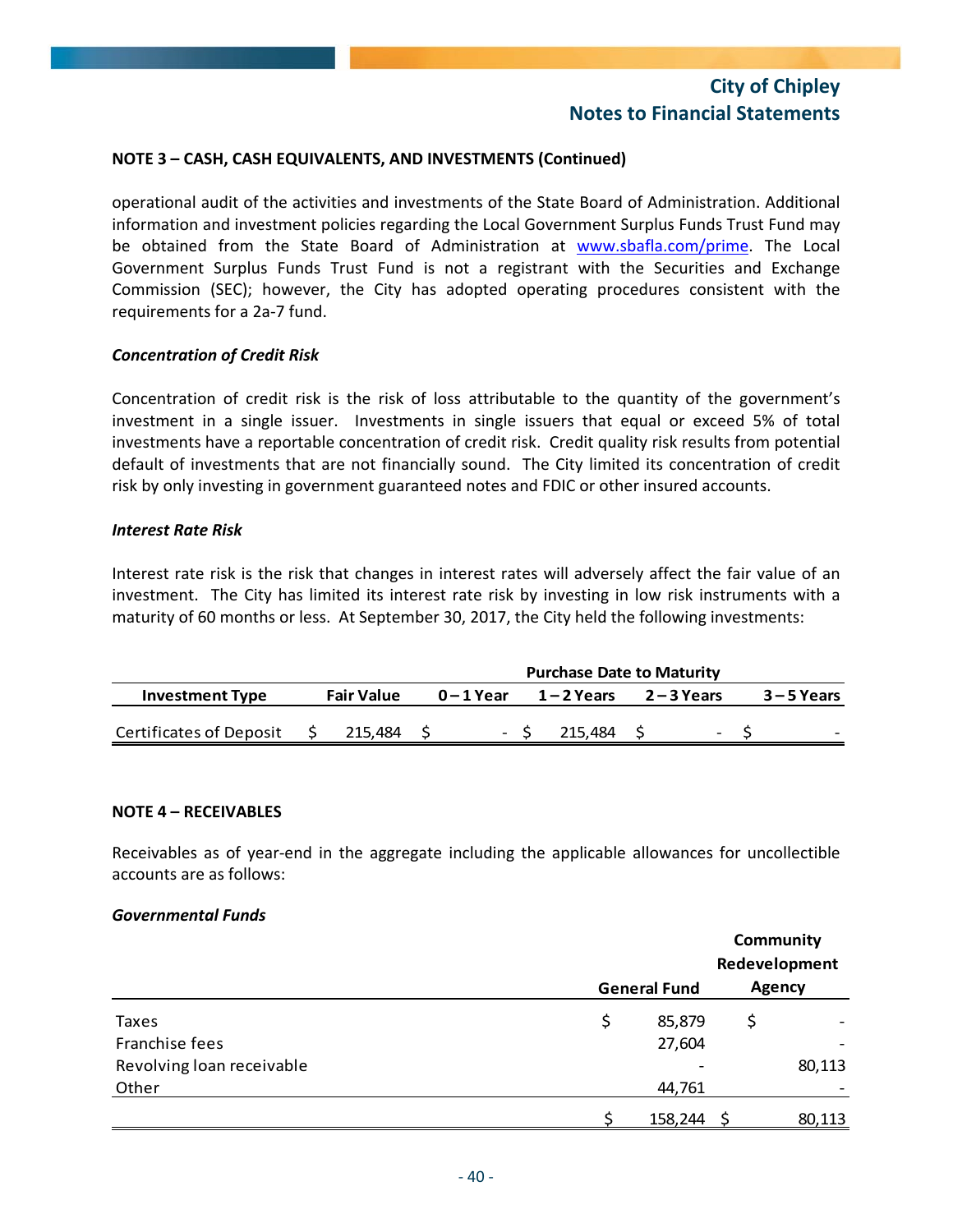## NOTE 3 – CASH, CASH EQUIVALENTS, AND INVESTMENTS (Continued)

operational audit of the activities and investments of the State Board of Administration. Additional information and investment policies regarding the Local Government Surplus Funds Trust Fund may be obtained from the State Board of Administration at www.sbafla.com/prime. The Local Government Surplus Funds Trust Fund is not a registrant with the Securities and Exchange Commission (SEC); however, the City has adopted operating procedures consistent with the requirements for a 2a-7 fund.

### *Concentration of Credit Risk*

Concentration of credit risk is the risk of loss attributable to the quantity of the government's investment in a single issuer. Investments in single issuers that equal or exceed 5% of total investments have a reportable concentration of credit risk. Credit quality risk results from potential default of investments that are not financially sound. The City limited its concentration of credit risk by only investing in government guaranteed notes and FDIC or other insured accounts.

### *Interest Rate Risk*

Interest rate risk is the risk that changes in interest rates will adversely affect the fair value of an investment. The City has limited its interest rate risk by investing in low risk instruments with a maturity of 60 months or less. At September 30, 2017, the City held the following investments:

| | | Purchase Date to Maturity | | | |
|---|---|---|---|---|---|
| **Investment Type** | **Fair Value** | **0 – 1 Year** | **1 – 2 Years** | **2 – 3 Years** | **3 – 5 Years** |
| Certificates of Deposit | $ 215,484 | $ - | $ 215,484 | $ - | $ - |

## NOTE 4 – RECEIVABLES

Receivables as of year-end in the aggregate including the applicable allowances for uncollectible accounts are as follows:

### *Governmental Funds*

| | General Fund | Community Redevelopment Agency |
|---|---|---|
| Taxes | $ 85,879 | $ - |
| Franchise fees | 27,604 | - |
| Revolving loan receivable | - | 80,113 |
| Other | 44,761 | - |
| | $ 158,244 | $ 80,113 |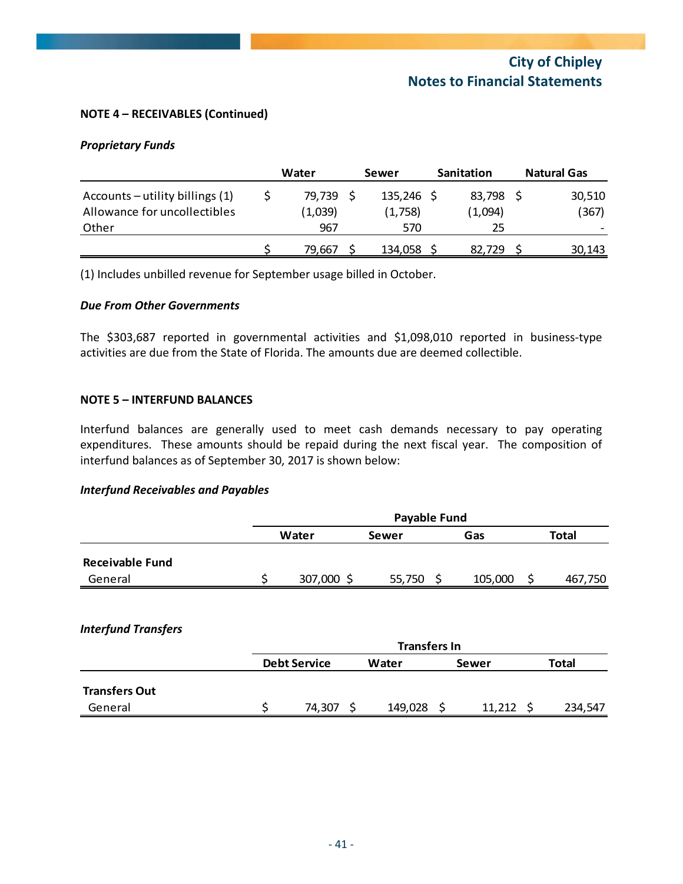**NOTE 4 – RECEIVABLES (Continued)**

***Proprietary Funds***

| | Water | Sewer | Sanitation | Natural Gas |
|---|---|---|---|---|
| Accounts – utility billings (1) | $ 79,739 | $ 135,246 | $ 83,798 | $ 30,510 |
| Allowance for uncollectibles | (1,039) | (1,758) | (1,094) | (367) |
| Other | 967 | 570 | 25 | - |
| | $ 79,667 | $ 134,058 | $ 82,729 | $ 30,143 |

(1) Includes unbilled revenue for September usage billed in October.

***Due From Other Governments***

The $303,687 reported in governmental activities and $1,098,010 reported in business-type activities are due from the State of Florida. The amounts due are deemed collectible.

**NOTE 5 – INTERFUND BALANCES**

Interfund balances are generally used to meet cash demands necessary to pay operating expenditures. These amounts should be repaid during the next fiscal year. The composition of interfund balances as of September 30, 2017 is shown below:

***Interfund Receivables and Payables***

| | Payable Fund | | | |
|---|---|---|---|---|
| | Water | Sewer | Gas | Total |
| **Receivable Fund** | | | | |
| General | $ 307,000 | $ 55,750 | $ 105,000 | $ 467,750 |

***Interfund Transfers***

| | Transfers In | | | |
|---|---|---|---|---|
| | Debt Service | Water | Sewer | Total |
| **Transfers Out** | | | | |
| General | $ 74,307 | $ 149,028 | $ 11,212 | $ 234,547 |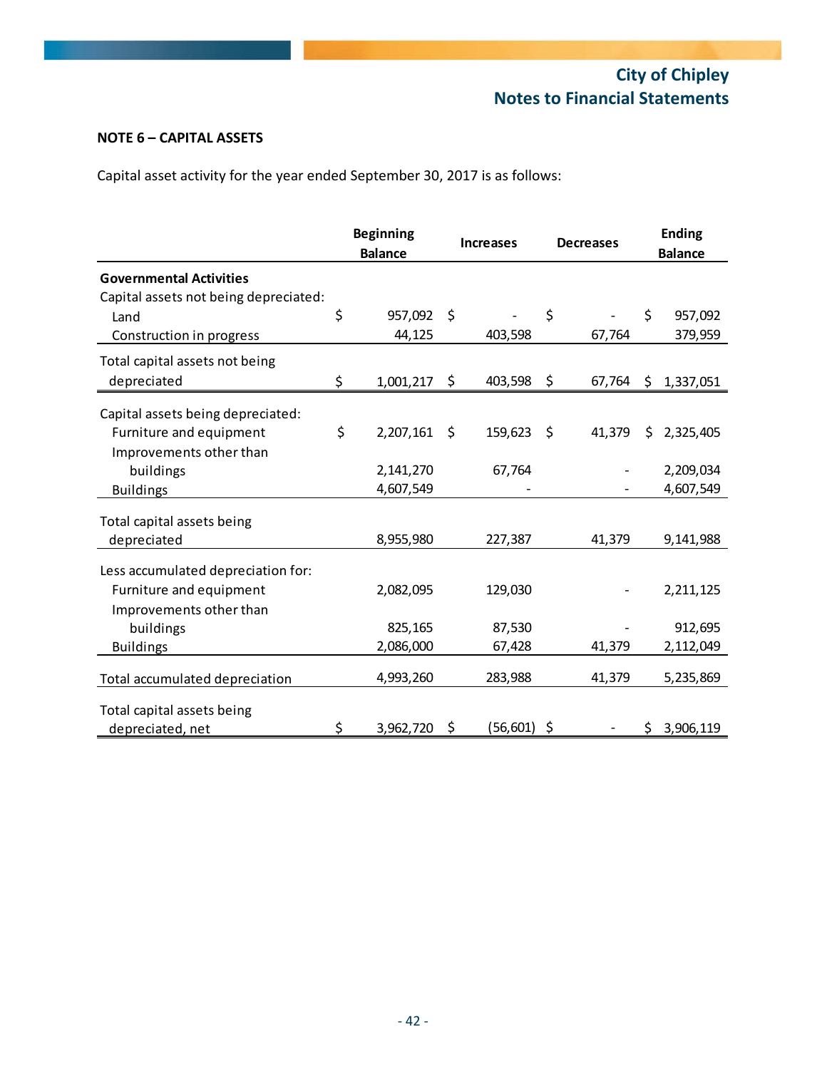City of Chipley
Notes to Financial Statements

**NOTE 6 – CAPITAL ASSETS**

Capital asset activity for the year ended September 30, 2017 is as follows:

| | Beginning Balance | Increases | Decreases | Ending Balance |
|---|---|---|---|---|
| **Governmental Activities** | | | | |
| Capital assets not being depreciated: | | | | |
| Land | $ 957,092 | $ - | $ - | $ 957,092 |
| Construction in progress | 44,125 | 403,598 | 67,764 | 379,959 |
| Total capital assets not being depreciated | $ 1,001,217 | $ 403,598 | $ 67,764 | $ 1,337,051 |
| Capital assets being depreciated: | | | | |
| Furniture and equipment | $ 2,207,161 | $ 159,623 | $ 41,379 | $ 2,325,405 |
| Improvements other than buildings | 2,141,270 | 67,764 | - | 2,209,034 |
| Buildings | 4,607,549 | - | - | 4,607,549 |
| Total capital assets being depreciated | 8,955,980 | 227,387 | 41,379 | 9,141,988 |
| Less accumulated depreciation for: | | | | |
| Furniture and equipment | 2,082,095 | 129,030 | - | 2,211,125 |
| Improvements other than buildings | 825,165 | 87,530 | - | 912,695 |
| Buildings | 2,086,000 | 67,428 | 41,379 | 2,112,049 |
| Total accumulated depreciation | 4,993,260 | 283,988 | 41,379 | 5,235,869 |
| Total capital assets being depreciated, net | $ 3,962,720 | $ (56,601) | $ - | $ 3,906,119 |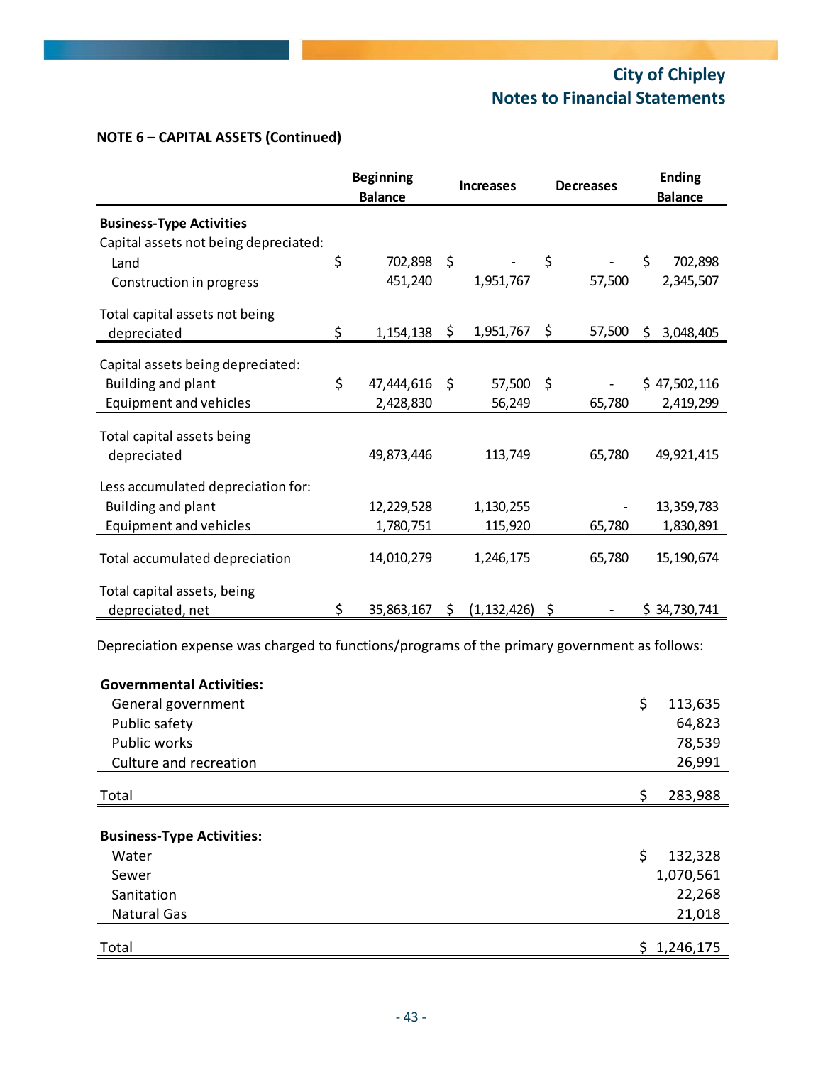## NOTE 6 – CAPITAL ASSETS (Continued)

| | Beginning Balance | Increases | Decreases | Ending Balance |
|---|---|---|---|---|
| **Business-Type Activities** | | | | |
| Capital assets not being depreciated: | | | | |
| Land | $ 702,898 | $ - | $ - | $ 702,898 |
| Construction in progress | 451,240 | 1,951,767 | 57,500 | 2,345,507 |
| Total capital assets not being depreciated | $ 1,154,138 | $ 1,951,767 | $ 57,500 | $ 3,048,405 |
| Capital assets being depreciated: | | | | |
| Building and plant | $ 47,444,616 | $ 57,500 | $ - | $ 47,502,116 |
| Equipment and vehicles | 2,428,830 | 56,249 | 65,780 | 2,419,299 |
| Total capital assets being depreciated | 49,873,446 | 113,749 | 65,780 | 49,921,415 |
| Less accumulated depreciation for: | | | | |
| Building and plant | 12,229,528 | 1,130,255 | - | 13,359,783 |
| Equipment and vehicles | 1,780,751 | 115,920 | 65,780 | 1,830,891 |
| Total accumulated depreciation | 14,010,279 | 1,246,175 | 65,780 | 15,190,674 |
| Total capital assets, being depreciated, net | $ 35,863,167 | $ (1,132,426) | $ - | $ 34,730,741 |

Depreciation expense was charged to functions/programs of the primary government as follows:

| | |
|---|---|
| **Governmental Activities:** | |
| General government | $ 113,635 |
| Public safety | 64,823 |
| Public works | 78,539 |
| Culture and recreation | 26,991 |
| Total | $ 283,988 |
| **Business-Type Activities:** | |
| Water | $ 132,328 |
| Sewer | 1,070,561 |
| Sanitation | 22,268 |
| Natural Gas | 21,018 |
| Total | $ 1,246,175 |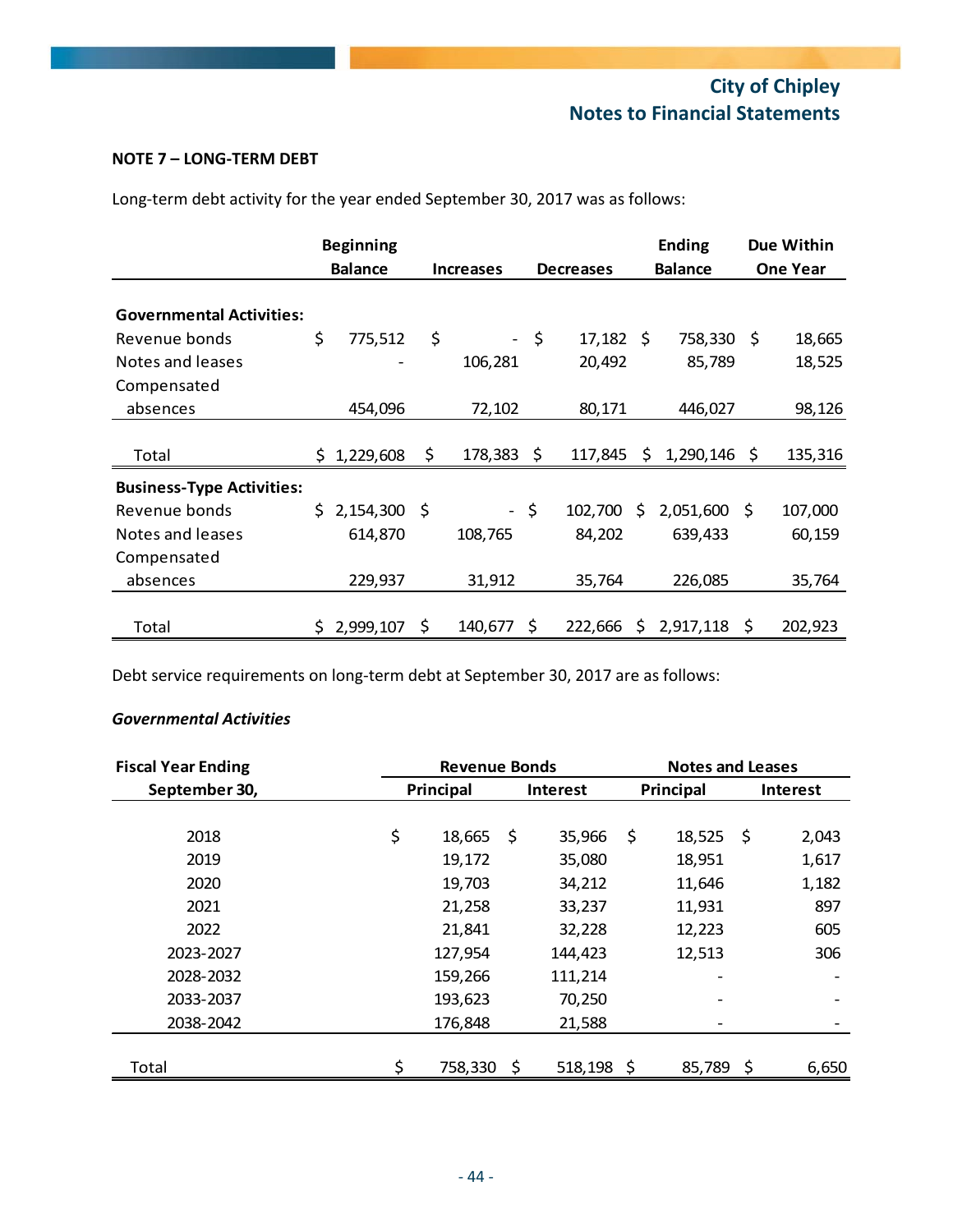## NOTE 7 – LONG-TERM DEBT

Long-term debt activity for the year ended September 30, 2017 was as follows:

| | Beginning Balance | Increases | Decreases | Ending Balance | Due Within One Year |
|---|---|---|---|---|---|
| **Governmental Activities:** | | | | | |
| Revenue bonds | $ 775,512 | $ - | $ 17,182 | $ 758,330 | $ 18,665 |
| Notes and leases | - | 106,281 | 20,492 | 85,789 | 18,525 |
| Compensated absences | 454,096 | 72,102 | 80,171 | 446,027 | 98,126 |
| Total | $ 1,229,608 | $ 178,383 | $ 117,845 | $ 1,290,146 | $ 135,316 |
| **Business-Type Activities:** | | | | | |
| Revenue bonds | $ 2,154,300 | $ - | $ 102,700 | $ 2,051,600 | $ 107,000 |
| Notes and leases | 614,870 | 108,765 | 84,202 | 639,433 | 60,159 |
| Compensated absences | 229,937 | 31,912 | 35,764 | 226,085 | 35,764 |
| Total | $ 2,999,107 | $ 140,677 | $ 222,666 | $ 2,917,118 | $ 202,923 |

Debt service requirements on long-term debt at September 30, 2017 are as follows:

***Governmental Activities***

| Fiscal Year Ending | Revenue Bonds | | Notes and Leases | |
|---|---|---|---|---|
| September 30, | Principal | Interest | Principal | Interest |
| 2018 | $ 18,665 | $ 35,966 | $ 18,525 | $ 2,043 |
| 2019 | 19,172 | 35,080 | 18,951 | 1,617 |
| 2020 | 19,703 | 34,212 | 11,646 | 1,182 |
| 2021 | 21,258 | 33,237 | 11,931 | 897 |
| 2022 | 21,841 | 32,228 | 12,223 | 605 |
| 2023-2027 | 127,954 | 144,423 | 12,513 | 306 |
| 2028-2032 | 159,266 | 111,214 | - | - |
| 2033-2037 | 193,623 | 70,250 | - | - |
| 2038-2042 | 176,848 | 21,588 | - | - |
| Total | $ 758,330 | $ 518,198 | $ 85,789 | $ 6,650 |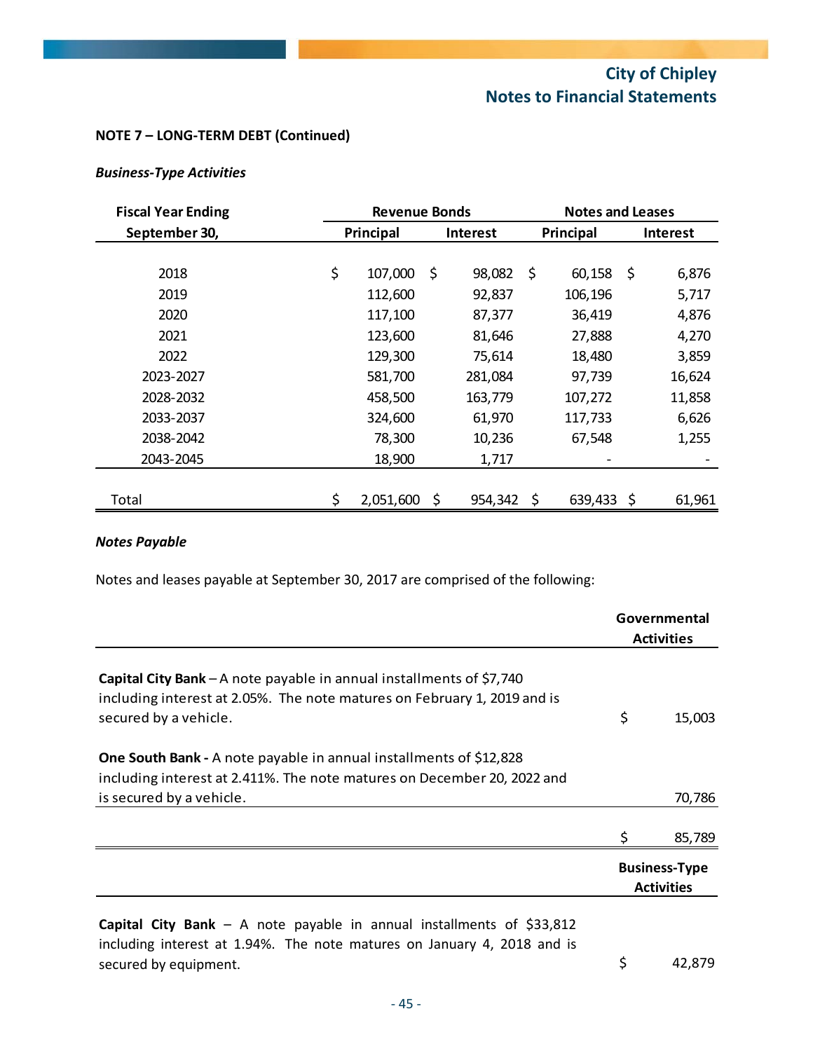## NOTE 7 – LONG-TERM DEBT (Continued)

### *Business-Type Activities*

| Fiscal Year Ending September 30, | Revenue Bonds | | Notes and Leases | |
|---|---|---|---|---|
| | Principal | Interest | Principal | Interest |
| 2018 | $ 107,000 | $ 98,082 | $ 60,158 | $ 6,876 |
| 2019 | 112,600 | 92,837 | 106,196 | 5,717 |
| 2020 | 117,100 | 87,377 | 36,419 | 4,876 |
| 2021 | 123,600 | 81,646 | 27,888 | 4,270 |
| 2022 | 129,300 | 75,614 | 18,480 | 3,859 |
| 2023-2027 | 581,700 | 281,084 | 97,739 | 16,624 |
| 2028-2032 | 458,500 | 163,779 | 107,272 | 11,858 |
| 2033-2037 | 324,600 | 61,970 | 117,733 | 6,626 |
| 2038-2042 | 78,300 | 10,236 | 67,548 | 1,255 |
| 2043-2045 | 18,900 | 1,717 | - | - |
| Total | $ 2,051,600 | $ 954,342 | $ 639,433 | $ 61,961 |

### *Notes Payable*

Notes and leases payable at September 30, 2017 are comprised of the following:

| | Governmental Activities |
|---|---|
| **Capital City Bank** – A note payable in annual installments of $7,740 including interest at 2.05%. The note matures on February 1, 2019 and is secured by a vehicle. | $ 15,003 |
| **One South Bank -** A note payable in annual installments of $12,828 including interest at 2.411%. The note matures on December 20, 2022 and is secured by a vehicle. | 70,786 |
| | $ 85,789 |

| | Business-Type Activities |
|---|---|
| **Capital City Bank** – A note payable in annual installments of $33,812 including interest at 1.94%. The note matures on January 4, 2018 and is secured by equipment. | $ 42,879 |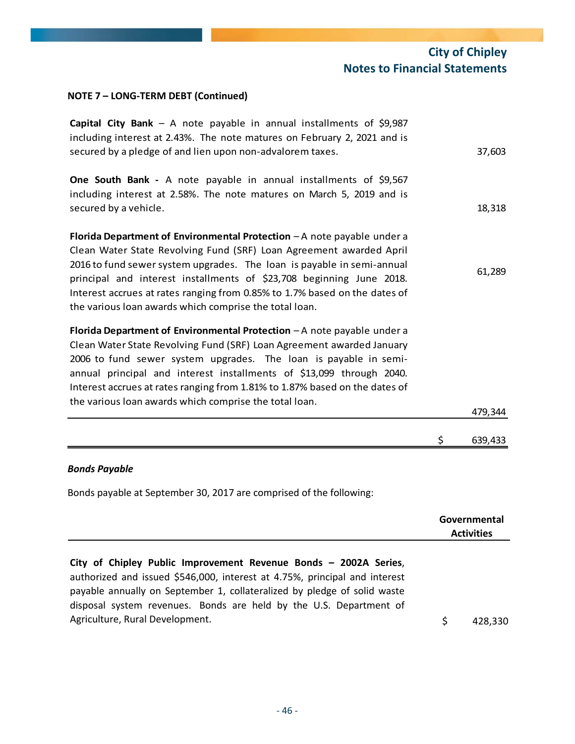## NOTE 7 – LONG-TERM DEBT (Continued)

| | |
|---|---|
| **Capital City Bank** – A note payable in annual installments of $9,987 including interest at 2.43%. The note matures on February 2, 2021 and is secured by a pledge of and lien upon non-advalorem taxes. | 37,603 |
| **One South Bank -** A note payable in annual installments of $9,567 including interest at 2.58%. The note matures on March 5, 2019 and is secured by a vehicle. | 18,318 |
| **Florida Department of Environmental Protection** – A note payable under a Clean Water State Revolving Fund (SRF) Loan Agreement awarded April 2016 to fund sewer system upgrades. The loan is payable in semi-annual principal and interest installments of $23,708 beginning June 2018. Interest accrues at rates ranging from 0.85% to 1.7% based on the dates of the various loan awards which comprise the total loan. | 61,289 |
| **Florida Department of Environmental Protection** – A note payable under a Clean Water State Revolving Fund (SRF) Loan Agreement awarded January 2006 to fund sewer system upgrades. The loan is payable in semi-annual principal and interest installments of $13,099 through 2040. Interest accrues at rates ranging from 1.81% to 1.87% based on the dates of the various loan awards which comprise the total loan. | 479,344 |
| | $ 639,433 |

### *Bonds Payable*

Bonds payable at September 30, 2017 are comprised of the following:

| | Governmental Activities |
|---|---|
| **City of Chipley Public Improvement Revenue Bonds – 2002A Series**, authorized and issued $546,000, interest at 4.75%, principal and interest payable annually on September 1, collateralized by pledge of solid waste disposal system revenues. Bonds are held by the U.S. Department of Agriculture, Rural Development. | $ 428,330 |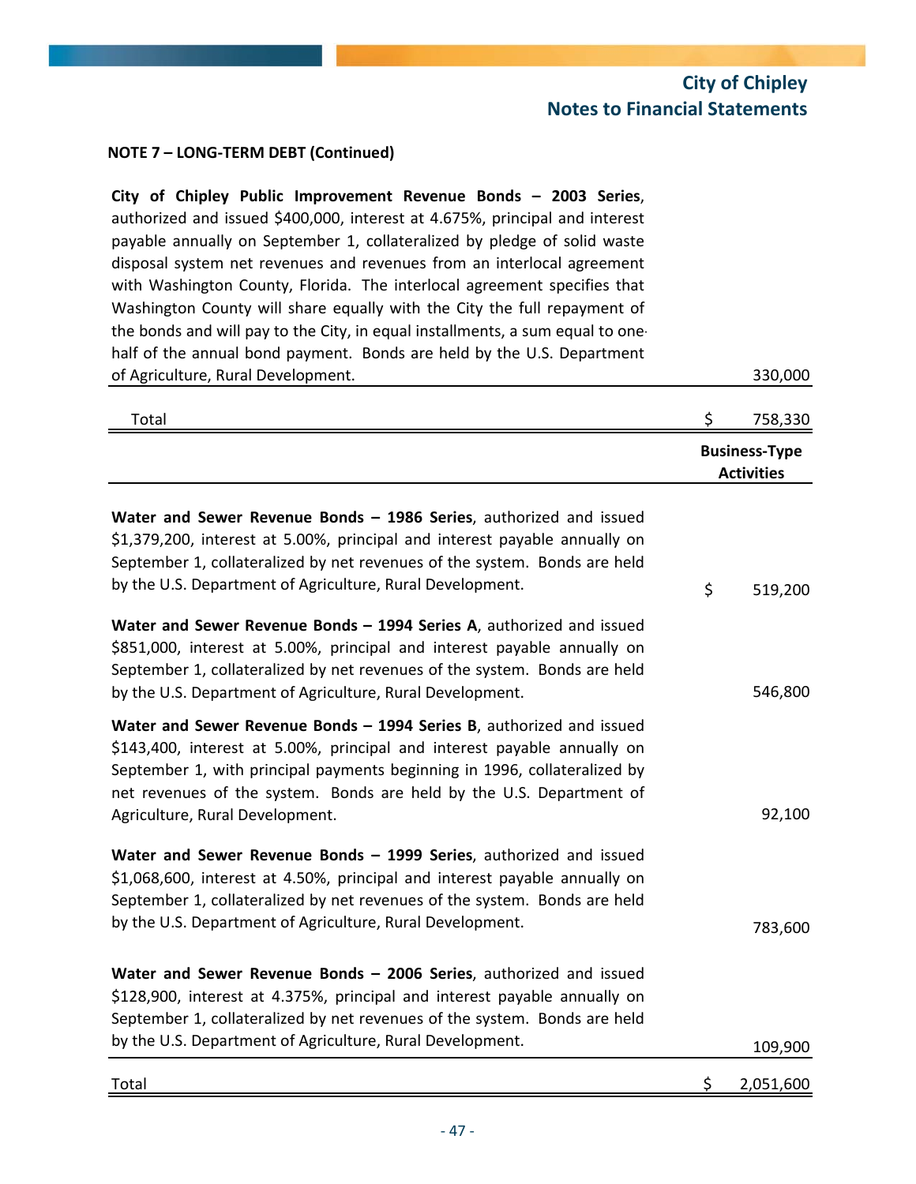**NOTE 7 – LONG-TERM DEBT (Continued)**

| | |
|---|---|
| **City of Chipley Public Improvement Revenue Bonds – 2003 Series**, authorized and issued $400,000, interest at 4.675%, principal and interest payable annually on September 1, collateralized by pledge of solid waste disposal system net revenues and revenues from an interlocal agreement with Washington County, Florida. The interlocal agreement specifies that Washington County will share equally with the City the full repayment of the bonds and will pay to the City, in equal installments, a sum equal to one-half of the annual bond payment. Bonds are held by the U.S. Department of Agriculture, Rural Development. | 330,000 |
| Total | $ 758,330 |

| | Business-Type Activities |
|---|---|
| **Water and Sewer Revenue Bonds – 1986 Series**, authorized and issued $1,379,200, interest at 5.00%, principal and interest payable annually on September 1, collateralized by net revenues of the system. Bonds are held by the U.S. Department of Agriculture, Rural Development. | $ 519,200 |
| **Water and Sewer Revenue Bonds – 1994 Series A**, authorized and issued $851,000, interest at 5.00%, principal and interest payable annually on September 1, collateralized by net revenues of the system. Bonds are held by the U.S. Department of Agriculture, Rural Development. | 546,800 |
| **Water and Sewer Revenue Bonds – 1994 Series B**, authorized and issued $143,400, interest at 5.00%, principal and interest payable annually on September 1, with principal payments beginning in 1996, collateralized by net revenues of the system. Bonds are held by the U.S. Department of Agriculture, Rural Development. | 92,100 |
| **Water and Sewer Revenue Bonds – 1999 Series**, authorized and issued $1,068,600, interest at 4.50%, principal and interest payable annually on September 1, collateralized by net revenues of the system. Bonds are held by the U.S. Department of Agriculture, Rural Development. | 783,600 |
| **Water and Sewer Revenue Bonds – 2006 Series**, authorized and issued $128,900, interest at 4.375%, principal and interest payable annually on September 1, collateralized by net revenues of the system. Bonds are held by the U.S. Department of Agriculture, Rural Development. | 109,900 |
| Total | $ 2,051,600 |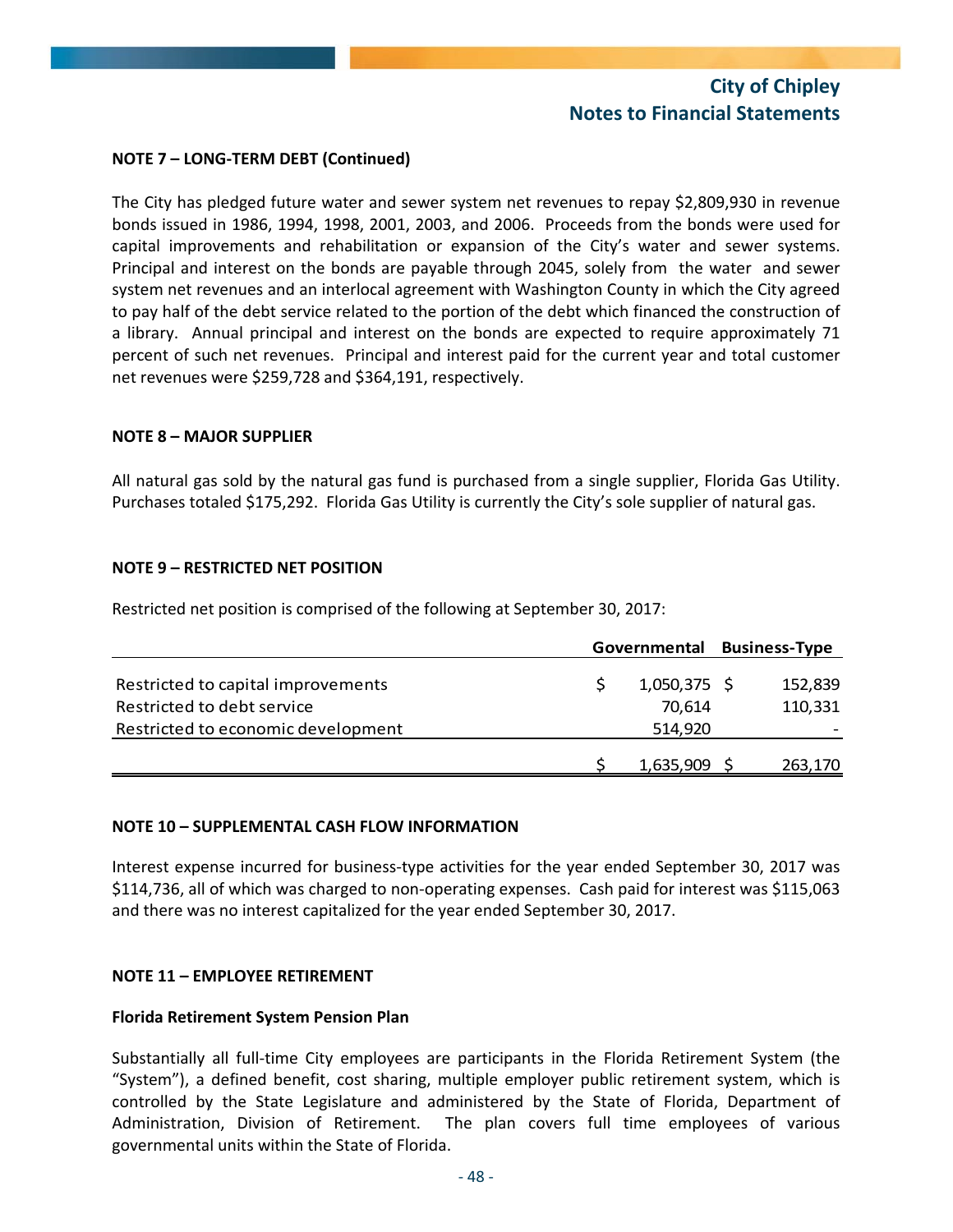**NOTE 7 – LONG-TERM DEBT (Continued)**

The City has pledged future water and sewer system net revenues to repay $2,809,930 in revenue bonds issued in 1986, 1994, 1998, 2001, 2003, and 2006. Proceeds from the bonds were used for capital improvements and rehabilitation or expansion of the City's water and sewer systems. Principal and interest on the bonds are payable through 2045, solely from the water and sewer system net revenues and an interlocal agreement with Washington County in which the City agreed to pay half of the debt service related to the portion of the debt which financed the construction of a library. Annual principal and interest on the bonds are expected to require approximately 71 percent of such net revenues. Principal and interest paid for the current year and total customer net revenues were $259,728 and $364,191, respectively.

**NOTE 8 – MAJOR SUPPLIER**

All natural gas sold by the natural gas fund is purchased from a single supplier, Florida Gas Utility. Purchases totaled $175,292. Florida Gas Utility is currently the City's sole supplier of natural gas.

**NOTE 9 – RESTRICTED NET POSITION**

Restricted net position is comprised of the following at September 30, 2017:

| | Governmental | Business-Type |
|---|---|---|
| Restricted to capital improvements | $ 1,050,375 | $ 152,839 |
| Restricted to debt service | 70,614 | 110,331 |
| Restricted to economic development | 514,920 | - |
| | $ 1,635,909 | $ 263,170 |

**NOTE 10 – SUPPLEMENTAL CASH FLOW INFORMATION**

Interest expense incurred for business-type activities for the year ended September 30, 2017 was $114,736, all of which was charged to non-operating expenses. Cash paid for interest was $115,063 and there was no interest capitalized for the year ended September 30, 2017.

**NOTE 11 – EMPLOYEE RETIREMENT**

**Florida Retirement System Pension Plan**

Substantially all full-time City employees are participants in the Florida Retirement System (the "System"), a defined benefit, cost sharing, multiple employer public retirement system, which is controlled by the State Legislature and administered by the State of Florida, Department of Administration, Division of Retirement. The plan covers full time employees of various governmental units within the State of Florida.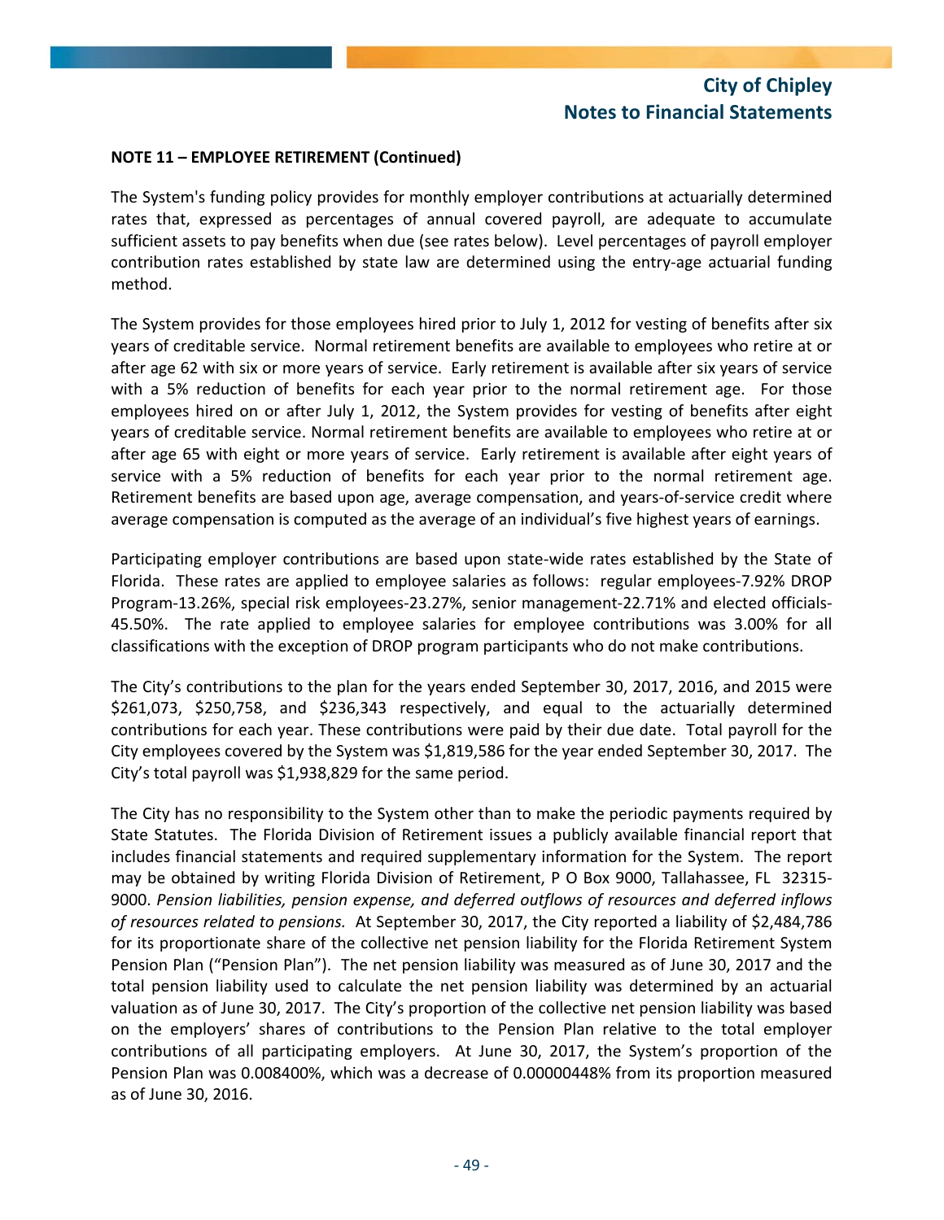**NOTE 11 – EMPLOYEE RETIREMENT (Continued)**

The System's funding policy provides for monthly employer contributions at actuarially determined rates that, expressed as percentages of annual covered payroll, are adequate to accumulate sufficient assets to pay benefits when due (see rates below). Level percentages of payroll employer contribution rates established by state law are determined using the entry-age actuarial funding method.

The System provides for those employees hired prior to July 1, 2012 for vesting of benefits after six years of creditable service. Normal retirement benefits are available to employees who retire at or after age 62 with six or more years of service. Early retirement is available after six years of service with a 5% reduction of benefits for each year prior to the normal retirement age. For those employees hired on or after July 1, 2012, the System provides for vesting of benefits after eight years of creditable service. Normal retirement benefits are available to employees who retire at or after age 65 with eight or more years of service. Early retirement is available after eight years of service with a 5% reduction of benefits for each year prior to the normal retirement age. Retirement benefits are based upon age, average compensation, and years-of-service credit where average compensation is computed as the average of an individual's five highest years of earnings.

Participating employer contributions are based upon state-wide rates established by the State of Florida. These rates are applied to employee salaries as follows: regular employees-7.92% DROP Program-13.26%, special risk employees-23.27%, senior management-22.71% and elected officials-45.50%. The rate applied to employee salaries for employee contributions was 3.00% for all classifications with the exception of DROP program participants who do not make contributions.

The City's contributions to the plan for the years ended September 30, 2017, 2016, and 2015 were $261,073, $250,758, and $236,343 respectively, and equal to the actuarially determined contributions for each year. These contributions were paid by their due date. Total payroll for the City employees covered by the System was $1,819,586 for the year ended September 30, 2017. The City's total payroll was $1,938,829 for the same period.

The City has no responsibility to the System other than to make the periodic payments required by State Statutes. The Florida Division of Retirement issues a publicly available financial report that includes financial statements and required supplementary information for the System. The report may be obtained by writing Florida Division of Retirement, P O Box 9000, Tallahassee, FL 32315-9000. *Pension liabilities, pension expense, and deferred outflows of resources and deferred inflows of resources related to pensions.* At September 30, 2017, the City reported a liability of $2,484,786 for its proportionate share of the collective net pension liability for the Florida Retirement System Pension Plan ("Pension Plan"). The net pension liability was measured as of June 30, 2017 and the total pension liability used to calculate the net pension liability was determined by an actuarial valuation as of June 30, 2017. The City's proportion of the collective net pension liability was based on the employers' shares of contributions to the Pension Plan relative to the total employer contributions of all participating employers. At June 30, 2017, the System's proportion of the Pension Plan was 0.008400%, which was a decrease of 0.00000448% from its proportion measured as of June 30, 2016.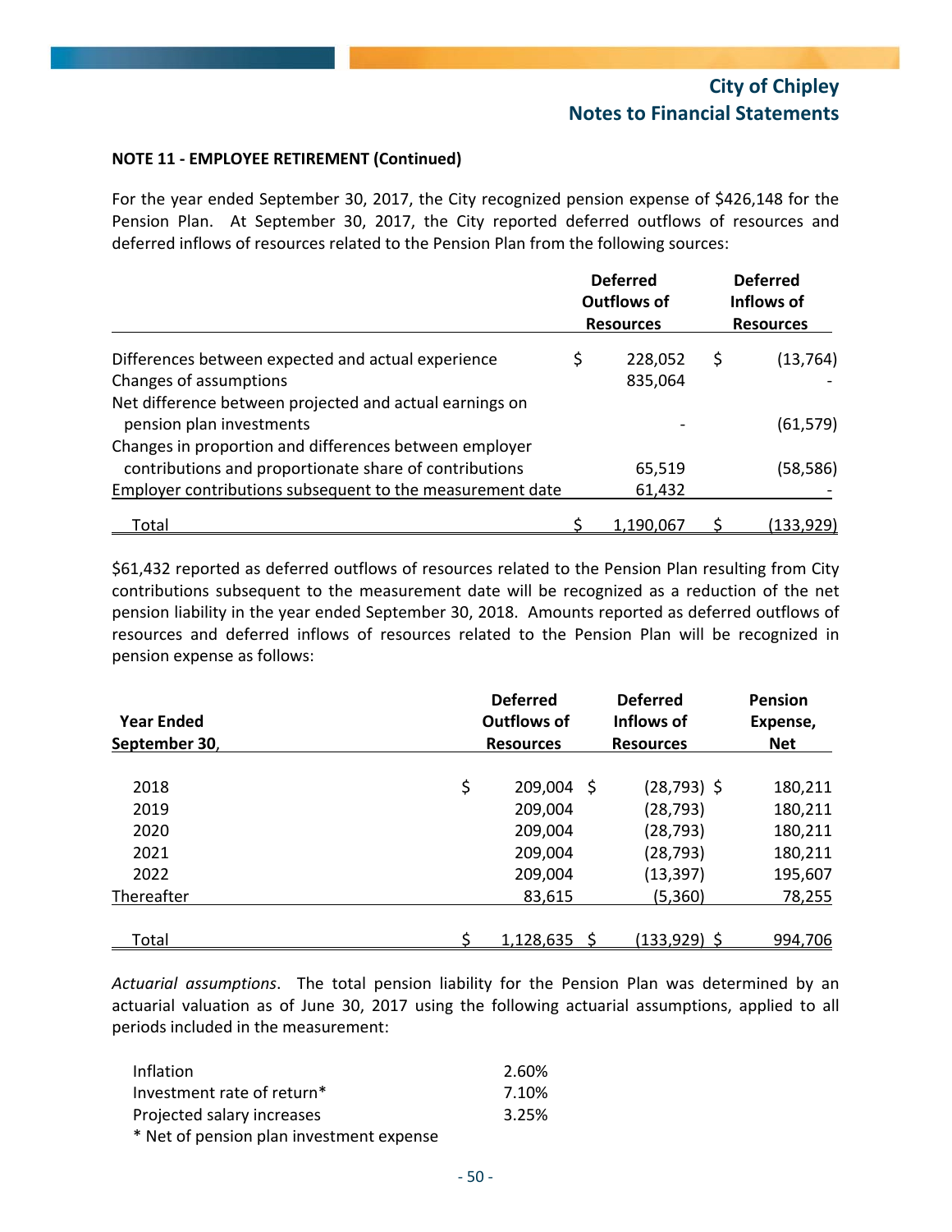**NOTE 11 - EMPLOYEE RETIREMENT (Continued)**

For the year ended September 30, 2017, the City recognized pension expense of $426,148 for the Pension Plan. At September 30, 2017, the City reported deferred outflows of resources and deferred inflows of resources related to the Pension Plan from the following sources:

| | Deferred Outflows of Resources | Deferred Inflows of Resources |
|---|---|---|
| Differences between expected and actual experience | $ 228,052 | $ (13,764) |
| Changes of assumptions | 835,064 | - |
| Net difference between projected and actual earnings on pension plan investments | - | (61,579) |
| Changes in proportion and differences between employer contributions and proportionate share of contributions | 65,519 | (58,586) |
| Employer contributions subsequent to the measurement date | 61,432 | - |
| Total | $ 1,190,067 | $ (133,929) |

$61,432 reported as deferred outflows of resources related to the Pension Plan resulting from City contributions subsequent to the measurement date will be recognized as a reduction of the net pension liability in the year ended September 30, 2018. Amounts reported as deferred outflows of resources and deferred inflows of resources related to the Pension Plan will be recognized in pension expense as follows:

| Year Ended September 30, | Deferred Outflows of Resources | Deferred Inflows of Resources | Pension Expense, Net |
|---|---|---|---|
| 2018 | $ 209,004 | $ (28,793) | $ 180,211 |
| 2019 | 209,004 | (28,793) | 180,211 |
| 2020 | 209,004 | (28,793) | 180,211 |
| 2021 | 209,004 | (28,793) | 180,211 |
| 2022 | 209,004 | (13,397) | 195,607 |
| Thereafter | 83,615 | (5,360) | 78,255 |
| Total | $ 1,128,635 | $ (133,929) | $ 994,706 |

*Actuarial assumptions*. The total pension liability for the Pension Plan was determined by an actuarial valuation as of June 30, 2017 using the following actuarial assumptions, applied to all periods included in the measurement:

| | |
|---|---|
| Inflation | 2.60% |
| Investment rate of return* | 7.10% |
| Projected salary increases | 3.25% |

\* Net of pension plan investment expense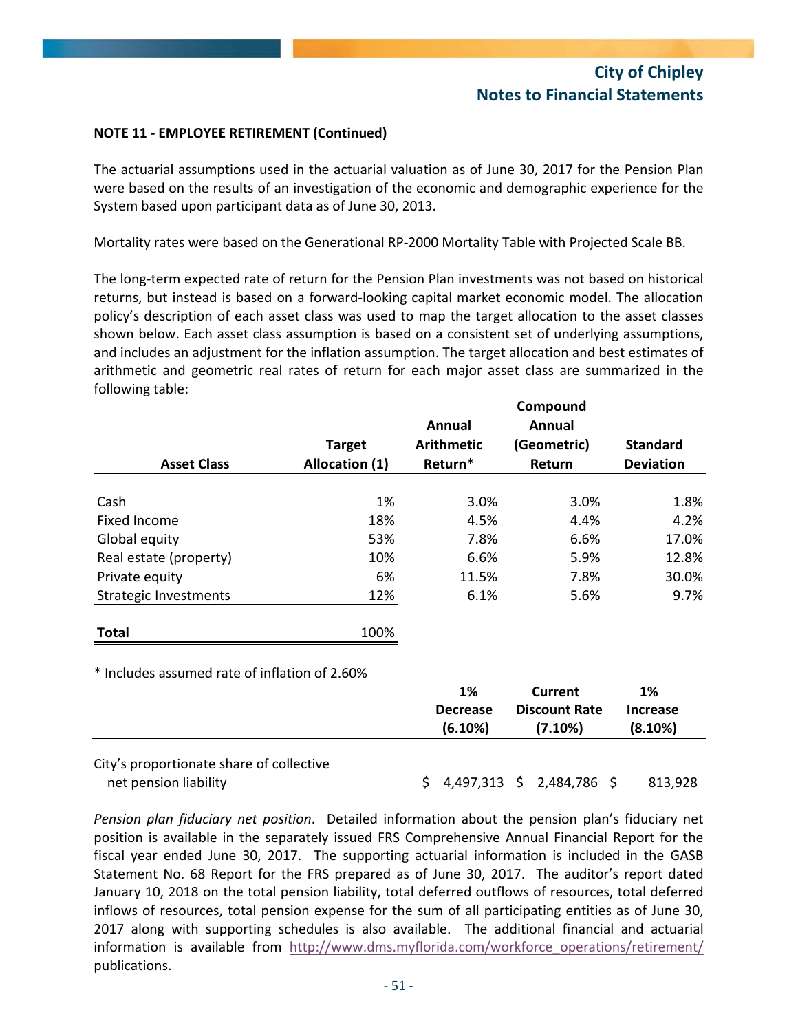**NOTE 11 - EMPLOYEE RETIREMENT (Continued)**

The actuarial assumptions used in the actuarial valuation as of June 30, 2017 for the Pension Plan were based on the results of an investigation of the economic and demographic experience for the System based upon participant data as of June 30, 2013.

Mortality rates were based on the Generational RP-2000 Mortality Table with Projected Scale BB.

The long-term expected rate of return for the Pension Plan investments was not based on historical returns, but instead is based on a forward-looking capital market economic model. The allocation policy's description of each asset class was used to map the target allocation to the asset classes shown below. Each asset class assumption is based on a consistent set of underlying assumptions, and includes an adjustment for the inflation assumption. The target allocation and best estimates of arithmetic and geometric real rates of return for each major asset class are summarized in the following table:

| Asset Class | Target Allocation (1) | Annual Arithmetic Return* | Compound Annual (Geometric) Return | Standard Deviation |
|---|---|---|---|---|
| Cash | 1% | 3.0% | 3.0% | 1.8% |
| Fixed Income | 18% | 4.5% | 4.4% | 4.2% |
| Global equity | 53% | 7.8% | 6.6% | 17.0% |
| Real estate (property) | 10% | 6.6% | 5.9% | 12.8% |
| Private equity | 6% | 11.5% | 7.8% | 30.0% |
| Strategic Investments | 12% | 6.1% | 5.6% | 9.7% |
| **Total** | 100% | | | |

* Includes assumed rate of inflation of 2.60%

| | 1% Decrease (6.10%) | Current Discount Rate (7.10%) | 1% Increase (8.10%) |
|---|---|---|---|
| City's proportionate share of collective net pension liability | $ 4,497,313 | $ 2,484,786 | $ 813,928 |

*Pension plan fiduciary net position*. Detailed information about the pension plan's fiduciary net position is available in the separately issued FRS Comprehensive Annual Financial Report for the fiscal year ended June 30, 2017. The supporting actuarial information is included in the GASB Statement No. 68 Report for the FRS prepared as of June 30, 2017. The auditor's report dated January 10, 2018 on the total pension liability, total deferred outflows of resources, total deferred inflows of resources, total pension expense for the sum of all participating entities as of June 30, 2017 along with supporting schedules is also available. The additional financial and actuarial information is available from http://www.dms.myflorida.com/workforce_operations/retirement/ publications.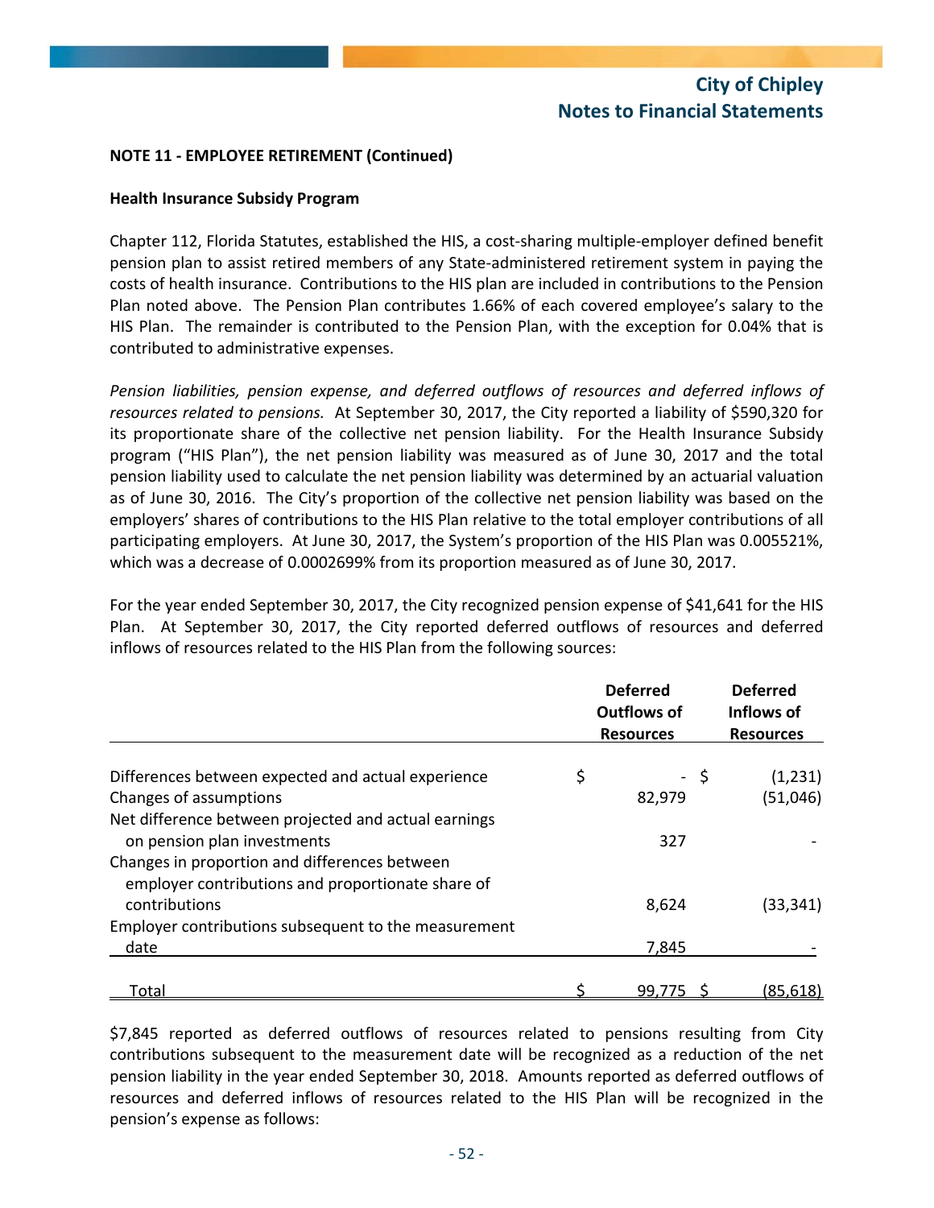**NOTE 11 - EMPLOYEE RETIREMENT (Continued)**

**Health Insurance Subsidy Program**

Chapter 112, Florida Statutes, established the HIS, a cost-sharing multiple-employer defined benefit pension plan to assist retired members of any State-administered retirement system in paying the costs of health insurance. Contributions to the HIS plan are included in contributions to the Pension Plan noted above. The Pension Plan contributes 1.66% of each covered employee's salary to the HIS Plan. The remainder is contributed to the Pension Plan, with the exception for 0.04% that is contributed to administrative expenses.

*Pension liabilities, pension expense, and deferred outflows of resources and deferred inflows of resources related to pensions.* At September 30, 2017, the City reported a liability of $590,320 for its proportionate share of the collective net pension liability. For the Health Insurance Subsidy program ("HIS Plan"), the net pension liability was measured as of June 30, 2017 and the total pension liability used to calculate the net pension liability was determined by an actuarial valuation as of June 30, 2016. The City's proportion of the collective net pension liability was based on the employers' shares of contributions to the HIS Plan relative to the total employer contributions of all participating employers. At June 30, 2017, the System's proportion of the HIS Plan was 0.005521%, which was a decrease of 0.0002699% from its proportion measured as of June 30, 2017.

For the year ended September 30, 2017, the City recognized pension expense of $41,641 for the HIS Plan. At September 30, 2017, the City reported deferred outflows of resources and deferred inflows of resources related to the HIS Plan from the following sources:

| | Deferred Outflows of Resources | Deferred Inflows of Resources |
|---|---|---|
| Differences between expected and actual experience | $ - | $ (1,231) |
| Changes of assumptions | 82,979 | (51,046) |
| Net difference between projected and actual earnings on pension plan investments | 327 | - |
| Changes in proportion and differences between employer contributions and proportionate share of contributions | 8,624 | (33,341) |
| Employer contributions subsequent to the measurement date | 7,845 | - |
| Total | $ 99,775 | $ (85,618) |

$7,845 reported as deferred outflows of resources related to pensions resulting from City contributions subsequent to the measurement date will be recognized as a reduction of the net pension liability in the year ended September 30, 2018. Amounts reported as deferred outflows of resources and deferred inflows of resources related to the HIS Plan will be recognized in the pension's expense as follows: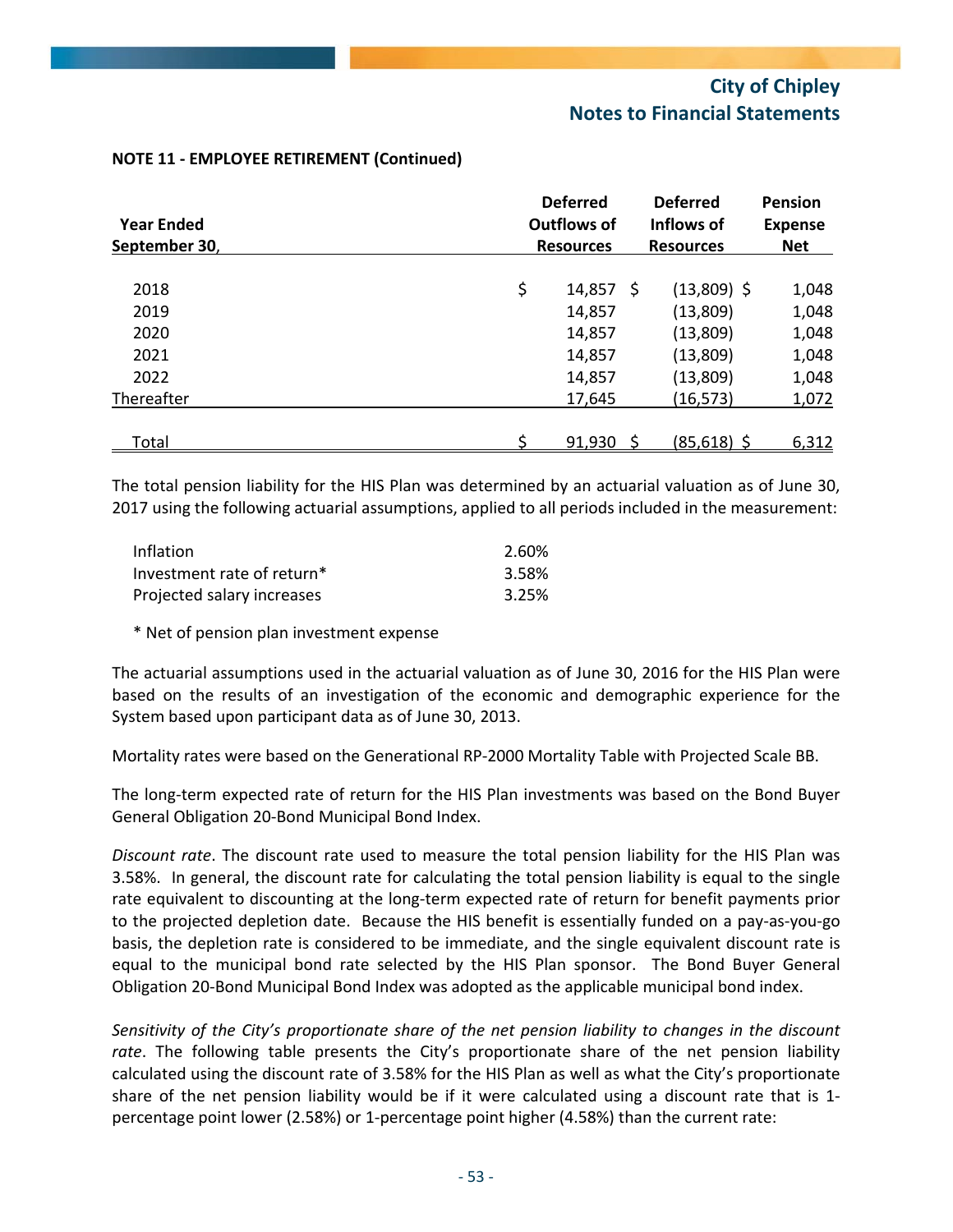**NOTE 11 - EMPLOYEE RETIREMENT (Continued)**

| Year Ended September 30, | Deferred Outflows of Resources | Deferred Inflows of Resources | Pension Expense Net |
|---|---|---|---|
| 2018 | $ 14,857 | $ (13,809) | $ 1,048 |
| 2019 | 14,857 | (13,809) | 1,048 |
| 2020 | 14,857 | (13,809) | 1,048 |
| 2021 | 14,857 | (13,809) | 1,048 |
| 2022 | 14,857 | (13,809) | 1,048 |
| Thereafter | 17,645 | (16,573) | 1,072 |
| Total | $ 91,930 | $ (85,618) | $ 6,312 |

The total pension liability for the HIS Plan was determined by an actuarial valuation as of June 30, 2017 using the following actuarial assumptions, applied to all periods included in the measurement:

| | |
|---|---|
| Inflation | 2.60% |
| Investment rate of return* | 3.58% |
| Projected salary increases | 3.25% |

\* Net of pension plan investment expense

The actuarial assumptions used in the actuarial valuation as of June 30, 2016 for the HIS Plan were based on the results of an investigation of the economic and demographic experience for the System based upon participant data as of June 30, 2013.

Mortality rates were based on the Generational RP-2000 Mortality Table with Projected Scale BB.

The long-term expected rate of return for the HIS Plan investments was based on the Bond Buyer General Obligation 20-Bond Municipal Bond Index.

*Discount rate*. The discount rate used to measure the total pension liability for the HIS Plan was 3.58%. In general, the discount rate for calculating the total pension liability is equal to the single rate equivalent to discounting at the long-term expected rate of return for benefit payments prior to the projected depletion date. Because the HIS benefit is essentially funded on a pay-as-you-go basis, the depletion rate is considered to be immediate, and the single equivalent discount rate is equal to the municipal bond rate selected by the HIS Plan sponsor. The Bond Buyer General Obligation 20-Bond Municipal Bond Index was adopted as the applicable municipal bond index.

*Sensitivity of the City's proportionate share of the net pension liability to changes in the discount rate*. The following table presents the City's proportionate share of the net pension liability calculated using the discount rate of 3.58% for the HIS Plan as well as what the City's proportionate share of the net pension liability would be if it were calculated using a discount rate that is 1-percentage point lower (2.58%) or 1-percentage point higher (4.58%) than the current rate: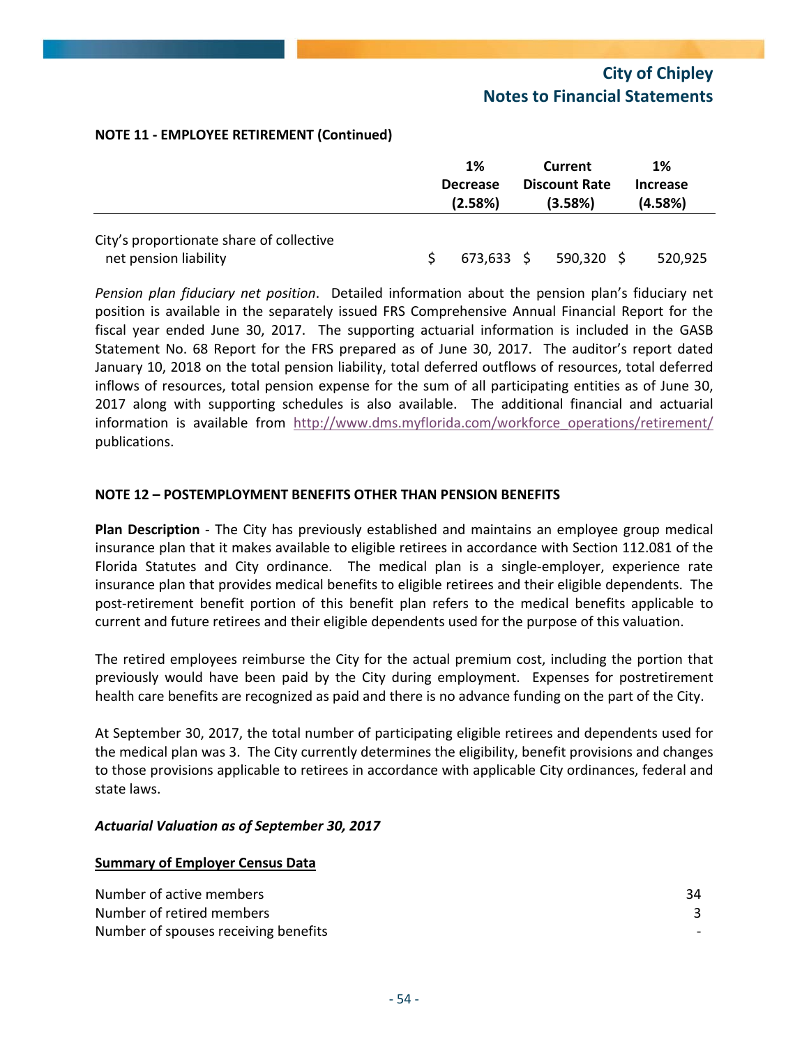**NOTE 11 - EMPLOYEE RETIREMENT (Continued)**

| | 1% Decrease (2.58%) | Current Discount Rate (3.58%) | 1% Increase (4.58%) |
|---|---|---|---|
| City's proportionate share of collective net pension liability | $ 673,633 | $ 590,320 | $ 520,925 |

*Pension plan fiduciary net position*. Detailed information about the pension plan's fiduciary net position is available in the separately issued FRS Comprehensive Annual Financial Report for the fiscal year ended June 30, 2017. The supporting actuarial information is included in the GASB Statement No. 68 Report for the FRS prepared as of June 30, 2017. The auditor's report dated January 10, 2018 on the total pension liability, total deferred outflows of resources, total deferred inflows of resources, total pension expense for the sum of all participating entities as of June 30, 2017 along with supporting schedules is also available. The additional financial and actuarial information is available from http://www.dms.myflorida.com/workforce_operations/retirement/ publications.

**NOTE 12 – POSTEMPLOYMENT BENEFITS OTHER THAN PENSION BENEFITS**

**Plan Description** - The City has previously established and maintains an employee group medical insurance plan that it makes available to eligible retirees in accordance with Section 112.081 of the Florida Statutes and City ordinance. The medical plan is a single-employer, experience rate insurance plan that provides medical benefits to eligible retirees and their eligible dependents. The post-retirement benefit portion of this benefit plan refers to the medical benefits applicable to current and future retirees and their eligible dependents used for the purpose of this valuation.

The retired employees reimburse the City for the actual premium cost, including the portion that previously would have been paid by the City during employment. Expenses for postretirement health care benefits are recognized as paid and there is no advance funding on the part of the City.

At September 30, 2017, the total number of participating eligible retirees and dependents used for the medical plan was 3. The City currently determines the eligibility, benefit provisions and changes to those provisions applicable to retirees in accordance with applicable City ordinances, federal and state laws.

***Actuarial Valuation as of September 30, 2017***

**Summary of Employer Census Data**

| | |
|---|---|
| Number of active members | 34 |
| Number of retired members | 3 |
| Number of spouses receiving benefits | - |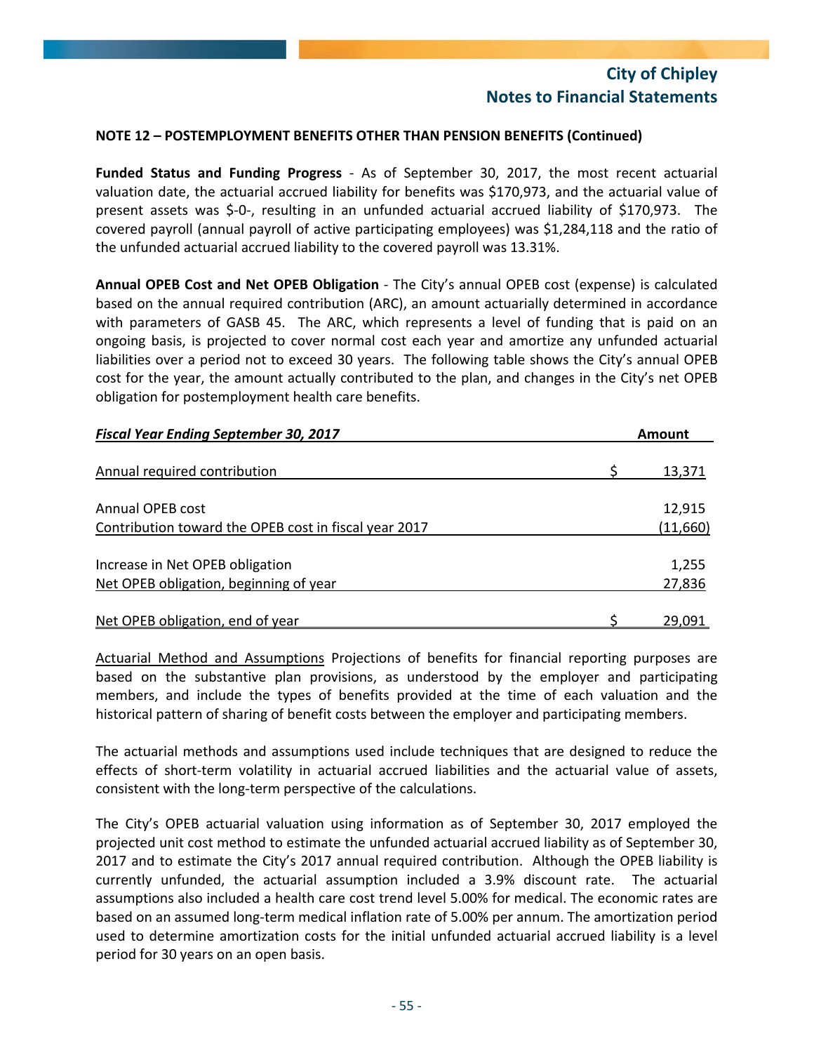**NOTE 12 – POSTEMPLOYMENT BENEFITS OTHER THAN PENSION BENEFITS (Continued)**

**Funded Status and Funding Progress** - As of September 30, 2017, the most recent actuarial valuation date, the actuarial accrued liability for benefits was $170,973, and the actuarial value of present assets was $-0-, resulting in an unfunded actuarial accrued liability of $170,973. The covered payroll (annual payroll of active participating employees) was $1,284,118 and the ratio of the unfunded actuarial accrued liability to the covered payroll was 13.31%.

**Annual OPEB Cost and Net OPEB Obligation** - The City's annual OPEB cost (expense) is calculated based on the annual required contribution (ARC), an amount actuarially determined in accordance with parameters of GASB 45. The ARC, which represents a level of funding that is paid on an ongoing basis, is projected to cover normal cost each year and amortize any unfunded actuarial liabilities over a period not to exceed 30 years. The following table shows the City's annual OPEB cost for the year, the amount actually contributed to the plan, and changes in the City's net OPEB obligation for postemployment health care benefits.

| *Fiscal Year Ending September 30, 2017* | **Amount** |
|---|---|
| Annual required contribution | $ 13,371 |
| Annual OPEB cost | 12,915 |
| Contribution toward the OPEB cost in fiscal year 2017 | (11,660) |
| Increase in Net OPEB obligation | 1,255 |
| Net OPEB obligation, beginning of year | 27,836 |
| Net OPEB obligation, end of year | $ 29,091 |

Actuarial Method and Assumptions Projections of benefits for financial reporting purposes are based on the substantive plan provisions, as understood by the employer and participating members, and include the types of benefits provided at the time of each valuation and the historical pattern of sharing of benefit costs between the employer and participating members.

The actuarial methods and assumptions used include techniques that are designed to reduce the effects of short-term volatility in actuarial accrued liabilities and the actuarial value of assets, consistent with the long-term perspective of the calculations.

The City's OPEB actuarial valuation using information as of September 30, 2017 employed the projected unit cost method to estimate the unfunded actuarial accrued liability as of September 30, 2017 and to estimate the City's 2017 annual required contribution. Although the OPEB liability is currently unfunded, the actuarial assumption included a 3.9% discount rate. The actuarial assumptions also included a health care cost trend level 5.00% for medical. The economic rates are based on an assumed long-term medical inflation rate of 5.00% per annum. The amortization period used to determine amortization costs for the initial unfunded actuarial accrued liability is a level period for 30 years on an open basis.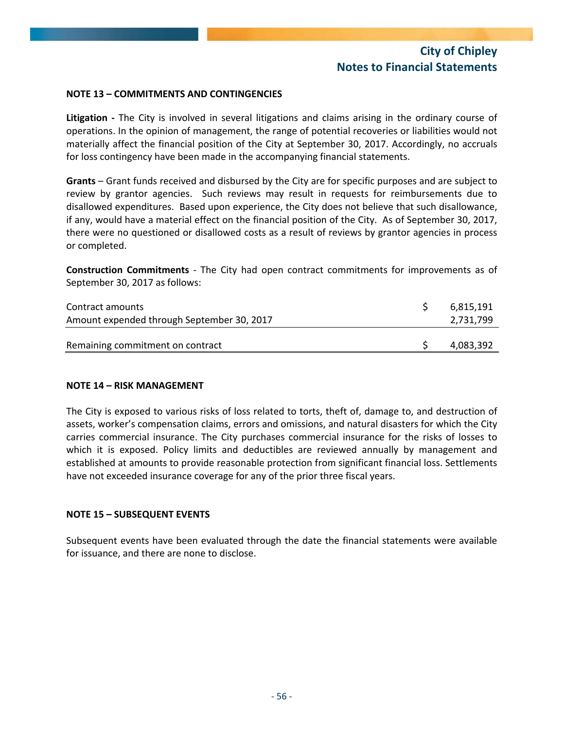## NOTE 13 – COMMITMENTS AND CONTINGENCIES

**Litigation -** The City is involved in several litigations and claims arising in the ordinary course of operations. In the opinion of management, the range of potential recoveries or liabilities would not materially affect the financial position of the City at September 30, 2017. Accordingly, no accruals for loss contingency have been made in the accompanying financial statements.

**Grants** – Grant funds received and disbursed by the City are for specific purposes and are subject to review by grantor agencies. Such reviews may result in requests for reimbursements due to disallowed expenditures. Based upon experience, the City does not believe that such disallowance, if any, would have a material effect on the financial position of the City. As of September 30, 2017, there were no questioned or disallowed costs as a result of reviews by grantor agencies in process or completed.

**Construction Commitments** - The City had open contract commitments for improvements as of September 30, 2017 as follows:

| | |
|---|---|
| Contract amounts | $ 6,815,191 |
| Amount expended through September 30, 2017 | 2,731,799 |
| Remaining commitment on contract | $ 4,083,392 |

## NOTE 14 – RISK MANAGEMENT

The City is exposed to various risks of loss related to torts, theft of, damage to, and destruction of assets, worker's compensation claims, errors and omissions, and natural disasters for which the City carries commercial insurance. The City purchases commercial insurance for the risks of losses to which it is exposed. Policy limits and deductibles are reviewed annually by management and established at amounts to provide reasonable protection from significant financial loss. Settlements have not exceeded insurance coverage for any of the prior three fiscal years.

## NOTE 15 – SUBSEQUENT EVENTS

Subsequent events have been evaluated through the date the financial statements were available for issuance, and there are none to disclose.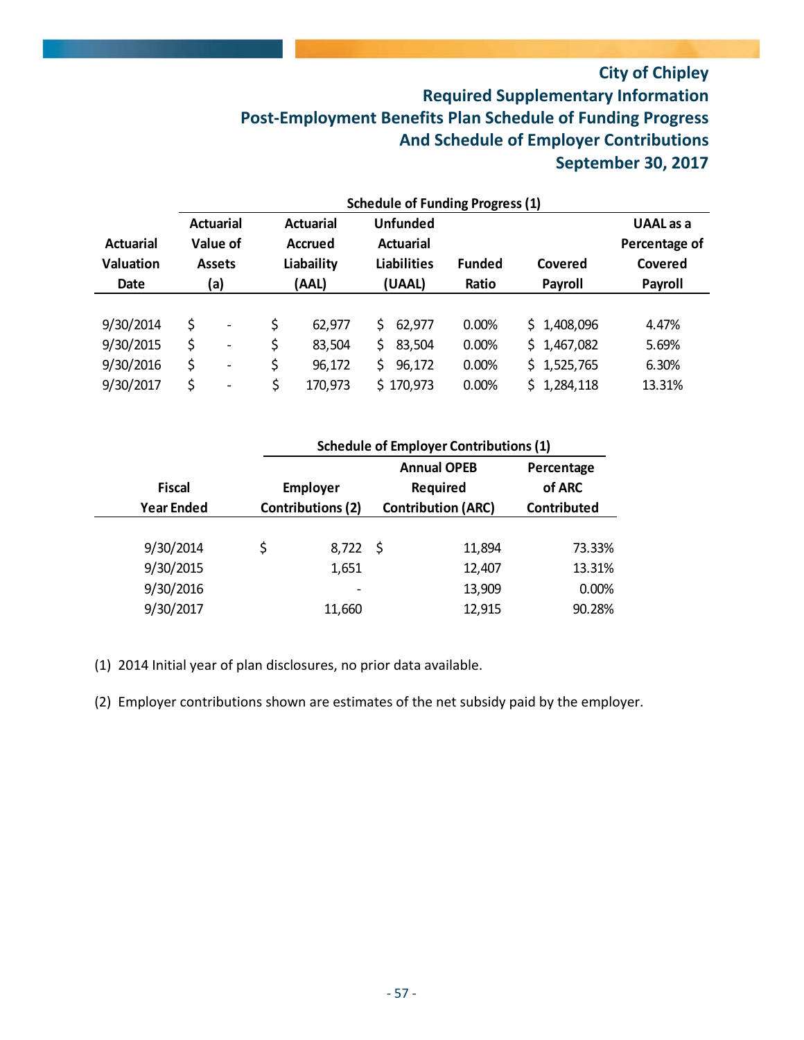# City of Chipley
## Required Supplementary Information
## Post-Employment Benefits Plan Schedule of Funding Progress
## And Schedule of Employer Contributions
## September 30, 2017

**Schedule of Funding Progress (1)**

| Actuarial Valuation Date | Actuarial Value of Assets (a) | Actuarial Accrued Liability (AAL) | Unfunded Actuarial Liabilities (UAAL) | Funded Ratio | Covered Payroll | UAAL as a Percentage of Covered Payroll |
|---|---|---|---|---|---|---|
| 9/30/2014 | $ - | $ 62,977 | $ 62,977 | 0.00% | $ 1,408,096 | 4.47% |
| 9/30/2015 | $ - | $ 83,504 | $ 83,504 | 0.00% | $ 1,467,082 | 5.69% |
| 9/30/2016 | $ - | $ 96,172 | $ 96,172 | 0.00% | $ 1,525,765 | 6.30% |
| 9/30/2017 | $ - | $ 170,973 | $ 170,973 | 0.00% | $ 1,284,118 | 13.31% |

**Schedule of Employer Contributions (1)**

| Fiscal Year Ended | Employer Contributions (2) | Annual OPEB Required Contribution (ARC) | Percentage of ARC Contributed |
|---|---|---|---|
| 9/30/2014 | $ 8,722 | $ 11,894 | 73.33% |
| 9/30/2015 | 1,651 | 12,407 | 13.31% |
| 9/30/2016 | - | 13,909 | 0.00% |
| 9/30/2017 | 11,660 | 12,915 | 90.28% |

(1) 2014 Initial year of plan disclosures, no prior data available.

(2) Employer contributions shown are estimates of the net subsidy paid by the employer.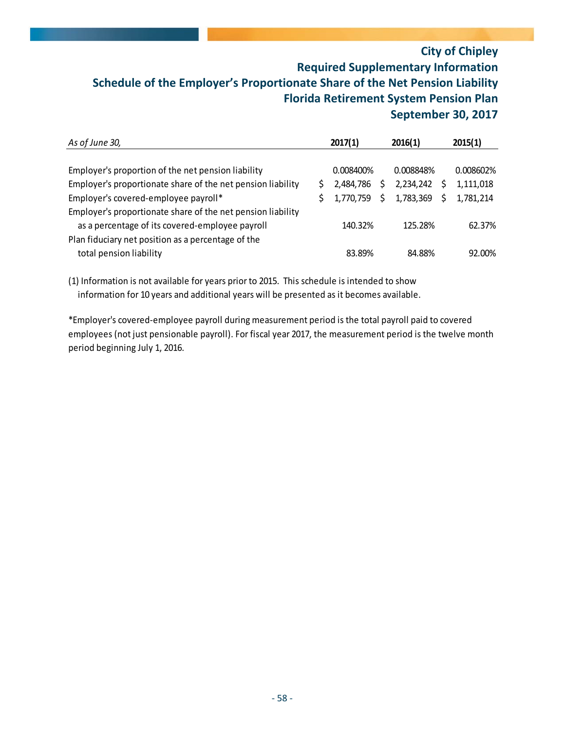# City of Chipley
## Required Supplementary Information
## Schedule of the Employer's Proportionate Share of the Net Pension Liability
## Florida Retirement System Pension Plan
## September 30, 2017

| *As of June 30,* | 2017(1) | 2016(1) | 2015(1) |
|---|---|---|---|
| Employer's proportion of the net pension liability | 0.008400% | 0.008848% | 0.008602% |
| Employer's proportionate share of the net pension liability | $ 2,484,786 | $ 2,234,242 | $ 1,111,018 |
| Employer's covered-employee payroll* | $ 1,770,759 | $ 1,783,369 | $ 1,781,214 |
| Employer's proportionate share of the net pension liability as a percentage of its covered-employee payroll | 140.32% | 125.28% | 62.37% |
| Plan fiduciary net position as a percentage of the total pension liability | 83.89% | 84.88% | 92.00% |

(1) Information is not available for years prior to 2015. This schedule is intended to show information for 10 years and additional years will be presented as it becomes available.

*Employer's covered-employee payroll during measurement period is the total payroll paid to covered employees (not just pensionable payroll). For fiscal year 2017, the measurement period is the twelve month period beginning July 1, 2016.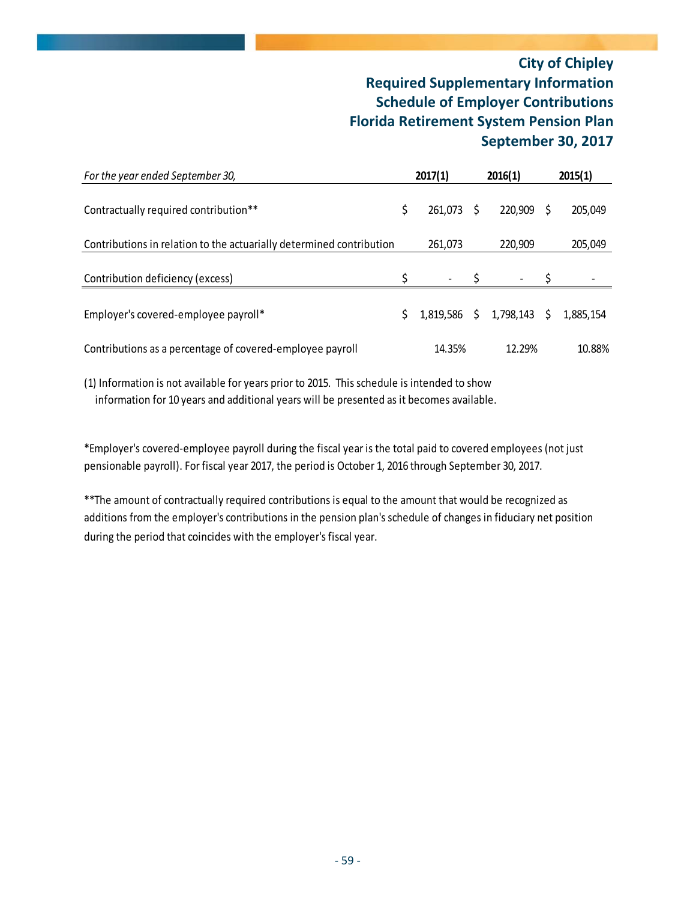# City of Chipley
## Required Supplementary Information
## Schedule of Employer Contributions
## Florida Retirement System Pension Plan
## September 30, 2017

| *For the year ended September 30,* | 2017(1) | 2016(1) | 2015(1) |
|---|---|---|---|
| Contractually required contribution** | $ 261,073 | $ 220,909 | $ 205,049 |
| Contributions in relation to the actuarially determined contribution | 261,073 | 220,909 | 205,049 |
| Contribution deficiency (excess) | $ - | $ - | $ - |
| Employer's covered-employee payroll* | $ 1,819,586 | $ 1,798,143 | $ 1,885,154 |
| Contributions as a percentage of covered-employee payroll | 14.35% | 12.29% | 10.88% |

(1) Information is not available for years prior to 2015. This schedule is intended to show information for 10 years and additional years will be presented as it becomes available.

*Employer's covered-employee payroll during the fiscal year is the total paid to covered employees (not just pensionable payroll). For fiscal year 2017, the period is October 1, 2016 through September 30, 2017.

**The amount of contractually required contributions is equal to the amount that would be recognized as additions from the employer's contributions in the pension plan's schedule of changes in fiduciary net position during the period that coincides with the employer's fiscal year.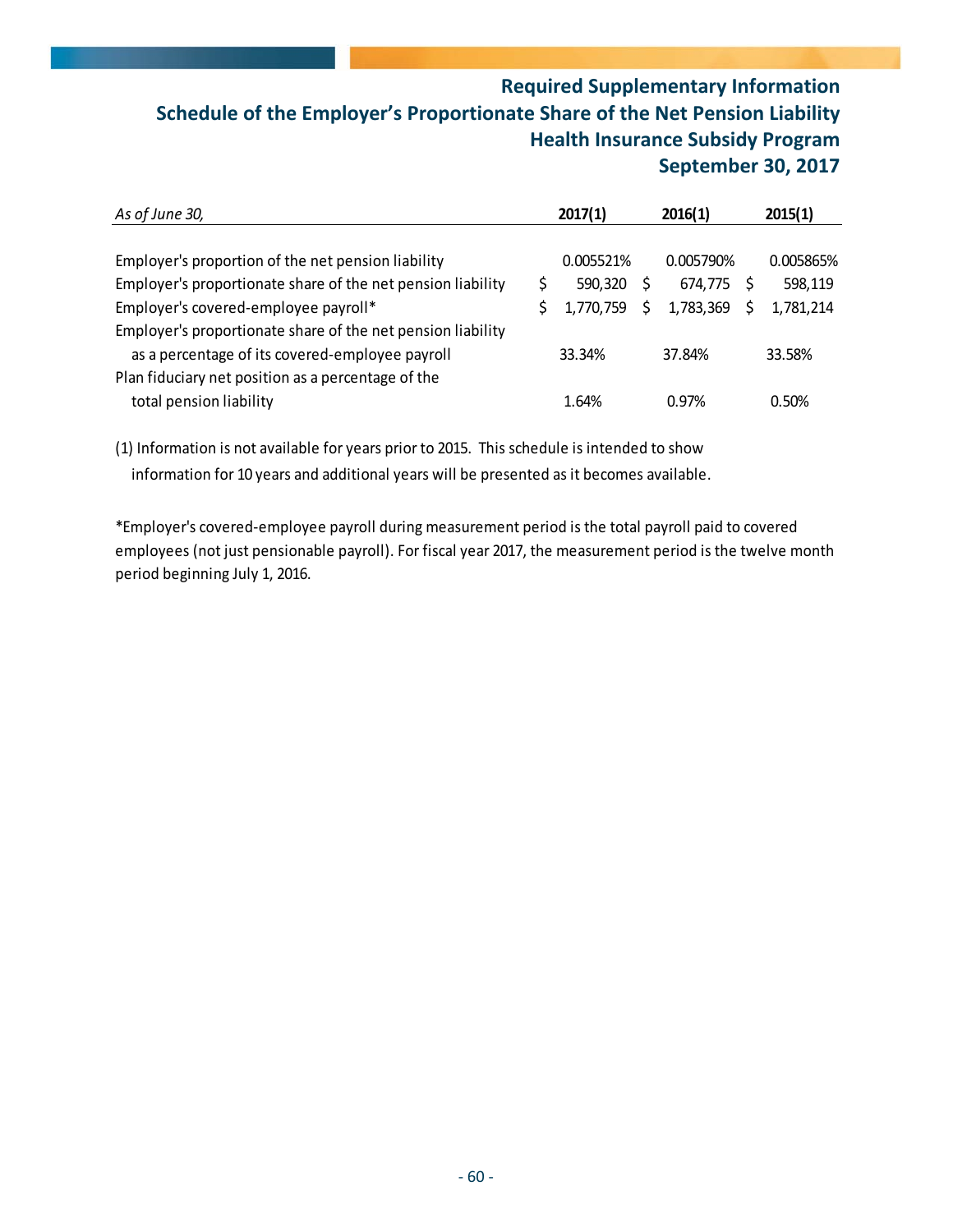# Required Supplementary Information
## Schedule of the Employer's Proportionate Share of the Net Pension Liability
## Health Insurance Subsidy Program
## September 30, 2017

| *As of June 30,* | 2017(1) | 2016(1) | 2015(1) |
|---|---|---|---|
| Employer's proportion of the net pension liability | 0.005521% | 0.005790% | 0.005865% |
| Employer's proportionate share of the net pension liability | $ 590,320 | $ 674,775 | $ 598,119 |
| Employer's covered-employee payroll* | $ 1,770,759 | $ 1,783,369 | $ 1,781,214 |
| Employer's proportionate share of the net pension liability as a percentage of its covered-employee payroll | 33.34% | 37.84% | 33.58% |
| Plan fiduciary net position as a percentage of the total pension liability | 1.64% | 0.97% | 0.50% |

(1) Information is not available for years prior to 2015. This schedule is intended to show information for 10 years and additional years will be presented as it becomes available.

*Employer's covered-employee payroll during measurement period is the total payroll paid to covered employees (not just pensionable payroll). For fiscal year 2017, the measurement period is the twelve month period beginning July 1, 2016.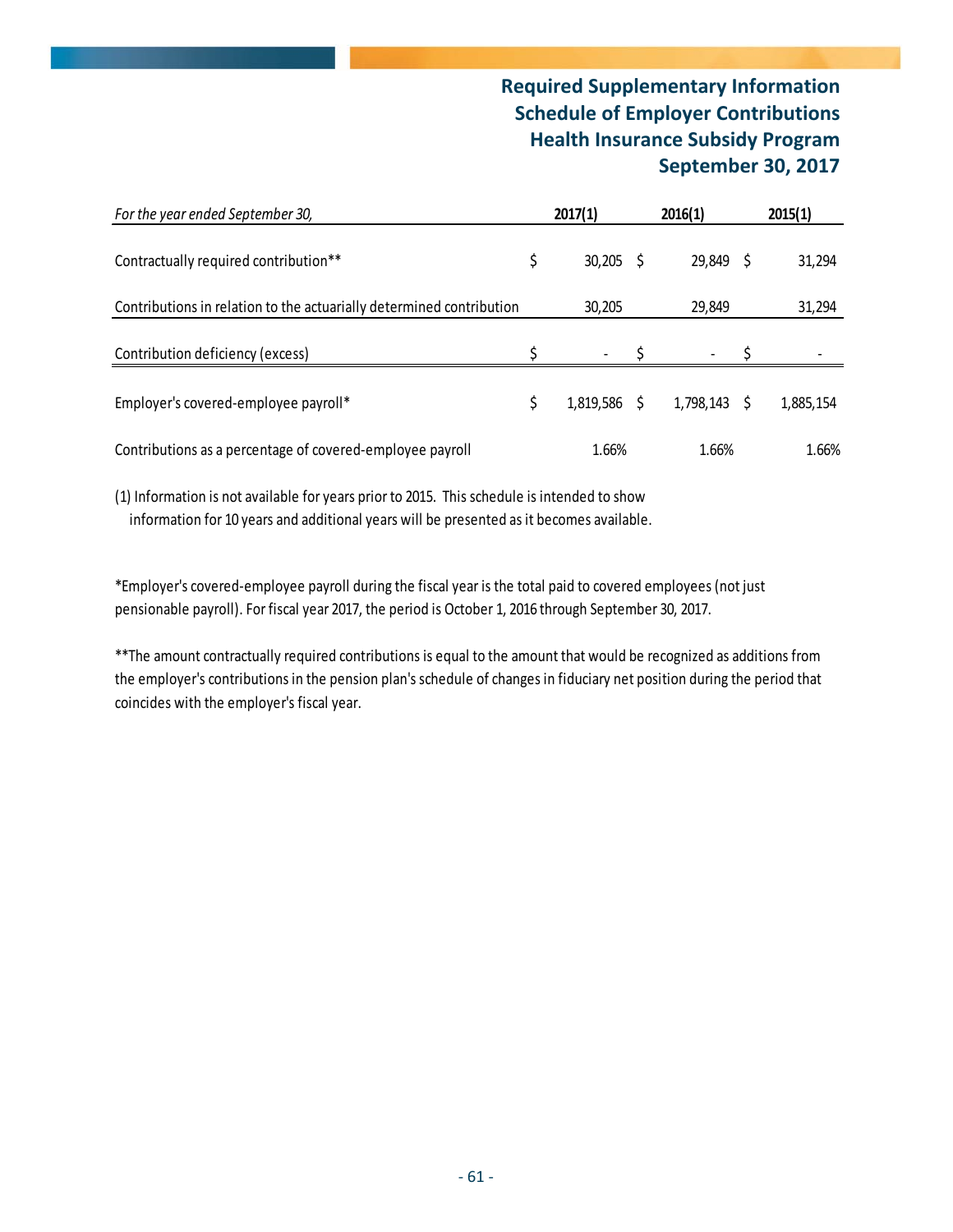# Required Supplementary Information
## Schedule of Employer Contributions
## Health Insurance Subsidy Program
## September 30, 2017

| *For the year ended September 30,* | 2017(1) | 2016(1) | 2015(1) |
|---|---|---|---|
| Contractually required contribution** | $ 30,205 | $ 29,849 | $ 31,294 |
| Contributions in relation to the actuarially determined contribution | 30,205 | 29,849 | 31,294 |
| Contribution deficiency (excess) | $ - | $ - | $ - |
| Employer's covered-employee payroll* | $ 1,819,586 | $ 1,798,143 | $ 1,885,154 |
| Contributions as a percentage of covered-employee payroll | 1.66% | 1.66% | 1.66% |

(1) Information is not available for years prior to 2015. This schedule is intended to show information for 10 years and additional years will be presented as it becomes available.

*Employer's covered-employee payroll during the fiscal year is the total paid to covered employees (not just pensionable payroll). For fiscal year 2017, the period is October 1, 2016 through September 30, 2017.

**The amount contractually required contributions is equal to the amount that would be recognized as additions from the employer's contributions in the pension plan's schedule of changes in fiduciary net position during the period that coincides with the employer's fiscal year.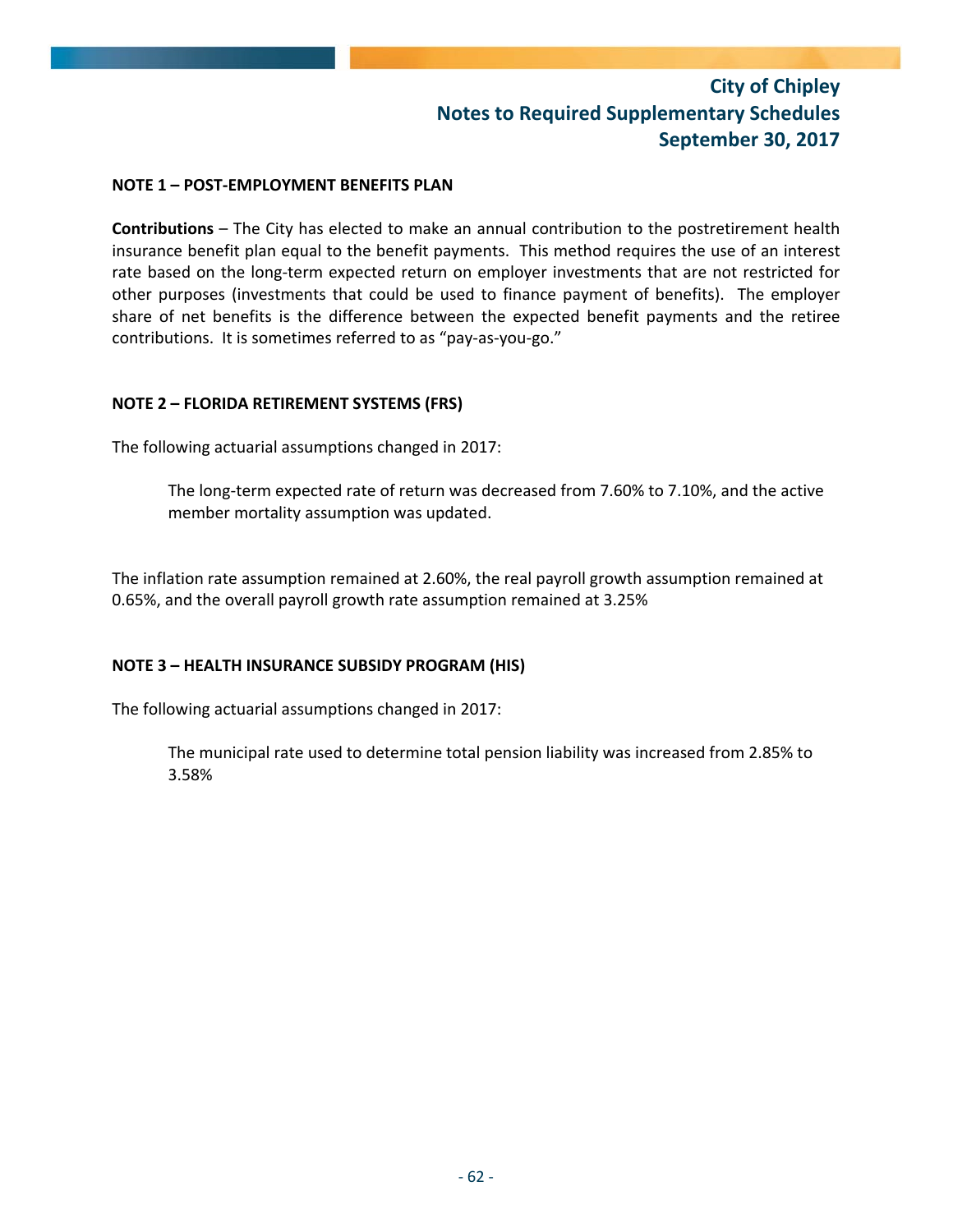# City of Chipley
## Notes to Required Supplementary Schedules
## September 30, 2017

**NOTE 1 – POST-EMPLOYMENT BENEFITS PLAN**

**Contributions** – The City has elected to make an annual contribution to the postretirement health insurance benefit plan equal to the benefit payments. This method requires the use of an interest rate based on the long-term expected return on employer investments that are not restricted for other purposes (investments that could be used to finance payment of benefits). The employer share of net benefits is the difference between the expected benefit payments and the retiree contributions. It is sometimes referred to as "pay-as-you-go."

**NOTE 2 – FLORIDA RETIREMENT SYSTEMS (FRS)**

The following actuarial assumptions changed in 2017:

> The long-term expected rate of return was decreased from 7.60% to 7.10%, and the active member mortality assumption was updated.

The inflation rate assumption remained at 2.60%, the real payroll growth assumption remained at 0.65%, and the overall payroll growth rate assumption remained at 3.25%

**NOTE 3 – HEALTH INSURANCE SUBSIDY PROGRAM (HIS)**

The following actuarial assumptions changed in 2017:

> The municipal rate used to determine total pension liability was increased from 2.85% to 3.58%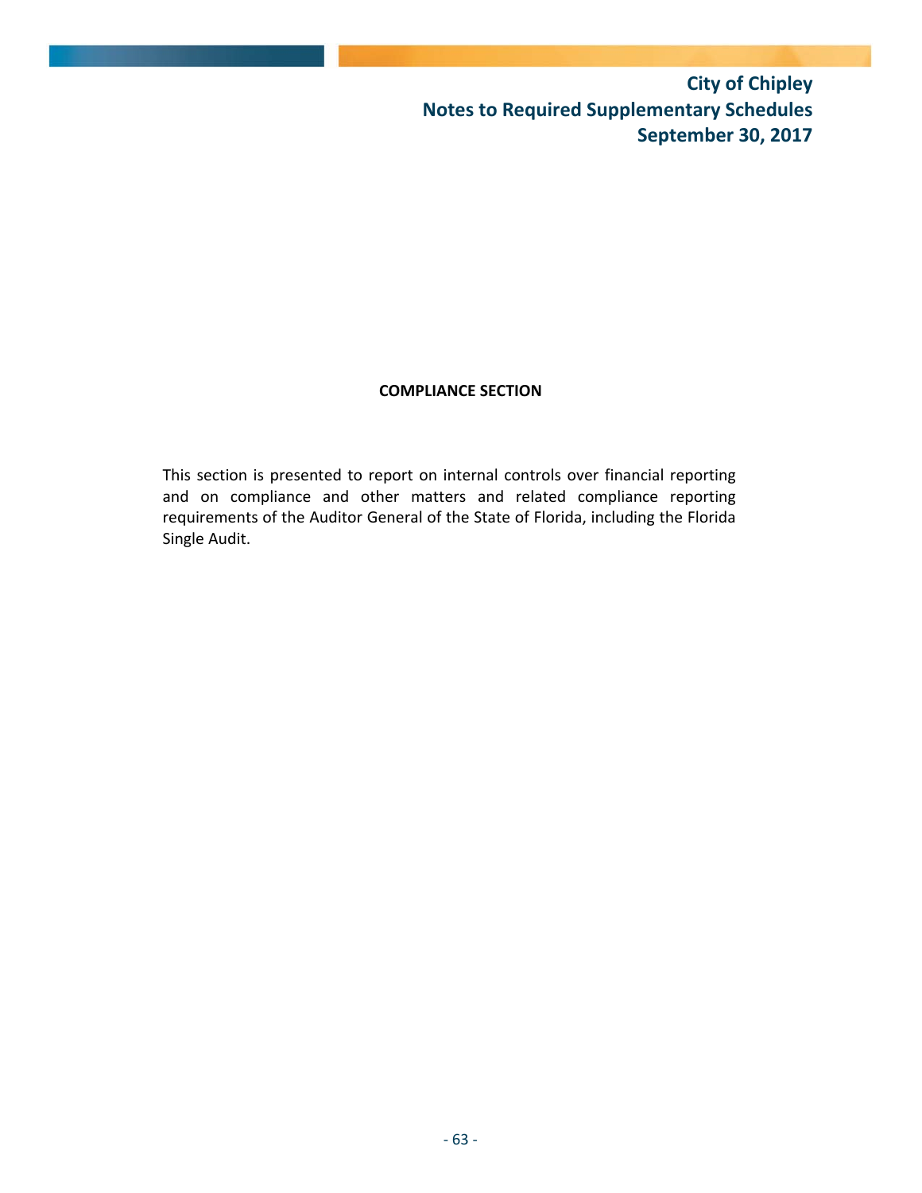**COMPLIANCE SECTION**

This section is presented to report on internal controls over financial reporting and on compliance and other matters and related compliance reporting requirements of the Auditor General of the State of Florida, including the Florida Single Audit.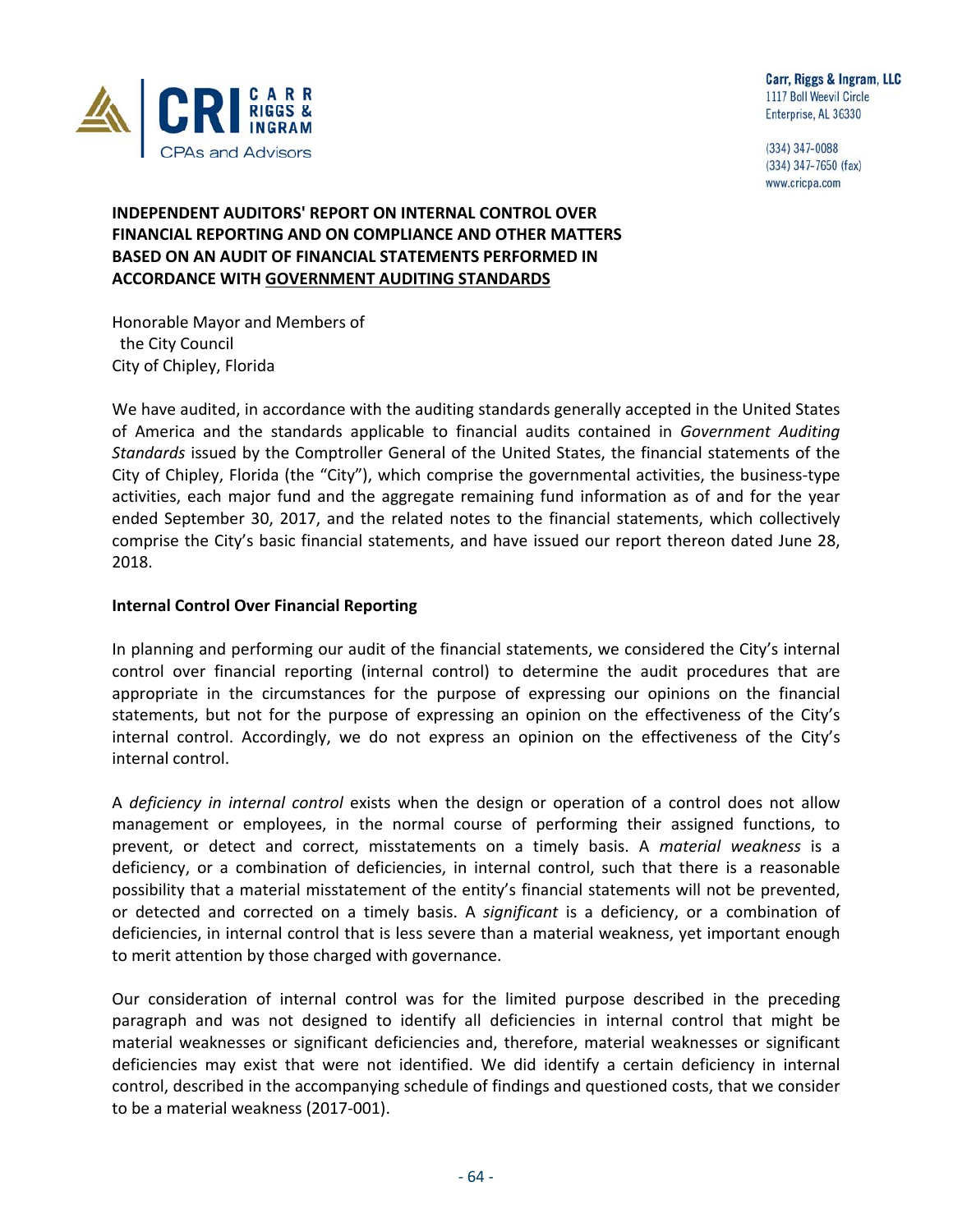Carr, Riggs & Ingram, LLC
1117 Boll Weevil Circle
Enterprise, AL 36330

(334) 347-0088
(334) 347-7650 (fax)
www.cricpa.com

**INDEPENDENT AUDITORS' REPORT ON INTERNAL CONTROL OVER FINANCIAL REPORTING AND ON COMPLIANCE AND OTHER MATTERS BASED ON AN AUDIT OF FINANCIAL STATEMENTS PERFORMED IN ACCORDANCE WITH GOVERNMENT AUDITING STANDARDS**

Honorable Mayor and Members of
the City Council
City of Chipley, Florida

We have audited, in accordance with the auditing standards generally accepted in the United States of America and the standards applicable to financial audits contained in *Government Auditing Standards* issued by the Comptroller General of the United States, the financial statements of the City of Chipley, Florida (the "City"), which comprise the governmental activities, the business-type activities, each major fund and the aggregate remaining fund information as of and for the year ended September 30, 2017, and the related notes to the financial statements, which collectively comprise the City's basic financial statements, and have issued our report thereon dated June 28, 2018.

**Internal Control Over Financial Reporting**

In planning and performing our audit of the financial statements, we considered the City's internal control over financial reporting (internal control) to determine the audit procedures that are appropriate in the circumstances for the purpose of expressing our opinions on the financial statements, but not for the purpose of expressing an opinion on the effectiveness of the City's internal control. Accordingly, we do not express an opinion on the effectiveness of the City's internal control.

A *deficiency in internal control* exists when the design or operation of a control does not allow management or employees, in the normal course of performing their assigned functions, to prevent, or detect and correct, misstatements on a timely basis. A *material weakness* is a deficiency, or a combination of deficiencies, in internal control, such that there is a reasonable possibility that a material misstatement of the entity's financial statements will not be prevented, or detected and corrected on a timely basis. A *significant* is a deficiency, or a combination of deficiencies, in internal control that is less severe than a material weakness, yet important enough to merit attention by those charged with governance.

Our consideration of internal control was for the limited purpose described in the preceding paragraph and was not designed to identify all deficiencies in internal control that might be material weaknesses or significant deficiencies and, therefore, material weaknesses or significant deficiencies may exist that were not identified. We did identify a certain deficiency in internal control, described in the accompanying schedule of findings and questioned costs, that we consider to be a material weakness (2017-001).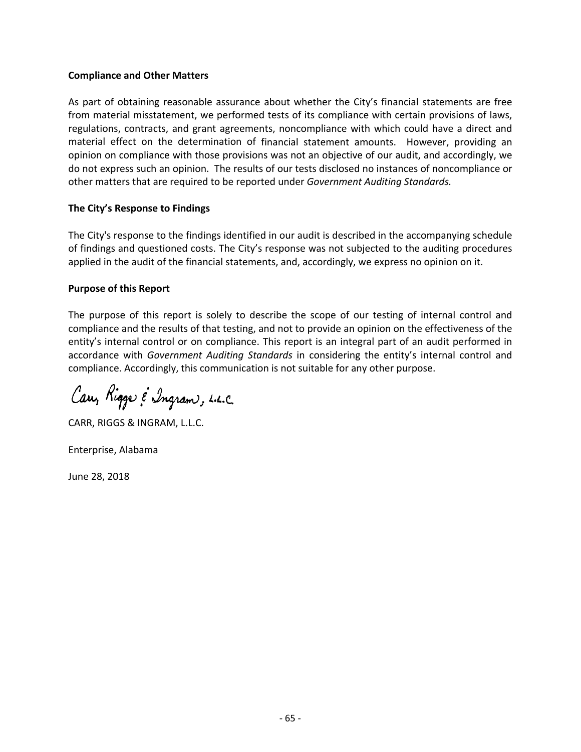**Compliance and Other Matters**

As part of obtaining reasonable assurance about whether the City's financial statements are free from material misstatement, we performed tests of its compliance with certain provisions of laws, regulations, contracts, and grant agreements, noncompliance with which could have a direct and material effect on the determination of financial statement amounts. However, providing an opinion on compliance with those provisions was not an objective of our audit, and accordingly, we do not express such an opinion. The results of our tests disclosed no instances of noncompliance or other matters that are required to be reported under *Government Auditing Standards.*

**The City's Response to Findings**

The City's response to the findings identified in our audit is described in the accompanying schedule of findings and questioned costs. The City's response was not subjected to the auditing procedures applied in the audit of the financial statements, and, accordingly, we express no opinion on it.

**Purpose of this Report**

The purpose of this report is solely to describe the scope of our testing of internal control and compliance and the results of that testing, and not to provide an opinion on the effectiveness of the entity's internal control or on compliance. This report is an integral part of an audit performed in accordance with *Government Auditing Standards* in considering the entity's internal control and compliance. Accordingly, this communication is not suitable for any other purpose.

Carr, Riggs & Ingram, L.L.C.

CARR, RIGGS & INGRAM, L.L.C.

Enterprise, Alabama

June 28, 2018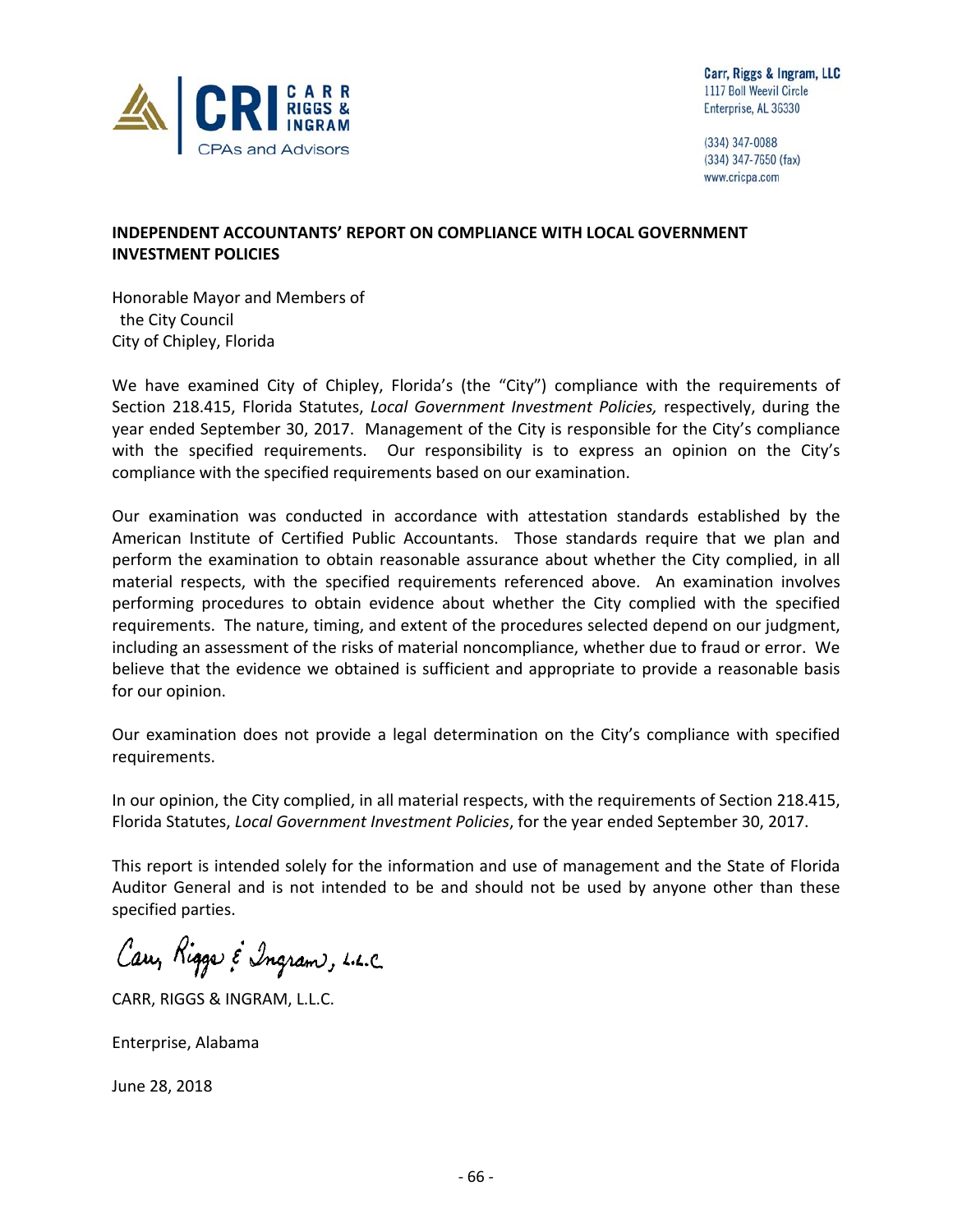Carr, Riggs & Ingram, LLC
1117 Boll Weevil Circle
Enterprise, AL 36330

(334) 347-0088
(334) 347-7650 (fax)
www.cricpa.com

## INDEPENDENT ACCOUNTANTS' REPORT ON COMPLIANCE WITH LOCAL GOVERNMENT INVESTMENT POLICIES

Honorable Mayor and Members of
the City Council
City of Chipley, Florida

We have examined City of Chipley, Florida's (the "City") compliance with the requirements of Section 218.415, Florida Statutes, *Local Government Investment Policies,* respectively, during the year ended September 30, 2017. Management of the City is responsible for the City's compliance with the specified requirements. Our responsibility is to express an opinion on the City's compliance with the specified requirements based on our examination.

Our examination was conducted in accordance with attestation standards established by the American Institute of Certified Public Accountants. Those standards require that we plan and perform the examination to obtain reasonable assurance about whether the City complied, in all material respects, with the specified requirements referenced above. An examination involves performing procedures to obtain evidence about whether the City complied with the specified requirements. The nature, timing, and extent of the procedures selected depend on our judgment, including an assessment of the risks of material noncompliance, whether due to fraud or error. We believe that the evidence we obtained is sufficient and appropriate to provide a reasonable basis for our opinion.

Our examination does not provide a legal determination on the City's compliance with specified requirements.

In our opinion, the City complied, in all material respects, with the requirements of Section 218.415, Florida Statutes, *Local Government Investment Policies*, for the year ended September 30, 2017.

This report is intended solely for the information and use of management and the State of Florida Auditor General and is not intended to be and should not be used by anyone other than these specified parties.

*Carr, Riggs & Ingram, L.L.C.*

CARR, RIGGS & INGRAM, L.L.C.

Enterprise, Alabama

June 28, 2018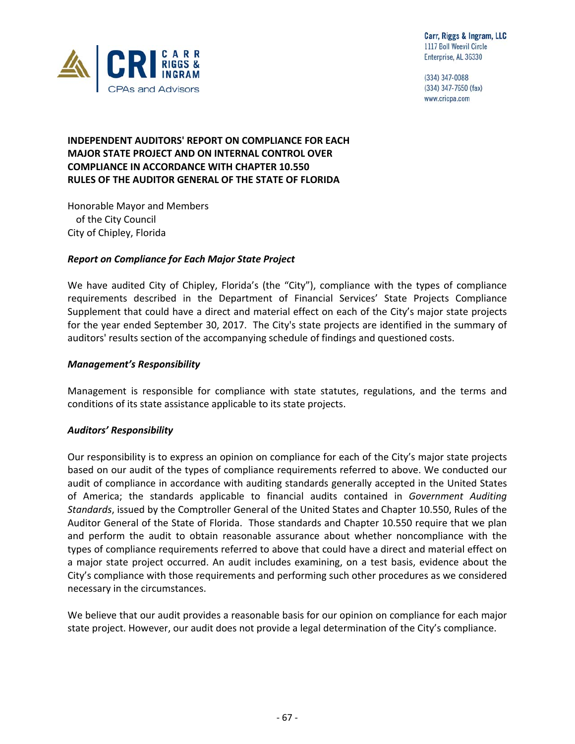Carr, Riggs & Ingram, LLC
1117 Boll Weevil Circle
Enterprise, AL 36330

(334) 347-0088
(334) 347-7650 (fax)
www.cricpa.com

**INDEPENDENT AUDITORS' REPORT ON COMPLIANCE FOR EACH MAJOR STATE PROJECT AND ON INTERNAL CONTROL OVER COMPLIANCE IN ACCORDANCE WITH CHAPTER 10.550 RULES OF THE AUDITOR GENERAL OF THE STATE OF FLORIDA**

Honorable Mayor and Members
of the City Council
City of Chipley, Florida

***Report on Compliance for Each Major State Project***

We have audited City of Chipley, Florida's (the "City"), compliance with the types of compliance requirements described in the Department of Financial Services' State Projects Compliance Supplement that could have a direct and material effect on each of the City's major state projects for the year ended September 30, 2017. The City's state projects are identified in the summary of auditors' results section of the accompanying schedule of findings and questioned costs.

***Management's Responsibility***

Management is responsible for compliance with state statutes, regulations, and the terms and conditions of its state assistance applicable to its state projects.

***Auditors' Responsibility***

Our responsibility is to express an opinion on compliance for each of the City's major state projects based on our audit of the types of compliance requirements referred to above. We conducted our audit of compliance in accordance with auditing standards generally accepted in the United States of America; the standards applicable to financial audits contained in *Government Auditing Standards*, issued by the Comptroller General of the United States and Chapter 10.550, Rules of the Auditor General of the State of Florida. Those standards and Chapter 10.550 require that we plan and perform the audit to obtain reasonable assurance about whether noncompliance with the types of compliance requirements referred to above that could have a direct and material effect on a major state project occurred. An audit includes examining, on a test basis, evidence about the City's compliance with those requirements and performing such other procedures as we considered necessary in the circumstances.

We believe that our audit provides a reasonable basis for our opinion on compliance for each major state project. However, our audit does not provide a legal determination of the City's compliance.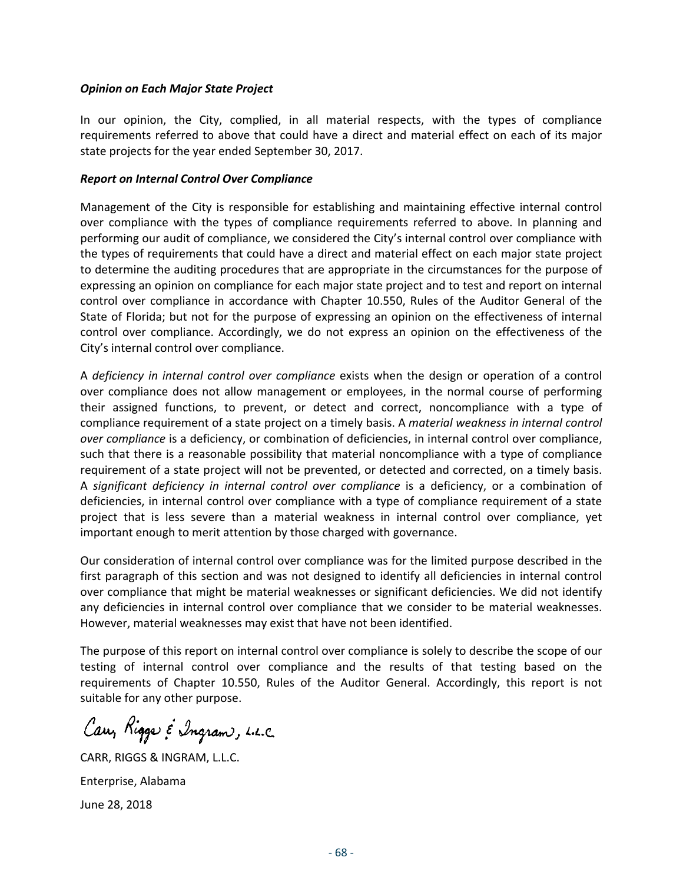***Opinion on Each Major State Project***

In our opinion, the City, complied, in all material respects, with the types of compliance requirements referred to above that could have a direct and material effect on each of its major state projects for the year ended September 30, 2017.

***Report on Internal Control Over Compliance***

Management of the City is responsible for establishing and maintaining effective internal control over compliance with the types of compliance requirements referred to above. In planning and performing our audit of compliance, we considered the City's internal control over compliance with the types of requirements that could have a direct and material effect on each major state project to determine the auditing procedures that are appropriate in the circumstances for the purpose of expressing an opinion on compliance for each major state project and to test and report on internal control over compliance in accordance with Chapter 10.550, Rules of the Auditor General of the State of Florida; but not for the purpose of expressing an opinion on the effectiveness of internal control over compliance. Accordingly, we do not express an opinion on the effectiveness of the City's internal control over compliance.

A *deficiency in internal control over compliance* exists when the design or operation of a control over compliance does not allow management or employees, in the normal course of performing their assigned functions, to prevent, or detect and correct, noncompliance with a type of compliance requirement of a state project on a timely basis. A *material weakness in internal control over compliance* is a deficiency, or combination of deficiencies, in internal control over compliance, such that there is a reasonable possibility that material noncompliance with a type of compliance requirement of a state project will not be prevented, or detected and corrected, on a timely basis. A *significant deficiency in internal control over compliance* is a deficiency, or a combination of deficiencies, in internal control over compliance with a type of compliance requirement of a state project that is less severe than a material weakness in internal control over compliance, yet important enough to merit attention by those charged with governance.

Our consideration of internal control over compliance was for the limited purpose described in the first paragraph of this section and was not designed to identify all deficiencies in internal control over compliance that might be material weaknesses or significant deficiencies. We did not identify any deficiencies in internal control over compliance that we consider to be material weaknesses. However, material weaknesses may exist that have not been identified.

The purpose of this report on internal control over compliance is solely to describe the scope of our testing of internal control over compliance and the results of that testing based on the requirements of Chapter 10.550, Rules of the Auditor General. Accordingly, this report is not suitable for any other purpose.

*Carr, Riggs & Ingram, L.L.C.*

CARR, RIGGS & INGRAM, L.L.C.

Enterprise, Alabama

June 28, 2018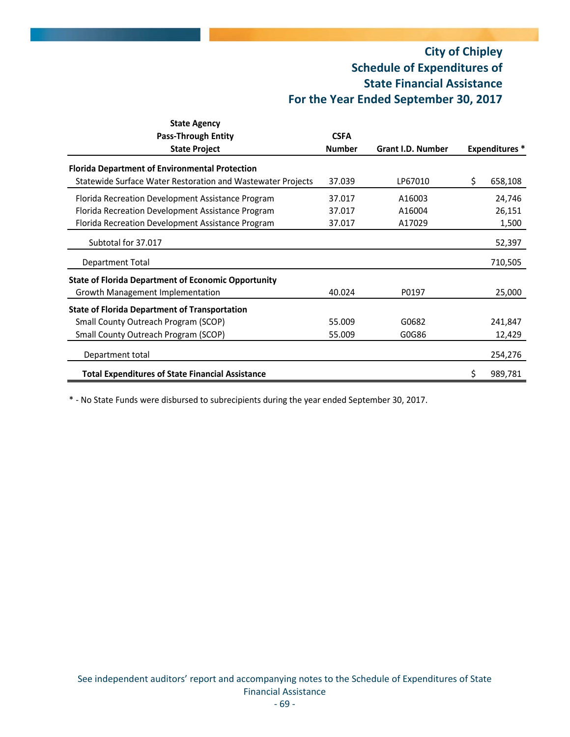# City of Chipley
## Schedule of Expenditures of State Financial Assistance
## For the Year Ended September 30, 2017

| State Agency<br>Pass-Through Entity<br>State Project | CSFA Number | Grant I.D. Number | Expenditures * |
|---|---|---|---|
| **Florida Department of Environmental Protection** | | | |
| Statewide Surface Water Restoration and Wastewater Projects | 37.039 | LP67010 | $ 658,108 |
| Florida Recreation Development Assistance Program | 37.017 | A16003 | 24,746 |
| Florida Recreation Development Assistance Program | 37.017 | A16004 | 26,151 |
| Florida Recreation Development Assistance Program | 37.017 | A17029 | 1,500 |
| Subtotal for 37.017 | | | 52,397 |
| Department Total | | | 710,505 |
| **State of Florida Department of Economic Opportunity** | | | |
| Growth Management Implementation | 40.024 | P0197 | 25,000 |
| **State of Florida Department of Transportation** | | | |
| Small County Outreach Program (SCOP) | 55.009 | G0682 | 241,847 |
| Small County Outreach Program (SCOP) | 55.009 | G0G86 | 12,429 |
| Department total | | | 254,276 |
| **Total Expenditures of State Financial Assistance** | | | $ 989,781 |

* - No State Funds were disbursed to subrecipients during the year ended September 30, 2017.

See independent auditors' report and accompanying notes to the Schedule of Expenditures of State Financial Assistance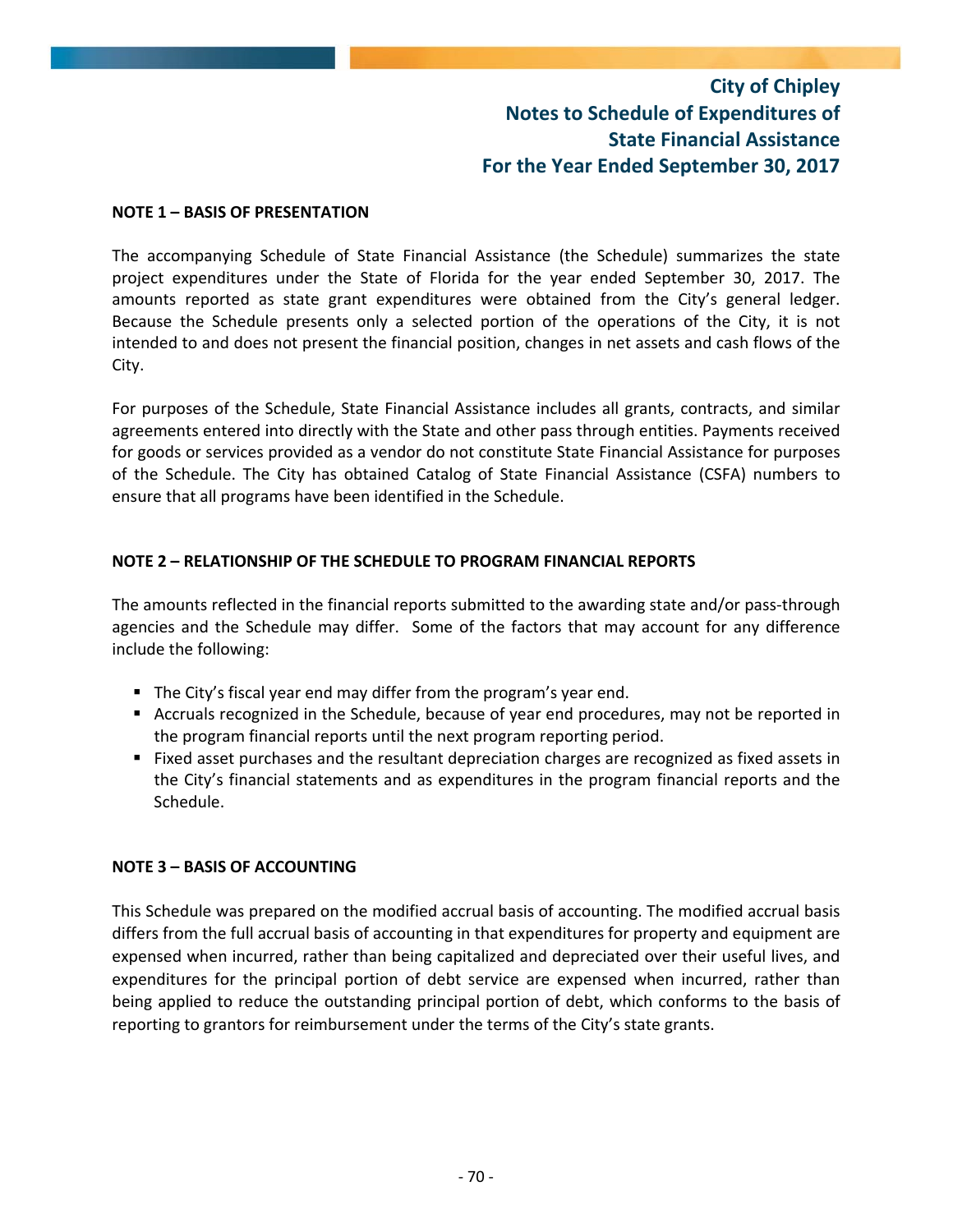# City of Chipley
## Notes to Schedule of Expenditures of State Financial Assistance
## For the Year Ended September 30, 2017

**NOTE 1 – BASIS OF PRESENTATION**

The accompanying Schedule of State Financial Assistance (the Schedule) summarizes the state project expenditures under the State of Florida for the year ended September 30, 2017. The amounts reported as state grant expenditures were obtained from the City's general ledger. Because the Schedule presents only a selected portion of the operations of the City, it is not intended to and does not present the financial position, changes in net assets and cash flows of the City.

For purposes of the Schedule, State Financial Assistance includes all grants, contracts, and similar agreements entered into directly with the State and other pass through entities. Payments received for goods or services provided as a vendor do not constitute State Financial Assistance for purposes of the Schedule. The City has obtained Catalog of State Financial Assistance (CSFA) numbers to ensure that all programs have been identified in the Schedule.

**NOTE 2 – RELATIONSHIP OF THE SCHEDULE TO PROGRAM FINANCIAL REPORTS**

The amounts reflected in the financial reports submitted to the awarding state and/or pass-through agencies and the Schedule may differ. Some of the factors that may account for any difference include the following:

- The City's fiscal year end may differ from the program's year end.
- Accruals recognized in the Schedule, because of year end procedures, may not be reported in the program financial reports until the next program reporting period.
- Fixed asset purchases and the resultant depreciation charges are recognized as fixed assets in the City's financial statements and as expenditures in the program financial reports and the Schedule.

**NOTE 3 – BASIS OF ACCOUNTING**

This Schedule was prepared on the modified accrual basis of accounting. The modified accrual basis differs from the full accrual basis of accounting in that expenditures for property and equipment are expensed when incurred, rather than being capitalized and depreciated over their useful lives, and expenditures for the principal portion of debt service are expensed when incurred, rather than being applied to reduce the outstanding principal portion of debt, which conforms to the basis of reporting to grantors for reimbursement under the terms of the City's state grants.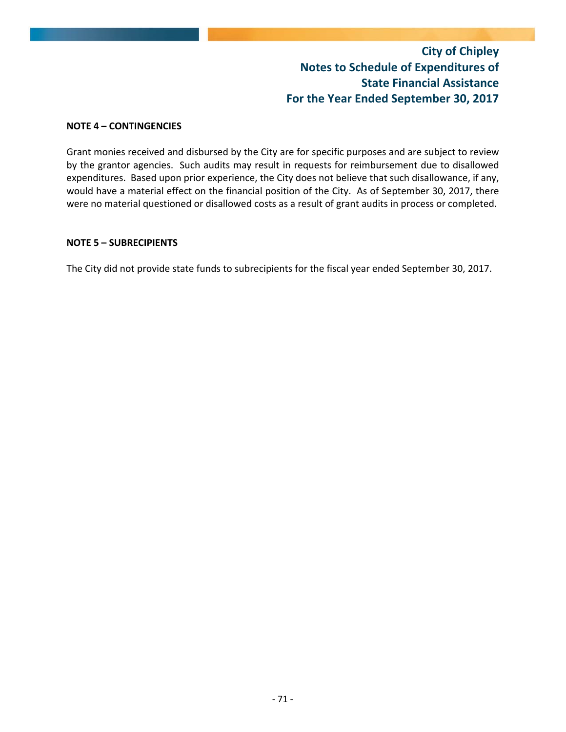# City of Chipley
## Notes to Schedule of Expenditures of State Financial Assistance
## For the Year Ended September 30, 2017

**NOTE 4 – CONTINGENCIES**

Grant monies received and disbursed by the City are for specific purposes and are subject to review by the grantor agencies. Such audits may result in requests for reimbursement due to disallowed expenditures. Based upon prior experience, the City does not believe that such disallowance, if any, would have a material effect on the financial position of the City. As of September 30, 2017, there were no material questioned or disallowed costs as a result of grant audits in process or completed.

**NOTE 5 – SUBRECIPIENTS**

The City did not provide state funds to subrecipients for the fiscal year ended September 30, 2017.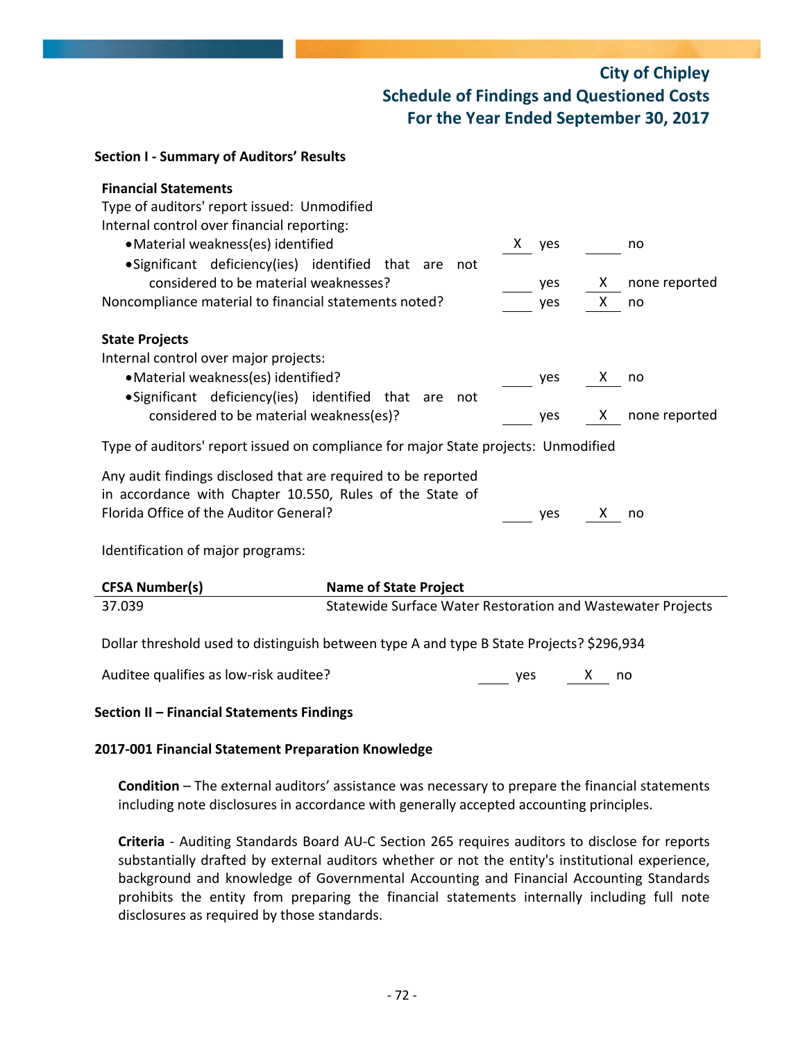# City of Chipley
## Schedule of Findings and Questioned Costs
## For the Year Ended September 30, 2017

### Section I - Summary of Auditors' Results

**Financial Statements**

Type of auditors' report issued: Unmodified

Internal control over financial reporting:

- Material weakness(es) identified — X yes ___ no
- Significant deficiency(ies) identified that are not considered to be material weaknesses? ___ yes X none reported

Noncompliance material to financial statements noted? ___ yes X no

**State Projects**

Internal control over major projects:

- Material weakness(es) identified? ___ yes X no
- Significant deficiency(ies) identified that are not considered to be material weakness(es)? ___ yes X none reported

Type of auditors' report issued on compliance for major State projects: Unmodified

Any audit findings disclosed that are required to be reported in accordance with Chapter 10.550, Rules of the State of Florida Office of the Auditor General? ___ yes X no

Identification of major programs:

| CFSA Number(s) | Name of State Project |
|---|---|
| 37.039 | Statewide Surface Water Restoration and Wastewater Projects |

Dollar threshold used to distinguish between type A and type B State Projects? $296,934

Auditee qualifies as low-risk auditee? ___ yes X no

### Section II – Financial Statements Findings

#### 2017-001 Financial Statement Preparation Knowledge

**Condition** – The external auditors' assistance was necessary to prepare the financial statements including note disclosures in accordance with generally accepted accounting principles.

**Criteria** - Auditing Standards Board AU-C Section 265 requires auditors to disclose for reports substantially drafted by external auditors whether or not the entity's institutional experience, background and knowledge of Governmental Accounting and Financial Accounting Standards prohibits the entity from preparing the financial statements internally including full note disclosures as required by those standards.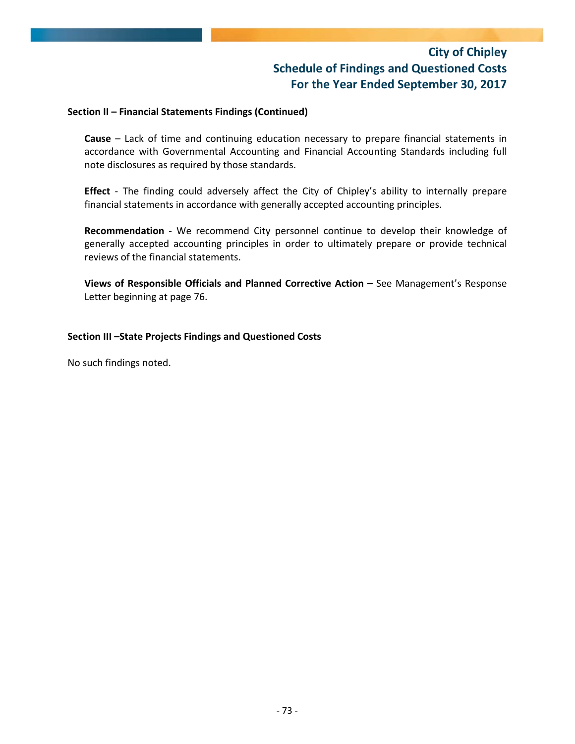# City of Chipley
## Schedule of Findings and Questioned Costs
## For the Year Ended September 30, 2017

**Section II – Financial Statements Findings (Continued)**

**Cause** – Lack of time and continuing education necessary to prepare financial statements in accordance with Governmental Accounting and Financial Accounting Standards including full note disclosures as required by those standards.

**Effect** - The finding could adversely affect the City of Chipley's ability to internally prepare financial statements in accordance with generally accepted accounting principles.

**Recommendation** - We recommend City personnel continue to develop their knowledge of generally accepted accounting principles in order to ultimately prepare or provide technical reviews of the financial statements.

**Views of Responsible Officials and Planned Corrective Action –** See Management's Response Letter beginning at page 76.

**Section III –State Projects Findings and Questioned Costs**

No such findings noted.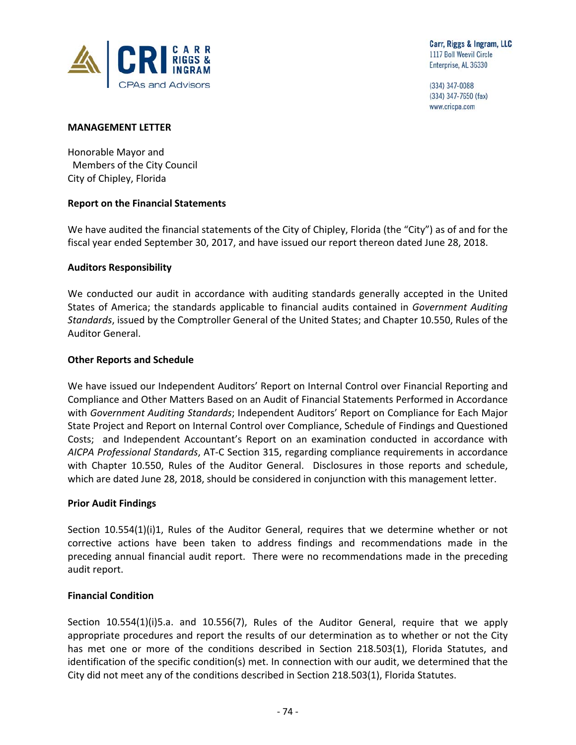Carr, Riggs & Ingram, LLC
1117 Boll Weevil Circle
Enterprise, AL 36330

(334) 347-0088
(334) 347-7650 (fax)
www.cricpa.com

**MANAGEMENT LETTER**

Honorable Mayor and
Members of the City Council
City of Chipley, Florida

**Report on the Financial Statements**

We have audited the financial statements of the City of Chipley, Florida (the "City") as of and for the fiscal year ended September 30, 2017, and have issued our report thereon dated June 28, 2018.

**Auditors Responsibility**

We conducted our audit in accordance with auditing standards generally accepted in the United States of America; the standards applicable to financial audits contained in *Government Auditing Standards*, issued by the Comptroller General of the United States; and Chapter 10.550, Rules of the Auditor General.

**Other Reports and Schedule**

We have issued our Independent Auditors' Report on Internal Control over Financial Reporting and Compliance and Other Matters Based on an Audit of Financial Statements Performed in Accordance with *Government Auditing Standards*; Independent Auditors' Report on Compliance for Each Major State Project and Report on Internal Control over Compliance, Schedule of Findings and Questioned Costs; and Independent Accountant's Report on an examination conducted in accordance with *AICPA Professional Standards*, AT-C Section 315, regarding compliance requirements in accordance with Chapter 10.550, Rules of the Auditor General. Disclosures in those reports and schedule, which are dated June 28, 2018, should be considered in conjunction with this management letter.

**Prior Audit Findings**

Section 10.554(1)(i)1, Rules of the Auditor General, requires that we determine whether or not corrective actions have been taken to address findings and recommendations made in the preceding annual financial audit report. There were no recommendations made in the preceding audit report.

**Financial Condition**

Section 10.554(1)(i)5.a. and 10.556(7), Rules of the Auditor General, require that we apply appropriate procedures and report the results of our determination as to whether or not the City has met one or more of the conditions described in Section 218.503(1), Florida Statutes, and identification of the specific condition(s) met. In connection with our audit, we determined that the City did not meet any of the conditions described in Section 218.503(1), Florida Statutes.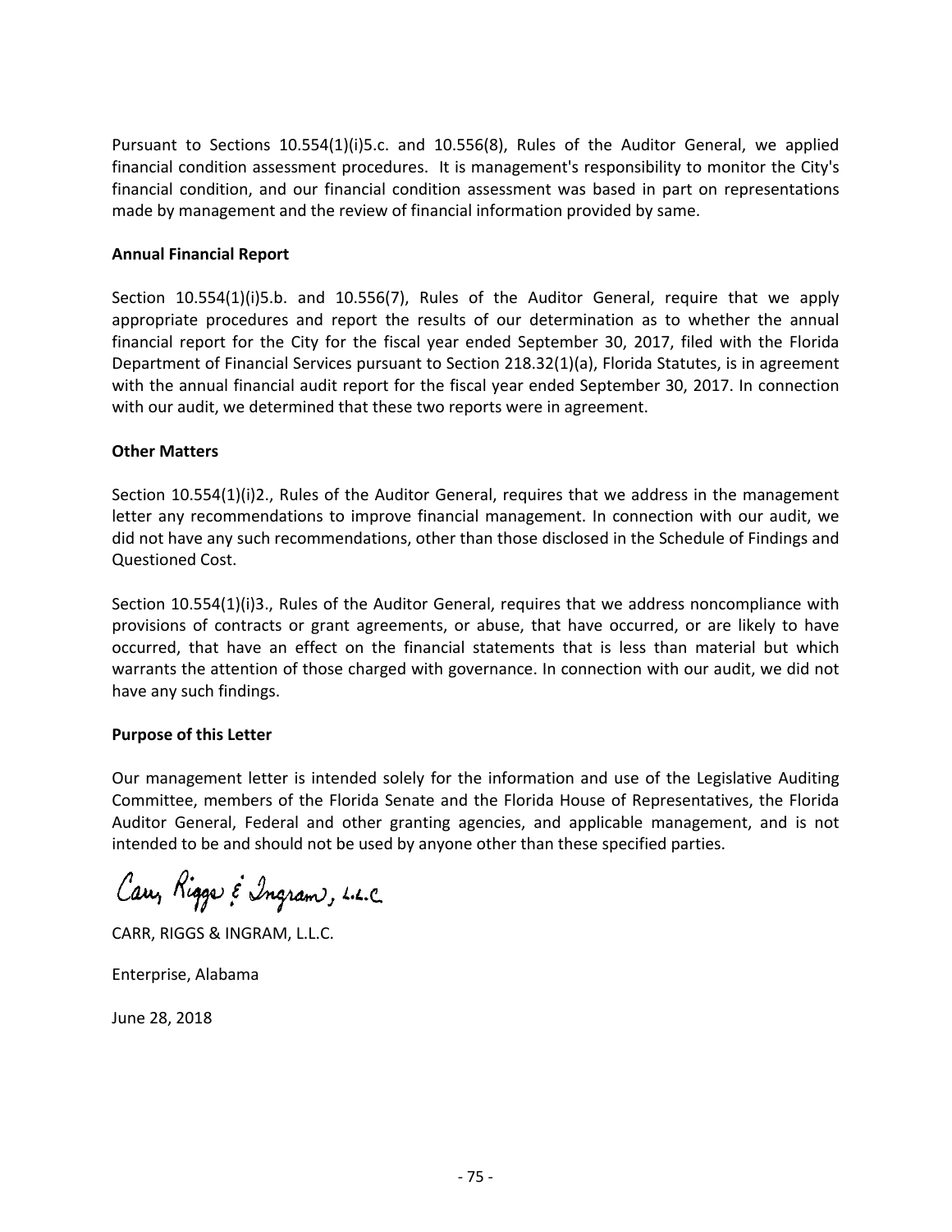Pursuant to Sections 10.554(1)(i)5.c. and 10.556(8), Rules of the Auditor General, we applied financial condition assessment procedures. It is management's responsibility to monitor the City's financial condition, and our financial condition assessment was based in part on representations made by management and the review of financial information provided by same.

**Annual Financial Report**

Section 10.554(1)(i)5.b. and 10.556(7), Rules of the Auditor General, require that we apply appropriate procedures and report the results of our determination as to whether the annual financial report for the City for the fiscal year ended September 30, 2017, filed with the Florida Department of Financial Services pursuant to Section 218.32(1)(a), Florida Statutes, is in agreement with the annual financial audit report for the fiscal year ended September 30, 2017. In connection with our audit, we determined that these two reports were in agreement.

**Other Matters**

Section 10.554(1)(i)2., Rules of the Auditor General, requires that we address in the management letter any recommendations to improve financial management. In connection with our audit, we did not have any such recommendations, other than those disclosed in the Schedule of Findings and Questioned Cost.

Section 10.554(1)(i)3., Rules of the Auditor General, requires that we address noncompliance with provisions of contracts or grant agreements, or abuse, that have occurred, or are likely to have occurred, that have an effect on the financial statements that is less than material but which warrants the attention of those charged with governance. In connection with our audit, we did not have any such findings.

**Purpose of this Letter**

Our management letter is intended solely for the information and use of the Legislative Auditing Committee, members of the Florida Senate and the Florida House of Representatives, the Florida Auditor General, Federal and other granting agencies, and applicable management, and is not intended to be and should not be used by anyone other than these specified parties.

*Carr, Riggs & Ingram, L.L.C.*

CARR, RIGGS & INGRAM, L.L.C.

Enterprise, Alabama

June 28, 2018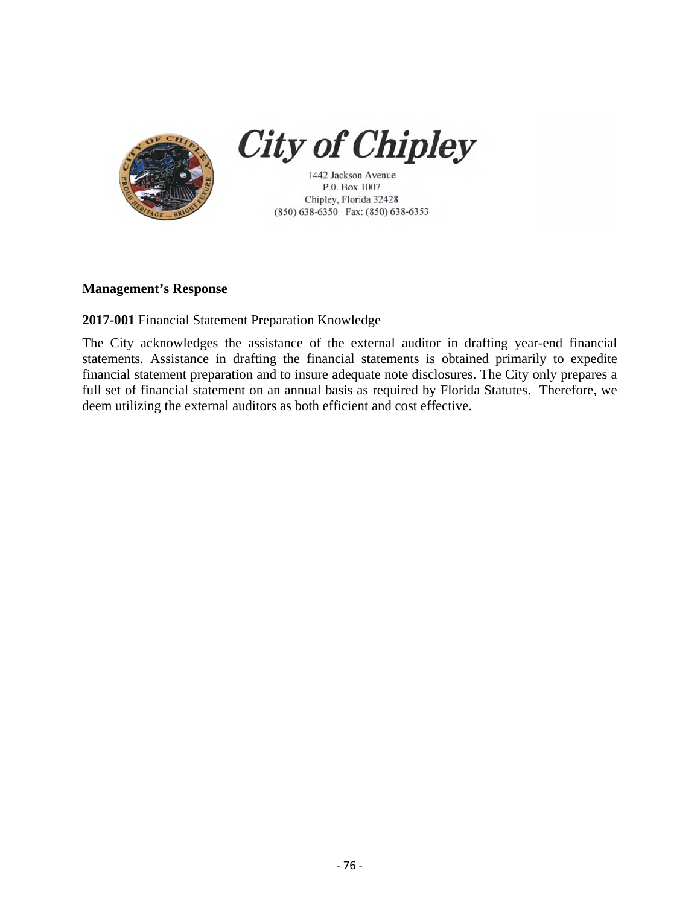**City of Chipley**

1442 Jackson Avenue
P.O. Box 1007
Chipley, Florida 32428
(850) 638-6350 Fax: (850) 638-6353

**Management's Response**

**2017-001** Financial Statement Preparation Knowledge

The City acknowledges the assistance of the external auditor in drafting year-end financial statements. Assistance in drafting the financial statements is obtained primarily to expedite financial statement preparation and to insure adequate note disclosures. The City only prepares a full set of financial statement on an annual basis as required by Florida Statutes. Therefore, we deem utilizing the external auditors as both efficient and cost effective.